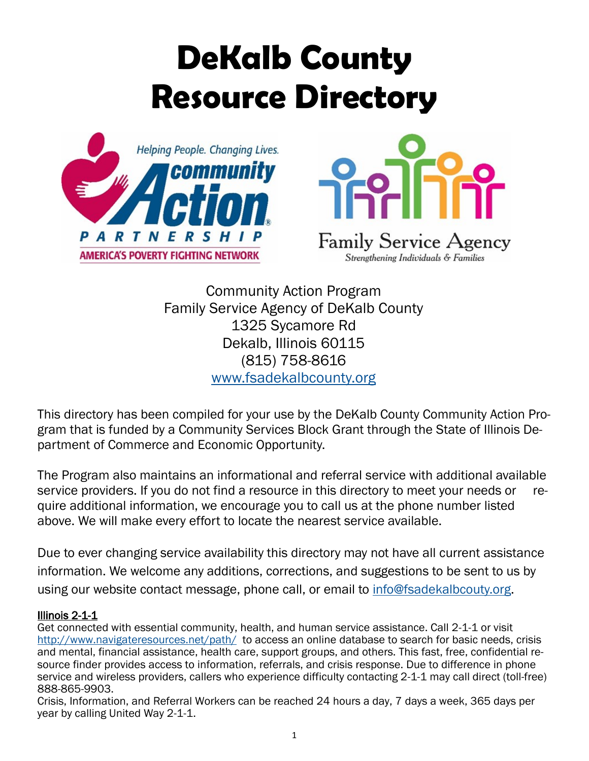# DeKalb County Resource Directory

Community Action Program
Family Service Agency of DeKalb County
1325 Sycamore Rd
Dekalb, Illinois 60115
(815) 758-8616
www.fsadekalbcounty.org

This directory has been compiled for your use by the DeKalb County Community Action Program that is funded by a Community Services Block Grant through the State of Illinois Department of Commerce and Economic Opportunity.

The Program also maintains an informational and referral service with additional available service providers. If you do not find a resource in this directory to meet your needs or require additional information, we encourage you to call us at the phone number listed above. We will make every effort to locate the nearest service available.

Due to ever changing service availability this directory may not have all current assistance information. We welcome any additions, corrections, and suggestions to be sent to us by using our website contact message, phone call, or email to info@fsadekalbcouty.org.

**Illinois 2-1-1**

Get connected with essential community, health, and human service assistance. Call 2-1-1 or visit http://www.navigateresources.net/path/ to access an online database to search for basic needs, crisis and mental, financial assistance, health care, support groups, and others. This fast, free, confidential resource finder provides access to information, referrals, and crisis response. Due to difference in phone service and wireless providers, callers who experience difficulty contacting 2-1-1 may call direct (toll-free) 888-865-9903.

Crisis, Information, and Referral Workers can be reached 24 hours a day, 7 days a week, 365 days per year by calling United Way 2-1-1.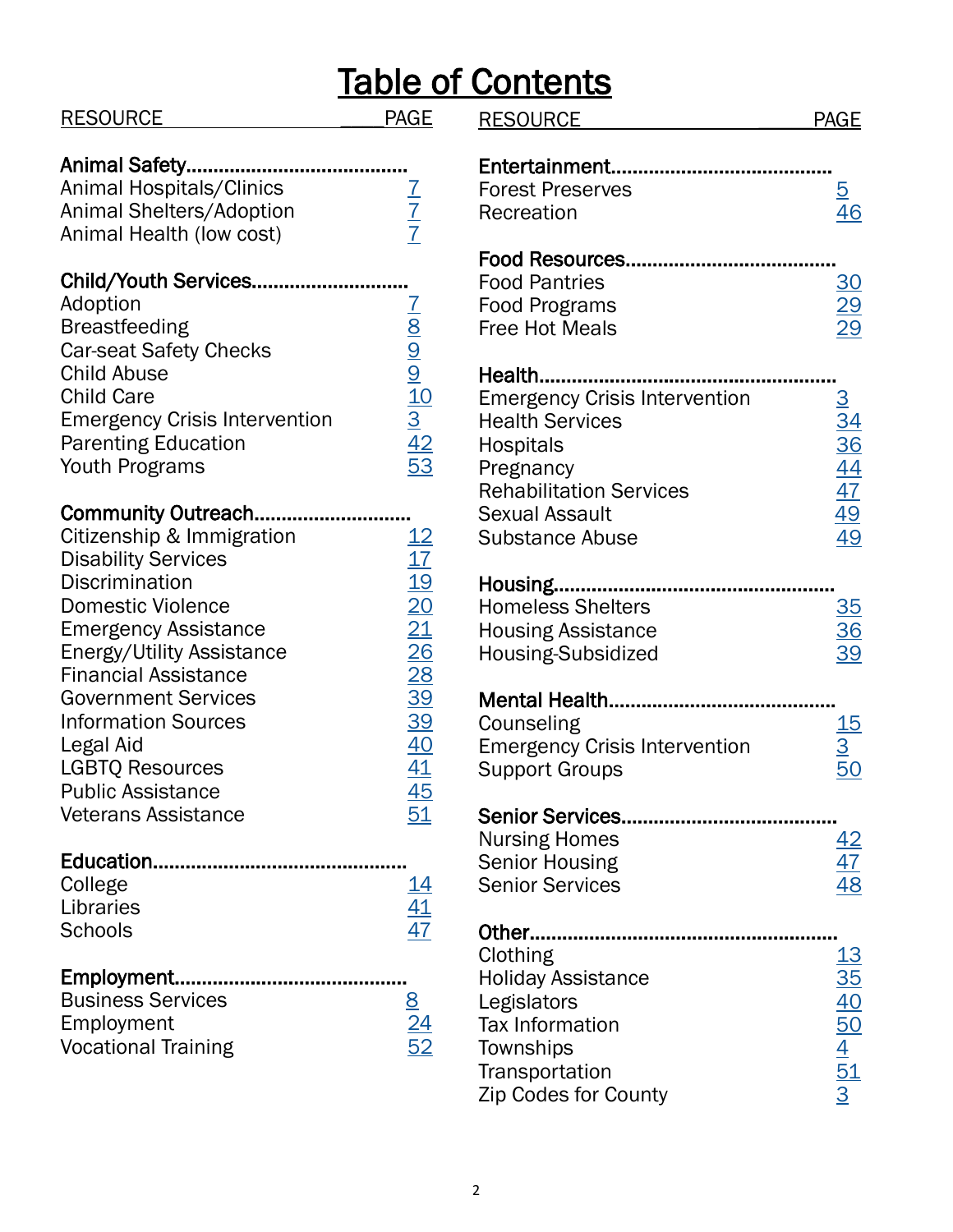# Table of Contents

| RESOURCE | PAGE |
|---|---|
| **Animal Safety** | |
| Animal Hospitals/Clinics | 7 |
| Animal Shelters/Adoption | 7 |
| Animal Health (low cost) | 7 |
| **Child/Youth Services** | |
| Adoption | 7 |
| Breastfeeding | 8 |
| Car-seat Safety Checks | 9 |
| Child Abuse | 9 |
| Child Care | 10 |
| Emergency Crisis Intervention | 3 |
| Parenting Education | 42 |
| Youth Programs | 53 |
| **Community Outreach** | |
| Citizenship & Immigration | 12 |
| Disability Services | 17 |
| Discrimination | 19 |
| Domestic Violence | 20 |
| Emergency Assistance | 21 |
| Energy/Utility Assistance | 26 |
| Financial Assistance | 28 |
| Government Services | 39 |
| Information Sources | 39 |
| Legal Aid | 40 |
| LGBTQ Resources | 41 |
| Public Assistance | 45 |
| Veterans Assistance | 51 |
| **Education** | |
| College | 14 |
| Libraries | 41 |
| Schools | 47 |
| **Employment** | |
| Business Services | 8 |
| Employment | 24 |
| Vocational Training | 52 |
| **Entertainment** | |
| Forest Preserves | 5 |
| Recreation | 46 |
| **Food Resources** | |
| Food Pantries | 30 |
| Food Programs | 29 |
| Free Hot Meals | 29 |
| **Health** | |
| Emergency Crisis Intervention | 3 |
| Health Services | 34 |
| Hospitals | 36 |
| Pregnancy | 44 |
| Rehabilitation Services | 47 |
| Sexual Assault | 49 |
| Substance Abuse | 49 |
| **Housing** | |
| Homeless Shelters | 35 |
| Housing Assistance | 36 |
| Housing-Subsidized | 39 |
| **Mental Health** | |
| Counseling | 15 |
| Emergency Crisis Intervention | 3 |
| Support Groups | 50 |
| **Senior Services** | |
| Nursing Homes | 42 |
| Senior Housing | 47 |
| Senior Services | 48 |
| **Other** | |
| Clothing | 13 |
| Holiday Assistance | 35 |
| Legislators | 40 |
| Tax Information | 50 |
| Townships | 4 |
| Transportation | 51 |
| Zip Codes for County | 3 |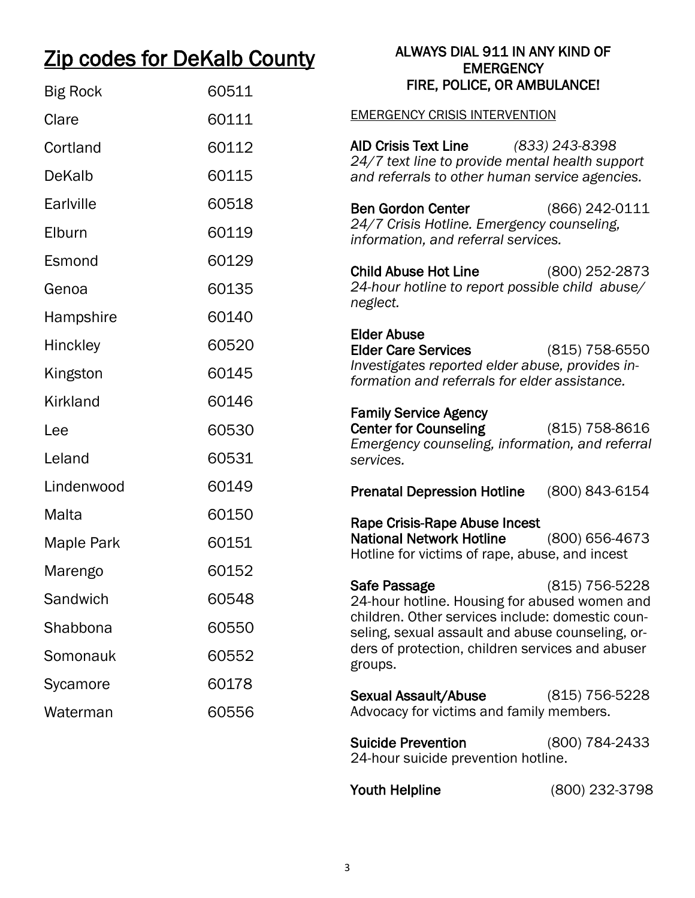# Zip codes for DeKalb County

| | |
|---|---|
| Big Rock | 60511 |
| Clare | 60111 |
| Cortland | 60112 |
| DeKalb | 60115 |
| Earlville | 60518 |
| Elburn | 60119 |
| Esmond | 60129 |
| Genoa | 60135 |
| Hampshire | 60140 |
| Hinckley | 60520 |
| Kingston | 60145 |
| Kirkland | 60146 |
| Lee | 60530 |
| Leland | 60531 |
| Lindenwood | 60149 |
| Malta | 60150 |
| Maple Park | 60151 |
| Marengo | 60152 |
| Sandwich | 60548 |
| Shabbona | 60550 |
| Somonauk | 60552 |
| Sycamore | 60178 |
| Waterman | 60556 |

**ALWAYS DIAL 911 IN ANY KIND OF EMERGENCY FIRE, POLICE, OR AMBULANCE!**

EMERGENCY CRISIS INTERVENTION

**AID Crisis Text Line** *(833) 243-8398*
*24/7 text line to provide mental health support and referrals to other human service agencies.*

**Ben Gordon Center** (866) 242-0111
*24/7 Crisis Hotline. Emergency counseling, information, and referral services.*

**Child Abuse Hot Line** (800) 252-2873
*24-hour hotline to report possible child abuse/ neglect.*

**Elder Abuse**
**Elder Care Services** (815) 758-6550
*Investigates reported elder abuse, provides information and referrals for elder assistance.*

**Family Service Agency**
**Center for Counseling** (815) 758-8616
*Emergency counseling, information, and referral services.*

**Prenatal Depression Hotline** (800) 843-6154

**Rape Crisis-Rape Abuse Incest**
**National Network Hotline** (800) 656-4673
Hotline for victims of rape, abuse, and incest

**Safe Passage** (815) 756-5228
24-hour hotline. Housing for abused women and children. Other services include: domestic counseling, sexual assault and abuse counseling, orders of protection, children services and abuser groups.

**Sexual Assault/Abuse** (815) 756-5228
Advocacy for victims and family members.

**Suicide Prevention** (800) 784-2433
24-hour suicide prevention hotline.

**Youth Helpline** (800) 232-3798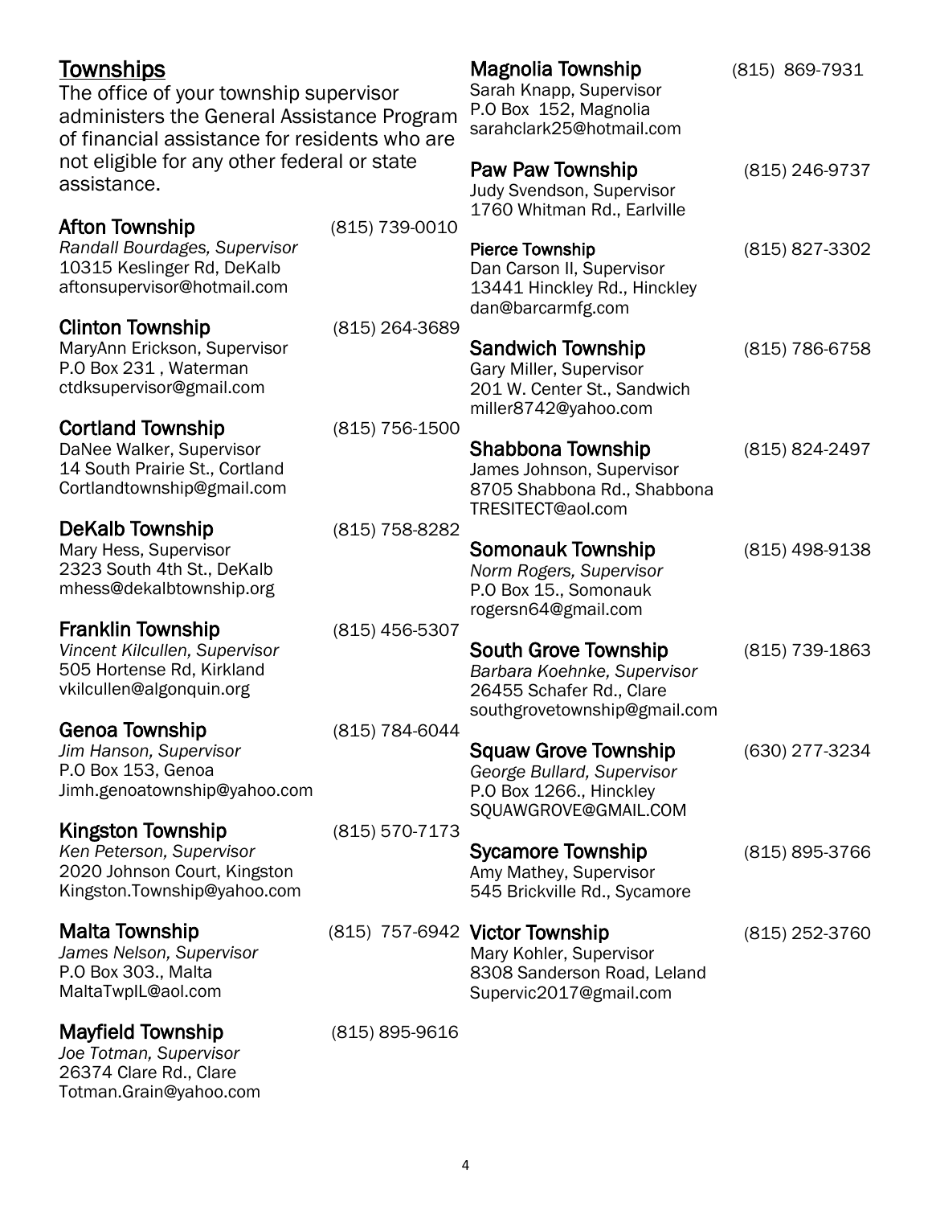## Townships

The office of your township supervisor administers the General Assistance Program of financial assistance for residents who are not eligible for any other federal or state assistance.

**Afton Township** (815) 739-0010
*Randall Bourdages, Supervisor*
10315 Keslinger Rd, DeKalb
aftonsupervisor@hotmail.com

**Clinton Township** (815) 264-3689
MaryAnn Erickson, Supervisor
P.O Box 231 , Waterman
ctdksupervisor@gmail.com

**Cortland Township** (815) 756-1500
DaNee Walker, Supervisor
14 South Prairie St., Cortland
Cortlandtownship@gmail.com

**DeKalb Township** (815) 758-8282
Mary Hess, Supervisor
2323 South 4th St., DeKalb
mhess@dekalbtownship.org

**Franklin Township** (815) 456-5307
*Vincent Kilcullen, Supervisor*
505 Hortense Rd, Kirkland
vkilcullen@algonquin.org

**Genoa Township** (815) 784-6044
*Jim Hanson, Supervisor*
P.O Box 153, Genoa
Jimh.genoatownship@yahoo.com

**Kingston Township** (815) 570-7173
*Ken Peterson, Supervisor*
2020 Johnson Court, Kingston
Kingston.Township@yahoo.com

**Malta Township** (815) 757-6942
*James Nelson, Supervisor*
P.O Box 303., Malta
MaltaTwpIL@aol.com

**Mayfield Township** (815) 895-9616
*Joe Totman, Supervisor*
26374 Clare Rd., Clare
Totman.Grain@yahoo.com

**Magnolia Township** (815) 869-7931
Sarah Knapp, Supervisor
P.O Box 152, Magnolia
sarahclark25@hotmail.com

**Paw Paw Township** (815) 246-9737
Judy Svendson, Supervisor
1760 Whitman Rd., Earlville

**Pierce Township** (815) 827-3302
Dan Carson II, Supervisor
13441 Hinckley Rd., Hinckley
dan@barcarmfg.com

**Sandwich Township** (815) 786-6758
Gary Miller, Supervisor
201 W. Center St., Sandwich
miller8742@yahoo.com

**Shabbona Township** (815) 824-2497
James Johnson, Supervisor
8705 Shabbona Rd., Shabbona
TRESITECT@aol.com

**Somonauk Township** (815) 498-9138
*Norm Rogers, Supervisor*
P.O Box 15., Somonauk
rogersn64@gmail.com

**South Grove Township** (815) 739-1863
*Barbara Koehnke, Supervisor*
26455 Schafer Rd., Clare
southgrovetownship@gmail.com

**Squaw Grove Township** (630) 277-3234
*George Bullard, Supervisor*
P.O Box 1266., Hinckley
SQUAWGROVE@GMAIL.COM

**Sycamore Township** (815) 895-3766
Amy Mathey, Supervisor
545 Brickville Rd., Sycamore

**Victor Township** (815) 252-3760
Mary Kohler, Supervisor
8308 Sanderson Road, Leland
Supervic2017@gmail.com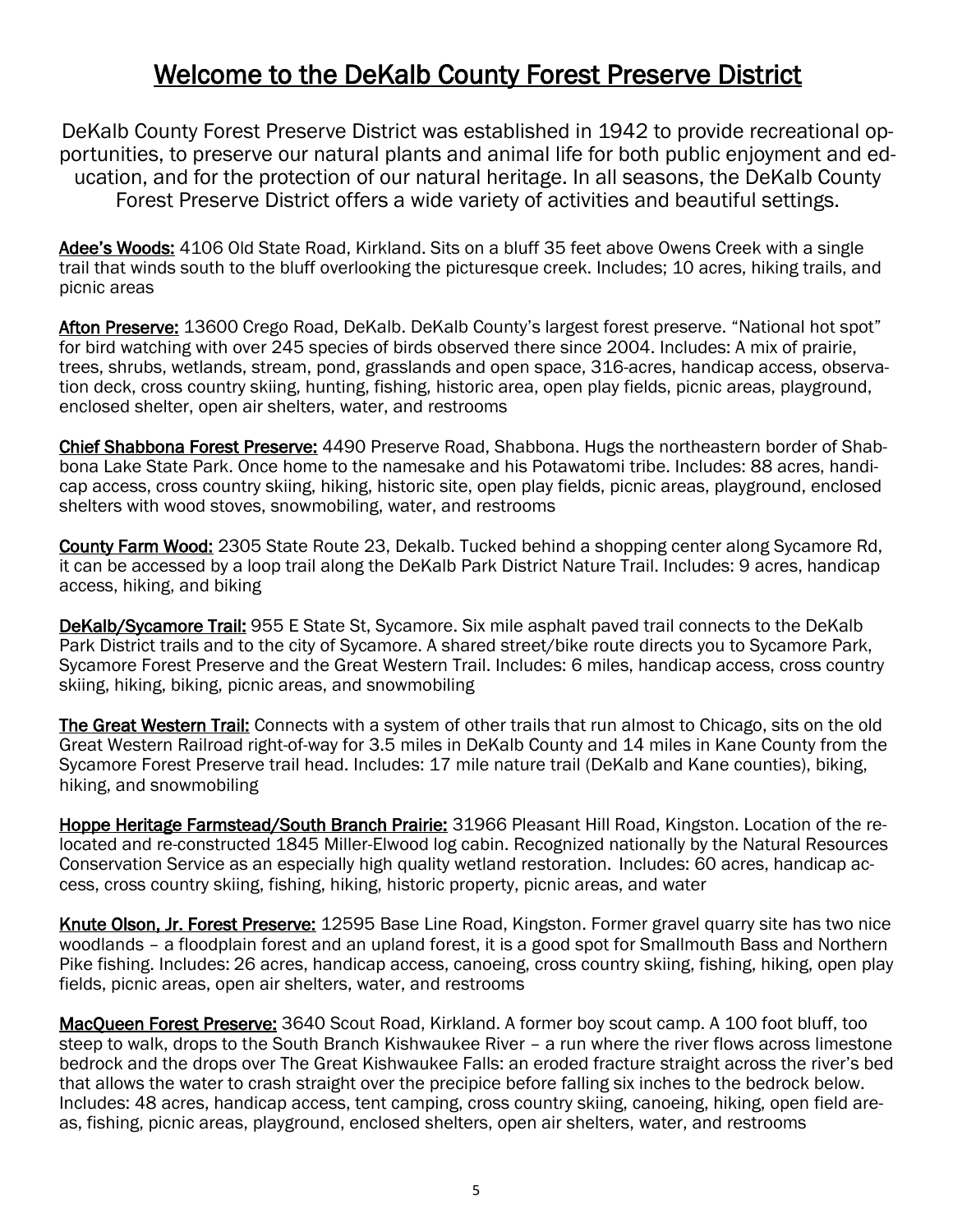# Welcome to the DeKalb County Forest Preserve District

DeKalb County Forest Preserve District was established in 1942 to provide recreational opportunities, to preserve our natural plants and animal life for both public enjoyment and education, and for the protection of our natural heritage. In all seasons, the DeKalb County Forest Preserve District offers a wide variety of activities and beautiful settings.

**Adee's Woods:** 4106 Old State Road, Kirkland. Sits on a bluff 35 feet above Owens Creek with a single trail that winds south to the bluff overlooking the picturesque creek. Includes; 10 acres, hiking trails, and picnic areas

**Afton Preserve:** 13600 Crego Road, DeKalb. DeKalb County's largest forest preserve. "National hot spot" for bird watching with over 245 species of birds observed there since 2004. Includes: A mix of prairie, trees, shrubs, wetlands, stream, pond, grasslands and open space, 316-acres, handicap access, observation deck, cross country skiing, hunting, fishing, historic area, open play fields, picnic areas, playground, enclosed shelter, open air shelters, water, and restrooms

**Chief Shabbona Forest Preserve:** 4490 Preserve Road, Shabbona. Hugs the northeastern border of Shabbona Lake State Park. Once home to the namesake and his Potawatomi tribe. Includes: 88 acres, handicap access, cross country skiing, hiking, historic site, open play fields, picnic areas, playground, enclosed shelters with wood stoves, snowmobiling, water, and restrooms

**County Farm Wood:** 2305 State Route 23, Dekalb. Tucked behind a shopping center along Sycamore Rd, it can be accessed by a loop trail along the DeKalb Park District Nature Trail. Includes: 9 acres, handicap access, hiking, and biking

**DeKalb/Sycamore Trail:** 955 E State St, Sycamore. Six mile asphalt paved trail connects to the DeKalb Park District trails and to the city of Sycamore. A shared street/bike route directs you to Sycamore Park, Sycamore Forest Preserve and the Great Western Trail. Includes: 6 miles, handicap access, cross country skiing, hiking, biking, picnic areas, and snowmobiling

**The Great Western Trail:** Connects with a system of other trails that run almost to Chicago, sits on the old Great Western Railroad right-of-way for 3.5 miles in DeKalb County and 14 miles in Kane County from the Sycamore Forest Preserve trail head. Includes: 17 mile nature trail (DeKalb and Kane counties), biking, hiking, and snowmobiling

**Hoppe Heritage Farmstead/South Branch Prairie:** 31966 Pleasant Hill Road, Kingston. Location of the relocated and re-constructed 1845 Miller-Elwood log cabin. Recognized nationally by the Natural Resources Conservation Service as an especially high quality wetland restoration. Includes: 60 acres, handicap access, cross country skiing, fishing, hiking, historic property, picnic areas, and water

**Knute Olson, Jr. Forest Preserve:** 12595 Base Line Road, Kingston. Former gravel quarry site has two nice woodlands – a floodplain forest and an upland forest, it is a good spot for Smallmouth Bass and Northern Pike fishing. Includes: 26 acres, handicap access, canoeing, cross country skiing, fishing, hiking, open play fields, picnic areas, open air shelters, water, and restrooms

**MacQueen Forest Preserve:** 3640 Scout Road, Kirkland. A former boy scout camp. A 100 foot bluff, too steep to walk, drops to the South Branch Kishwaukee River – a run where the river flows across limestone bedrock and the drops over The Great Kishwaukee Falls: an eroded fracture straight across the river's bed that allows the water to crash straight over the precipice before falling six inches to the bedrock below. Includes: 48 acres, handicap access, tent camping, cross country skiing, canoeing, hiking, open field areas, fishing, picnic areas, playground, enclosed shelters, open air shelters, water, and restrooms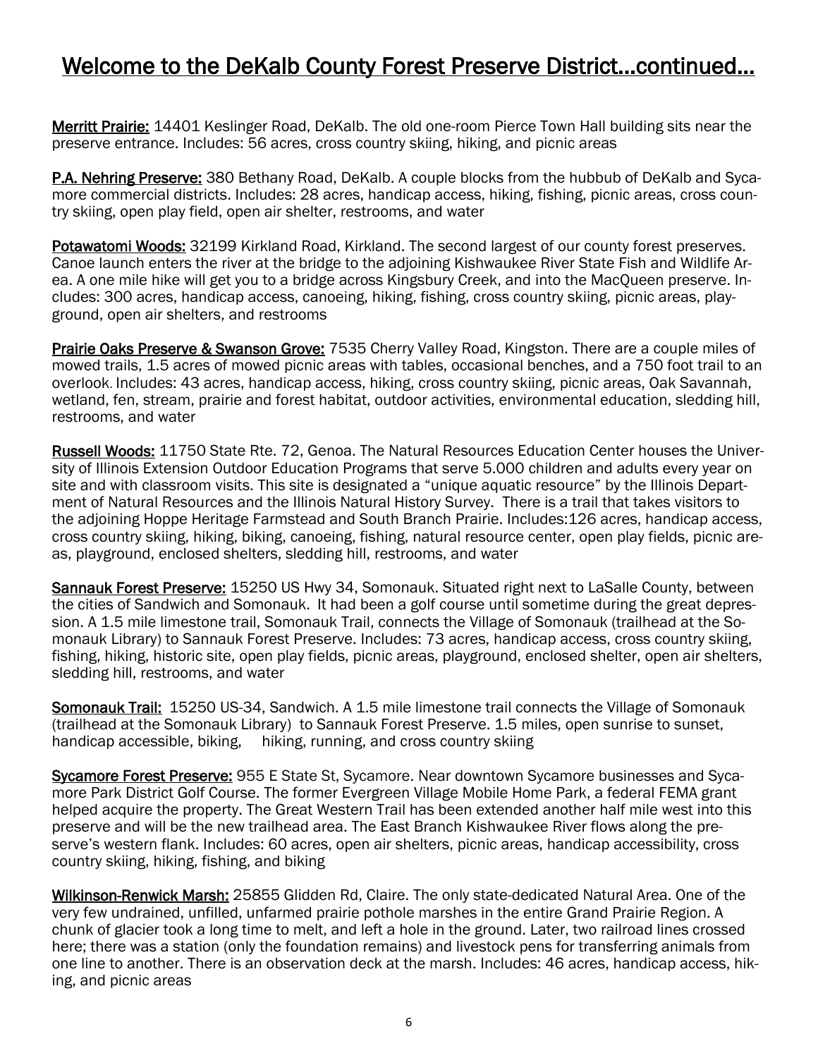// Welcome to the DeKalb County Forest Preserve District...continued...

**Merritt Prairie:** 14401 Keslinger Road, DeKalb. The old one-room Pierce Town Hall building sits near the preserve entrance. Includes: 56 acres, cross country skiing, hiking, and picnic areas

**P.A. Nehring Preserve:** 380 Bethany Road, DeKalb. A couple blocks from the hubbub of DeKalb and Sycamore commercial districts. Includes: 28 acres, handicap access, hiking, fishing, picnic areas, cross country skiing, open play field, open air shelter, restrooms, and water

**Potawatomi Woods:** 32199 Kirkland Road, Kirkland. The second largest of our county forest preserves. Canoe launch enters the river at the bridge to the adjoining Kishwaukee River State Fish and Wildlife Area. A one mile hike will get you to a bridge across Kingsbury Creek, and into the MacQueen preserve. Includes: 300 acres, handicap access, canoeing, hiking, fishing, cross country skiing, picnic areas, playground, open air shelters, and restrooms

**Prairie Oaks Preserve & Swanson Grove:** 7535 Cherry Valley Road, Kingston. There are a couple miles of mowed trails, 1.5 acres of mowed picnic areas with tables, occasional benches, and a 750 foot trail to an overlook. Includes: 43 acres, handicap access, hiking, cross country skiing, picnic areas, Oak Savannah, wetland, fen, stream, prairie and forest habitat, outdoor activities, environmental education, sledding hill, restrooms, and water

**Russell Woods:** 11750 State Rte. 72, Genoa. The Natural Resources Education Center houses the University of Illinois Extension Outdoor Education Programs that serve 5.000 children and adults every year on site and with classroom visits. This site is designated a "unique aquatic resource" by the Illinois Department of Natural Resources and the Illinois Natural History Survey. There is a trail that takes visitors to the adjoining Hoppe Heritage Farmstead and South Branch Prairie. Includes:126 acres, handicap access, cross country skiing, hiking, biking, canoeing, fishing, natural resource center, open play fields, picnic areas, playground, enclosed shelters, sledding hill, restrooms, and water

**Sannauk Forest Preserve:** 15250 US Hwy 34, Somonauk. Situated right next to LaSalle County, between the cities of Sandwich and Somonauk. It had been a golf course until sometime during the great depression. A 1.5 mile limestone trail, Somonauk Trail, connects the Village of Somonauk (trailhead at the Somonauk Library) to Sannauk Forest Preserve. Includes: 73 acres, handicap access, cross country skiing, fishing, hiking, historic site, open play fields, picnic areas, playground, enclosed shelter, open air shelters, sledding hill, restrooms, and water

**Somonauk Trail:** 15250 US-34, Sandwich. A 1.5 mile limestone trail connects the Village of Somonauk (trailhead at the Somonauk Library) to Sannauk Forest Preserve. 1.5 miles, open sunrise to sunset, handicap accessible, biking, hiking, running, and cross country skiing

**Sycamore Forest Preserve:** 955 E State St, Sycamore. Near downtown Sycamore businesses and Sycamore Park District Golf Course. The former Evergreen Village Mobile Home Park, a federal FEMA grant helped acquire the property. The Great Western Trail has been extended another half mile west into this preserve and will be the new trailhead area. The East Branch Kishwaukee River flows along the preserve's western flank. Includes: 60 acres, open air shelters, picnic areas, handicap accessibility, cross country skiing, hiking, fishing, and biking

**Wilkinson-Renwick Marsh:** 25855 Glidden Rd, Claire. The only state-dedicated Natural Area. One of the very few undrained, unfilled, unfarmed prairie pothole marshes in the entire Grand Prairie Region. A chunk of glacier took a long time to melt, and left a hole in the ground. Later, two railroad lines crossed here; there was a station (only the foundation remains) and livestock pens for transferring animals from one line to another. There is an observation deck at the marsh. Includes: 46 acres, handicap access, hiking, and picnic areas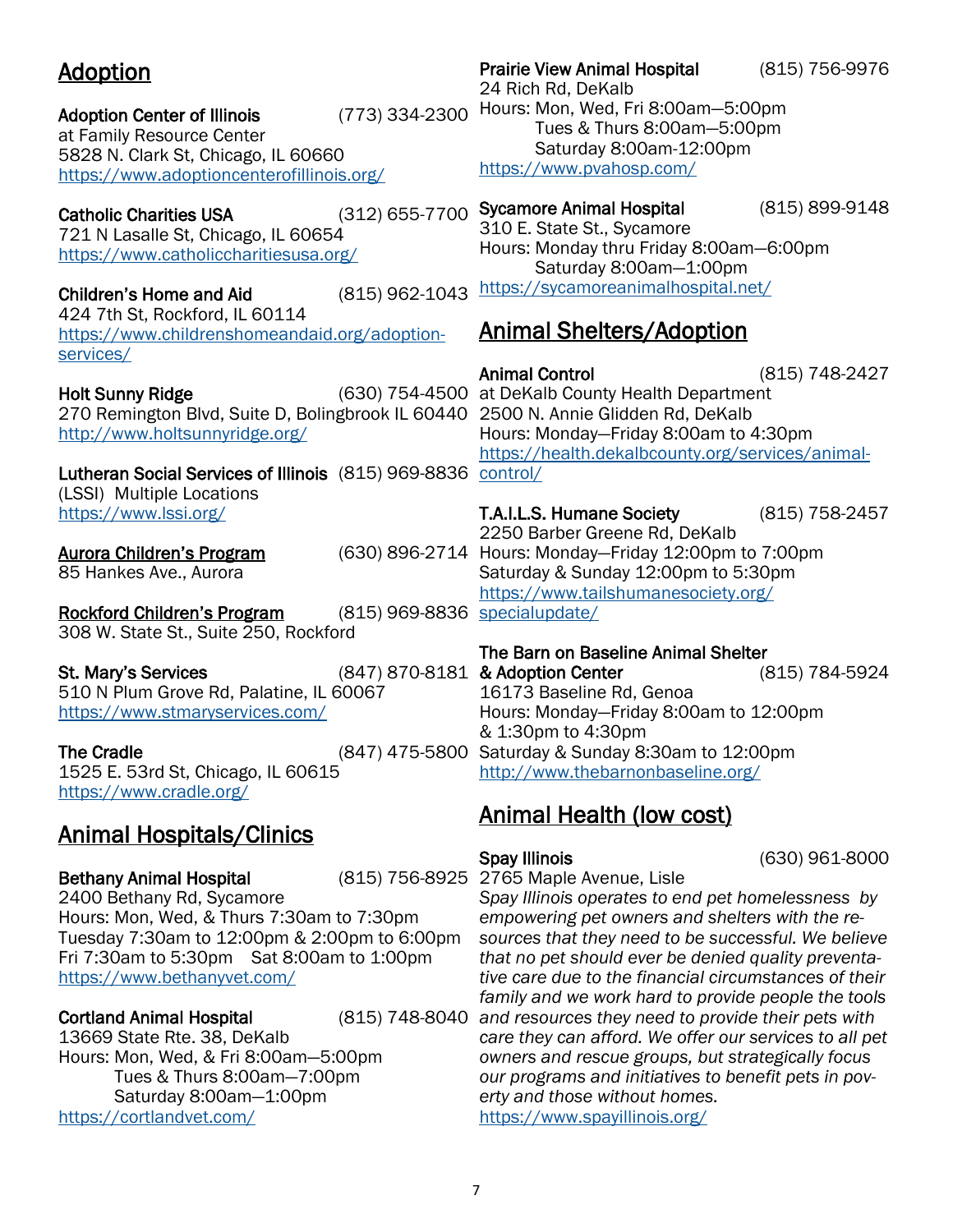## Adoption

**Adoption Center of Illinois** (773) 334-2300
at Family Resource Center
5828 N. Clark St, Chicago, IL 60660
https://www.adoptioncenterofillinois.org/

**Catholic Charities USA** (312) 655-7700
721 N Lasalle St, Chicago, IL 60654
https://www.catholiccharitiesusa.org/

**Children's Home and Aid** (815) 962-1043
424 7th St, Rockford, IL 60114
https://www.childrenshomeandaid.org/adoption-services/

**Holt Sunny Ridge** (630) 754-4500
270 Remington Blvd, Suite D, Bolingbrook IL 60440
http://www.holtsunnyridge.org/

**Lutheran Social Services of Illinois** (815) 969-8836
(LSSI) Multiple Locations
https://www.lssi.org/

Aurora Children's Program (630) 896-2714
85 Hankes Ave., Aurora

Rockford Children's Program (815) 969-8836
308 W. State St., Suite 250, Rockford

**St. Mary's Services** (847) 870-8181
510 N Plum Grove Rd, Palatine, IL 60067
https://www.stmaryservices.com/

**The Cradle** (847) 475-5800
1525 E. 53rd St, Chicago, IL 60615
https://www.cradle.org/

## Animal Hospitals/Clinics

**Bethany Animal Hospital** (815) 756-8925
2400 Bethany Rd, Sycamore
Hours: Mon, Wed, & Thurs 7:30am to 7:30pm
Tuesday 7:30am to 12:00pm & 2:00pm to 6:00pm
Fri 7:30am to 5:30pm Sat 8:00am to 1:00pm
https://www.bethanyvet.com/

**Cortland Animal Hospital** (815) 748-8040
13669 State Rte. 38, DeKalb
Hours: Mon, Wed, & Fri 8:00am—5:00pm
Tues & Thurs 8:00am—7:00pm
Saturday 8:00am—1:00pm
https://cortlandvet.com/

**Prairie View Animal Hospital** (815) 756-9976
24 Rich Rd, DeKalb
Hours: Mon, Wed, Fri 8:00am—5:00pm
Tues & Thurs 8:00am—5:00pm
Saturday 8:00am-12:00pm
https://www.pvahosp.com/

**Sycamore Animal Hospital** (815) 899-9148
310 E. State St., Sycamore
Hours: Monday thru Friday 8:00am—6:00pm
Saturday 8:00am—1:00pm
https://sycamoreanimalhospital.net/

## Animal Shelters/Adoption

**Animal Control** (815) 748-2427
at DeKalb County Health Department
2500 N. Annie Glidden Rd, DeKalb
Hours: Monday—Friday 8:00am to 4:30pm
https://health.dekalbcounty.org/services/animal-control/

**T.A.I.L.S. Humane Society** (815) 758-2457
2250 Barber Greene Rd, DeKalb
Hours: Monday—Friday 12:00pm to 7:00pm
Saturday & Sunday 12:00pm to 5:30pm
https://www.tailshumanesociety.org/specialupdate/

**The Barn on Baseline Animal Shelter & Adoption Center** (815) 784-5924
16173 Baseline Rd, Genoa
Hours: Monday—Friday 8:00am to 12:00pm & 1:30pm to 4:30pm
Saturday & Sunday 8:30am to 12:00pm
http://www.thebarnonbaseline.org/

## Animal Health (low cost)

**Spay Illinois** (630) 961-8000
2765 Maple Avenue, Lisle
*Spay Illinois operates to end pet homelessness by empowering pet owners and shelters with the resources that they need to be successful. We believe that no pet should ever be denied quality preventative care due to the financial circumstances of their family and we work hard to provide people the tools and resources they need to provide their pets with care they can afford. We offer our services to all pet owners and rescue groups, but strategically focus our programs and initiatives to benefit pets in poverty and those without homes.*
https://www.spayillinois.org/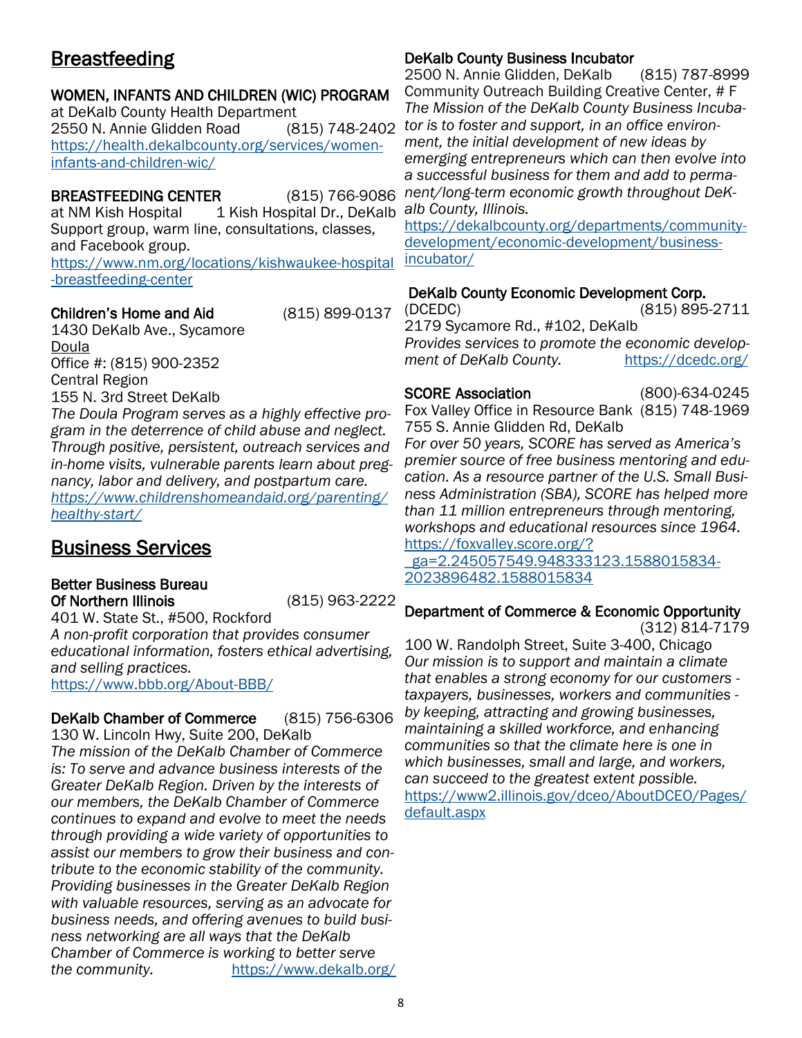## Breastfeeding

**WOMEN, INFANTS AND CHILDREN (WIC) PROGRAM**
at DeKalb County Health Department
2550 N. Annie Glidden Road (815) 748-2402
https://health.dekalbcounty.org/services/women-infants-and-children-wic/

**BREASTFEEDING CENTER** (815) 766-9086
at NM Kish Hospital 1 Kish Hospital Dr., DeKalb
Support group, warm line, consultations, classes, and Facebook group.
https://www.nm.org/locations/kishwaukee-hospital-breastfeeding-center

**Children's Home and Aid** (815) 899-0137
1430 DeKalb Ave., Sycamore
Doula
Office #: (815) 900-2352
Central Region
155 N. 3rd Street DeKalb
*The Doula Program serves as a highly effective program in the deterrence of child abuse and neglect. Through positive, persistent, outreach services and in-home visits, vulnerable parents learn about pregnancy, labor and delivery, and postpartum care.*
*https://www.childrenshomeandaid.org/parenting/healthy-start/*

## Business Services

**Better Business Bureau Of Northern Illinois** (815) 963-2222
401 W. State St., #500, Rockford
*A non-profit corporation that provides consumer educational information, fosters ethical advertising, and selling practices.*
https://www.bbb.org/About-BBB/

**DeKalb Chamber of Commerce** (815) 756-6306
130 W. Lincoln Hwy, Suite 200, DeKalb
*The mission of the DeKalb Chamber of Commerce is: To serve and advance business interests of the Greater DeKalb Region. Driven by the interests of our members, the DeKalb Chamber of Commerce continues to expand and evolve to meet the needs through providing a wide variety of opportunities to assist our members to grow their business and contribute to the economic stability of the community. Providing businesses in the Greater DeKalb Region with valuable resources, serving as an advocate for business needs, and offering avenues to build business networking are all ways that the DeKalb Chamber of Commerce is working to better serve the community.* https://www.dekalb.org/

**DeKalb County Business Incubator**
2500 N. Annie Glidden, DeKalb (815) 787-8999
Community Outreach Building Creative Center, # F
*The Mission of the DeKalb County Business Incubator is to foster and support, in an office environment, the initial development of new ideas by emerging entrepreneurs which can then evolve into a successful business for them and add to permanent/long-term economic growth throughout DeKalb County, Illinois.*
https://dekalbcounty.org/departments/community-development/economic-development/business-incubator/

**DeKalb County Economic Development Corp.** (DCEDC) (815) 895-2711
2179 Sycamore Rd., #102, DeKalb
*Provides services to promote the economic development of DeKalb County.* https://dcedc.org/

**SCORE Association** (800)-634-0245
Fox Valley Office in Resource Bank (815) 748-1969
755 S. Annie Glidden Rd, DeKalb
*For over 50 years, SCORE has served as America's premier source of free business mentoring and education. As a resource partner of the U.S. Small Business Administration (SBA), SCORE has helped more than 11 million entrepreneurs through mentoring, workshops and educational resources since 1964.*
https://foxvalley.score.org/?_ga=2.245057549.948333123.1588015834-2023896482.1588015834

**Department of Commerce & Economic Opportunity** (312) 814-7179
100 W. Randolph Street, Suite 3-400, Chicago
*Our mission is to support and maintain a climate that enables a strong economy for our customers - taxpayers, businesses, workers and communities - by keeping, attracting and growing businesses, maintaining a skilled workforce, and enhancing communities so that the climate here is one in which businesses, small and large, and workers, can succeed to the greatest extent possible.*
https://www2.illinois.gov/dceo/AboutDCEO/Pages/default.aspx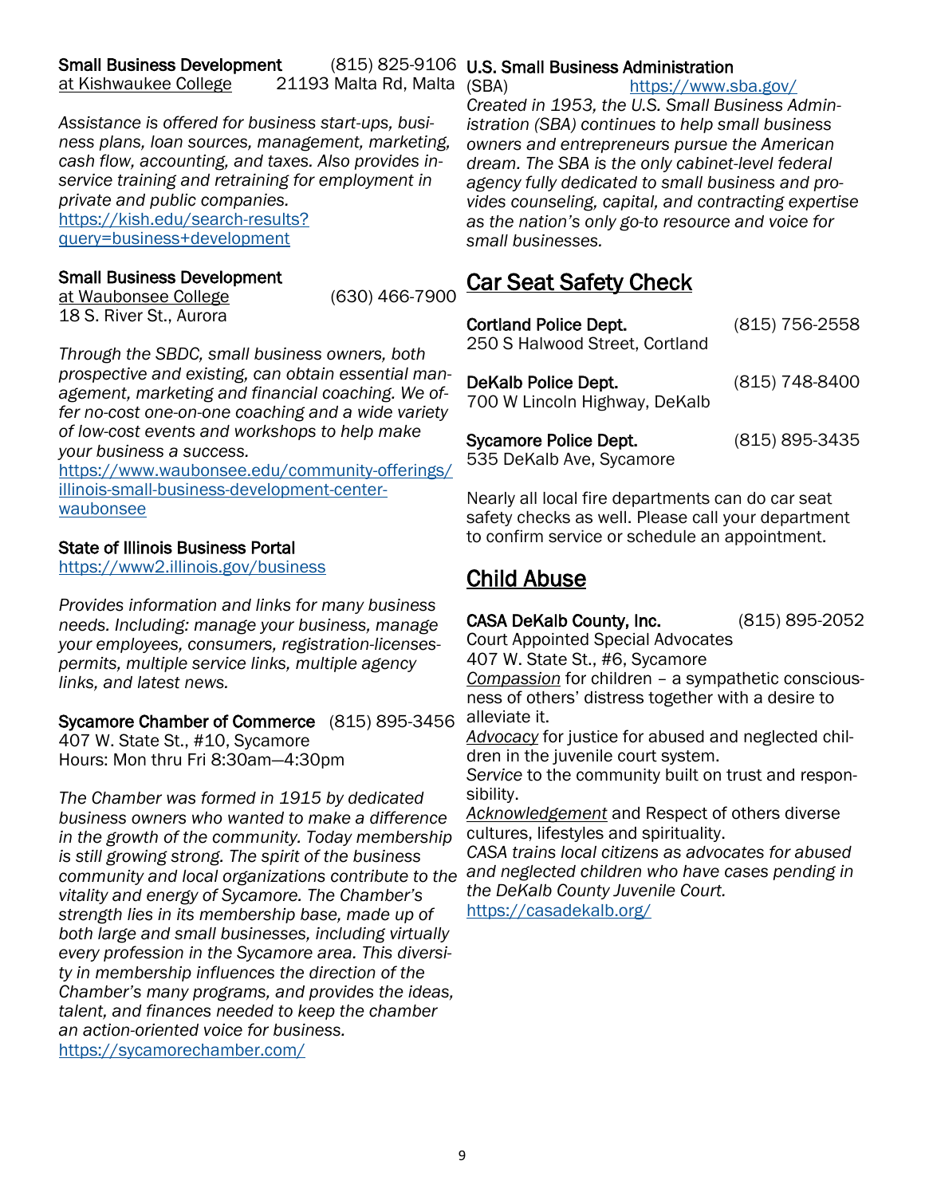**Small Business Development at Kishwaukee College** (815) 825-9106
21193 Malta Rd, Malta

*Assistance is offered for business start-ups, business plans, loan sources, management, marketing, cash flow, accounting, and taxes. Also provides in-service training and retraining for employment in private and public companies.*
https://kish.edu/search-results?query=business+development

**Small Business Development at Waubonsee College** (630) 466-7900
18 S. River St., Aurora

*Through the SBDC, small business owners, both prospective and existing, can obtain essential management, marketing and financial coaching. We offer no-cost one-on-one coaching and a wide variety of low-cost events and workshops to help make your business a success.*
https://www.waubonsee.edu/community-offerings/illinois-small-business-development-center-waubonsee

**State of Illinois Business Portal**
https://www2.illinois.gov/business

*Provides information and links for many business needs. Including: manage your business, manage your employees, consumers, registration-licenses-permits, multiple service links, multiple agency links, and latest news.*

**Sycamore Chamber of Commerce** (815) 895-3456
407 W. State St., #10, Sycamore
Hours: Mon thru Fri 8:30am—4:30pm

*The Chamber was formed in 1915 by dedicated business owners who wanted to make a difference in the growth of the community. Today membership is still growing strong. The spirit of the business community and local organizations contribute to the vitality and energy of Sycamore. The Chamber's strength lies in its membership base, made up of both large and small businesses, including virtually every profession in the Sycamore area. This diversity in membership influences the direction of the Chamber's many programs, and provides the ideas, talent, and finances needed to keep the chamber an action-oriented voice for business.*
https://sycamorechamber.com/

**U.S. Small Business Administration** (SBA)
https://www.sba.gov/

*Created in 1953, the U.S. Small Business Administration (SBA) continues to help small business owners and entrepreneurs pursue the American dream. The SBA is the only cabinet-level federal agency fully dedicated to small business and provides counseling, capital, and contracting expertise as the nation's only go-to resource and voice for small businesses.*

## Car Seat Safety Check

**Cortland Police Dept.** (815) 756-2558
250 S Halwood Street, Cortland

**DeKalb Police Dept.** (815) 748-8400
700 W Lincoln Highway, DeKalb

**Sycamore Police Dept.** (815) 895-3435
535 DeKalb Ave, Sycamore

Nearly all local fire departments can do car seat safety checks as well. Please call your department to confirm service or schedule an appointment.

## Child Abuse

**CASA DeKalb County, Inc.** (815) 895-2052
Court Appointed Special Advocates
407 W. State St., #6, Sycamore
*Compassion* for children – a sympathetic consciousness of others' distress together with a desire to alleviate it.
*Advocacy* for justice for abused and neglected children in the juvenile court system.
*Service* to the community built on trust and responsibility.
*Acknowledgement* and Respect of others diverse cultures, lifestyles and spirituality.
*CASA trains local citizens as advocates for abused and neglected children who have cases pending in the DeKalb County Juvenile Court.*
https://casadekalb.org/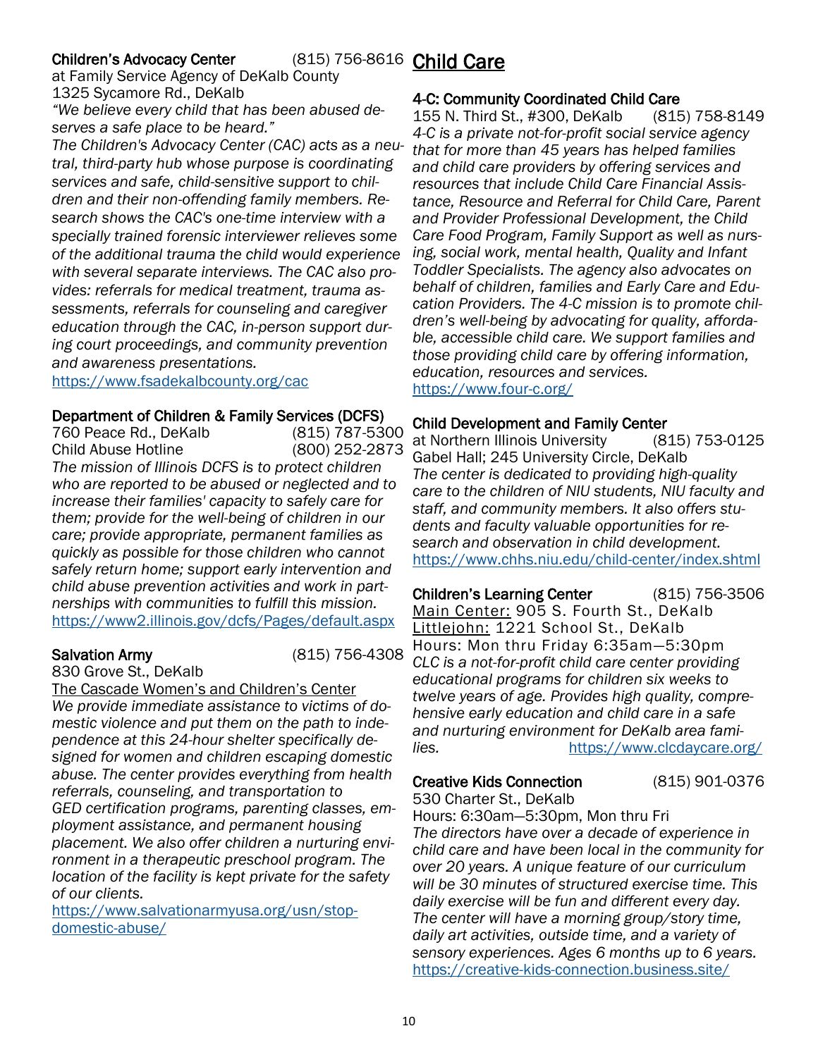**Children's Advocacy Center** (815) 756-8616
at Family Service Agency of DeKalb County
1325 Sycamore Rd., DeKalb

*"We believe every child that has been abused deserves a safe place to be heard."*
*The Children's Advocacy Center (CAC) acts as a neutral, third-party hub whose purpose is coordinating services and safe, child-sensitive support to children and their non-offending family members. Research shows the CAC's one-time interview with a specially trained forensic interviewer relieves some of the additional trauma the child would experience with several separate interviews. The CAC also provides: referrals for medical treatment, trauma assessments, referrals for counseling and caregiver education through the CAC, in-person support during court proceedings, and community prevention and awareness presentations.*
https://www.fsadekalbcounty.org/cac

**Department of Children & Family Services (DCFS)**
760 Peace Rd., DeKalb (815) 787-5300
Child Abuse Hotline (800) 252-2873

*The mission of Illinois DCFS is to protect children who are reported to be abused or neglected and to increase their families' capacity to safely care for them; provide for the well-being of children in our care; provide appropriate, permanent families as quickly as possible for those children who cannot safely return home; support early intervention and child abuse prevention activities and work in partnerships with communities to fulfill this mission.*
https://www2.illinois.gov/dcfs/Pages/default.aspx

**Salvation Army** (815) 756-4308
830 Grove St., DeKalb
The Cascade Women's and Children's Center

*We provide immediate assistance to victims of domestic violence and put them on the path to independence at this 24-hour shelter specifically designed for women and children escaping domestic abuse. The center provides everything from health referrals, counseling, and transportation to GED certification programs, parenting classes, employment assistance, and permanent housing placement. We also offer children a nurturing environment in a therapeutic preschool program. The location of the facility is kept private for the safety of our clients.*
https://www.salvationarmyusa.org/usn/stop-domestic-abuse/

# Child Care

**4-C: Community Coordinated Child Care**
155 N. Third St., #300, DeKalb (815) 758-8149

*4-C is a private not-for-profit social service agency that for more than 45 years has helped families and child care providers by offering services and resources that include Child Care Financial Assistance, Resource and Referral for Child Care, Parent and Provider Professional Development, the Child Care Food Program, Family Support as well as nursing, social work, mental health, Quality and Infant Toddler Specialists. The agency also advocates on behalf of children, families and Early Care and Education Providers. The 4-C mission is to promote children's well-being by advocating for quality, affordable, accessible child care. We support families and those providing child care by offering information, education, resources and services.*
https://www.four-c.org/

**Child Development and Family Center**
at Northern Illinois University (815) 753-0125
Gabel Hall; 245 University Circle, DeKalb

*The center is dedicated to providing high-quality care to the children of NIU students, NIU faculty and staff, and community members. It also offers students and faculty valuable opportunities for research and observation in child development.*
https://www.chhs.niu.edu/child-center/index.shtml

**Children's Learning Center** (815) 756-3506
Main Center: 905 S. Fourth St., DeKalb
Littlejohn: 1221 School St., DeKalb
Hours: Mon thru Friday 6:35am—5:30pm

*CLC is a not-for-profit child care center providing educational programs for children six weeks to twelve years of age. Provides high quality, comprehensive early education and child care in a safe and nurturing environment for DeKalb area families.*
https://www.clcdaycare.org/

**Creative Kids Connection** (815) 901-0376
530 Charter St., DeKalb
Hours: 6:30am—5:30pm, Mon thru Fri

*The directors have over a decade of experience in child care and have been local in the community for over 20 years. A unique feature of our curriculum will be 30 minutes of structured exercise time. This daily exercise will be fun and different every day. The center will have a morning group/story time, daily art activities, outside time, and a variety of sensory experiences. Ages 6 months up to 6 years.*
https://creative-kids-connection.business.site/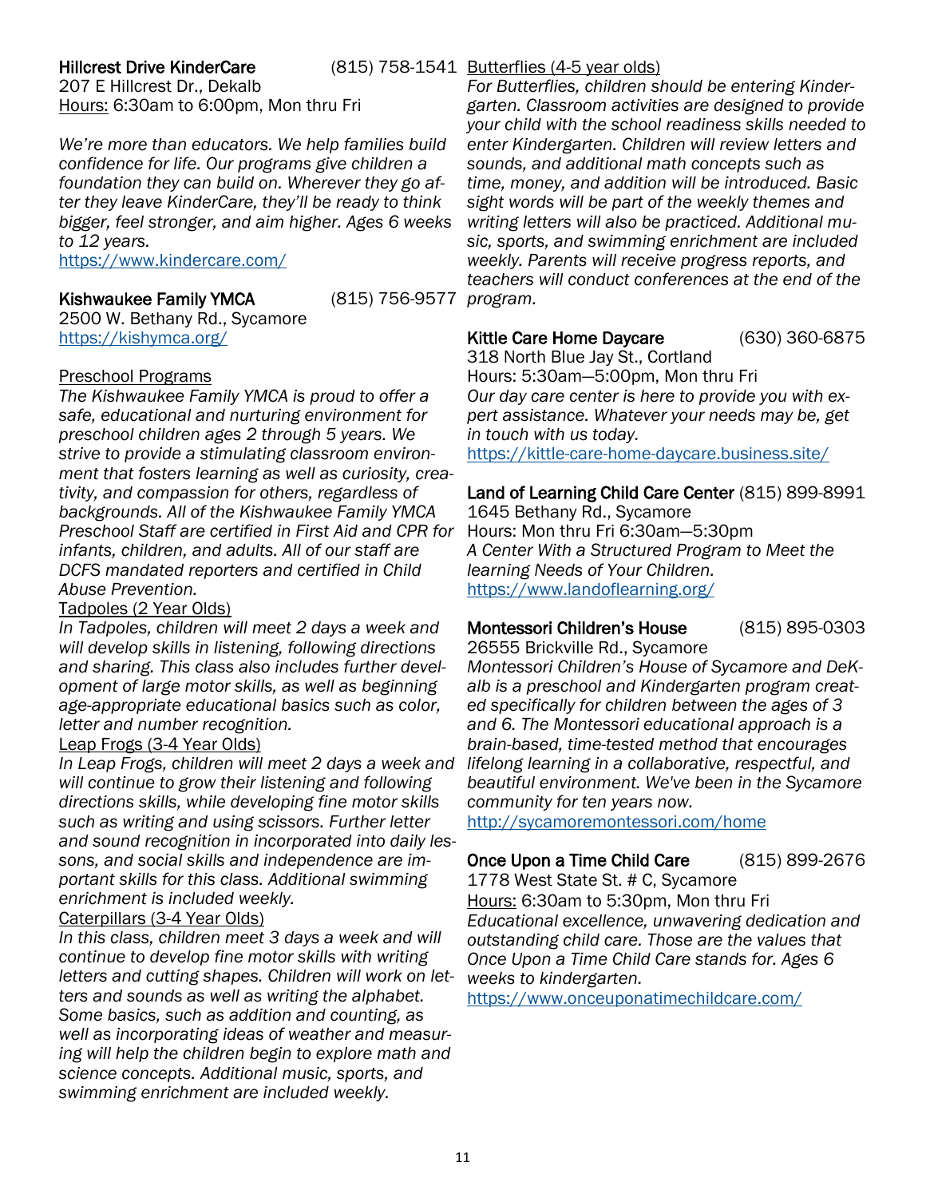**Hillcrest Drive KinderCare** (815) 758-1541
207 E Hillcrest Dr., Dekalb
Hours: 6:30am to 6:00pm, Mon thru Fri

*We're more than educators. We help families build confidence for life. Our programs give children a foundation they can build on. Wherever they go after they leave KinderCare, they'll be ready to think bigger, feel stronger, and aim higher. Ages 6 weeks to 12 years.*
https://www.kindercare.com/

**Kishwaukee Family YMCA** (815) 756-9577
2500 W. Bethany Rd., Sycamore
https://kishymca.org/

Preschool Programs
*The Kishwaukee Family YMCA is proud to offer a safe, educational and nurturing environment for preschool children ages 2 through 5 years. We strive to provide a stimulating classroom environment that fosters learning as well as curiosity, creativity, and compassion for others, regardless of backgrounds. All of the Kishwaukee Family YMCA Preschool Staff are certified in First Aid and CPR for infants, children, and adults. All of our staff are DCFS mandated reporters and certified in Child Abuse Prevention.*

Tadpoles (2 Year Olds)
*In Tadpoles, children will meet 2 days a week and will develop skills in listening, following directions and sharing. This class also includes further development of large motor skills, as well as beginning age-appropriate educational basics such as color, letter and number recognition.*

Leap Frogs (3-4 Year Olds)
*In Leap Frogs, children will meet 2 days a week and will continue to grow their listening and following directions skills, while developing fine motor skills such as writing and using scissors. Further letter and sound recognition in incorporated into daily lessons, and social skills and independence are important skills for this class. Additional swimming enrichment is included weekly.*

Caterpillars (3-4 Year Olds)
*In this class, children meet 3 days a week and will continue to develop fine motor skills with writing letters and cutting shapes. Children will work on letters and sounds as well as writing the alphabet. Some basics, such as addition and counting, as well as incorporating ideas of weather and measuring will help the children begin to explore math and science concepts. Additional music, sports, and swimming enrichment are included weekly.*

Butterflies (4-5 year olds)
*For Butterflies, children should be entering Kindergarten. Classroom activities are designed to provide your child with the school readiness skills needed to enter Kindergarten. Children will review letters and sounds, and additional math concepts such as time, money, and addition will be introduced. Basic sight words will be part of the weekly themes and writing letters will also be practiced. Additional music, sports, and swimming enrichment are included weekly. Parents will receive progress reports, and teachers will conduct conferences at the end of the program.*

**Kittle Care Home Daycare** (630) 360-6875
318 North Blue Jay St., Cortland
Hours: 5:30am—5:00pm, Mon thru Fri
*Our day care center is here to provide you with expert assistance. Whatever your needs may be, get in touch with us today.*
https://kittle-care-home-daycare.business.site/

**Land of Learning Child Care Center** (815) 899-8991
1645 Bethany Rd., Sycamore
Hours: Mon thru Fri 6:30am—5:30pm
*A Center With a Structured Program to Meet the learning Needs of Your Children.*
https://www.landoflearning.org/

**Montessori Children's House** (815) 895-0303
26555 Brickville Rd., Sycamore
*Montessori Children's House of Sycamore and DeKalb is a preschool and Kindergarten program created specifically for children between the ages of 3 and 6. The Montessori educational approach is a brain-based, time-tested method that encourages lifelong learning in a collaborative, respectful, and beautiful environment. We've been in the Sycamore community for ten years now.*
http://sycamoremontessori.com/home

**Once Upon a Time Child Care** (815) 899-2676
1778 West State St. # C, Sycamore
Hours: 6:30am to 5:30pm, Mon thru Fri
*Educational excellence, unwavering dedication and outstanding child care. Those are the values that Once Upon a Time Child Care stands for. Ages 6 weeks to kindergarten.*
https://www.onceuponatimechildcare.com/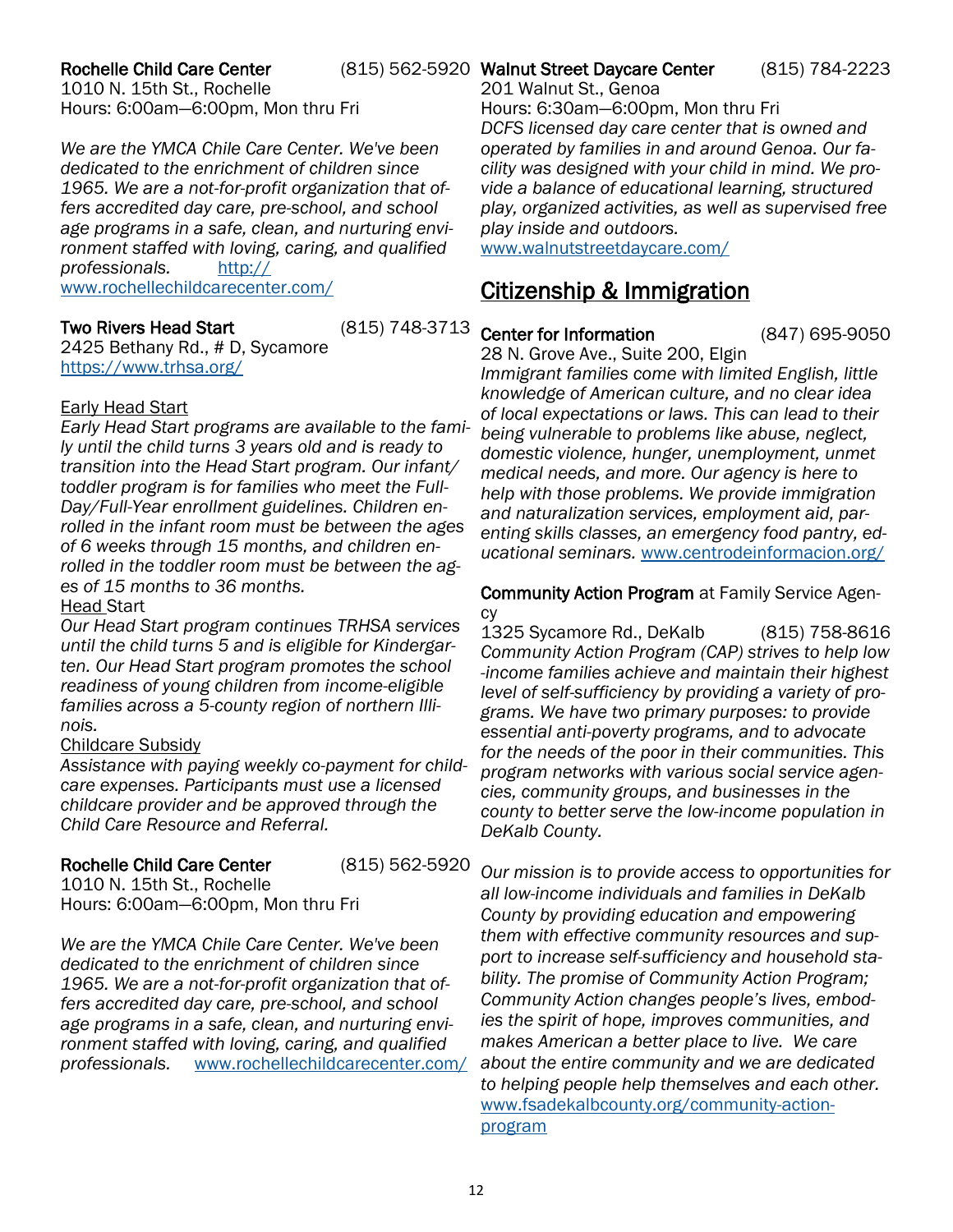**Rochelle Child Care Center** (815) 562-5920
1010 N. 15th St., Rochelle
Hours: 6:00am—6:00pm, Mon thru Fri

*We are the YMCA Chile Care Center. We've been dedicated to the enrichment of children since 1965. We are a not-for-profit organization that offers accredited day care, pre-school, and school age programs in a safe, clean, and nurturing environment staffed with loving, caring, and qualified professionals.* http://www.rochellechildcarecenter.com/

**Two Rivers Head Start** (815) 748-3713
2425 Bethany Rd., # D, Sycamore
https://www.trhsa.org/

Early Head Start
*Early Head Start programs are available to the family until the child turns 3 years old and is ready to transition into the Head Start program. Our infant/toddler program is for families who meet the Full-Day/Full-Year enrollment guidelines. Children enrolled in the infant room must be between the ages of 6 weeks through 15 months, and children enrolled in the toddler room must be between the ages of 15 months to 36 months.*

Head Start
*Our Head Start program continues TRHSA services until the child turns 5 and is eligible for Kindergarten. Our Head Start program promotes the school readiness of young children from income-eligible families across a 5-county region of northern Illinois.*

Childcare Subsidy
*Assistance with paying weekly co-payment for childcare expenses. Participants must use a licensed childcare provider and be approved through the Child Care Resource and Referral.*

**Rochelle Child Care Center** (815) 562-5920
1010 N. 15th St., Rochelle
Hours: 6:00am—6:00pm, Mon thru Fri

*We are the YMCA Chile Care Center. We've been dedicated to the enrichment of children since 1965. We are a not-for-profit organization that offers accredited day care, pre-school, and school age programs in a safe, clean, and nurturing environment staffed with loving, caring, and qualified professionals.* www.rochellechildcarecenter.com/

**Walnut Street Daycare Center** (815) 784-2223
201 Walnut St., Genoa
Hours: 6:30am—6:00pm, Mon thru Fri
*DCFS licensed day care center that is owned and operated by families in and around Genoa. Our facility was designed with your child in mind. We provide a balance of educational learning, structured play, organized activities, as well as supervised free play inside and outdoors.*
www.walnutstreetdaycare.com/

## Citizenship & Immigration

**Center for Information** (847) 695-9050
28 N. Grove Ave., Suite 200, Elgin
*Immigrant families come with limited English, little knowledge of American culture, and no clear idea of local expectations or laws. This can lead to their being vulnerable to problems like abuse, neglect, domestic violence, hunger, unemployment, unmet medical needs, and more. Our agency is here to help with those problems. We provide immigration and naturalization services, employment aid, parenting skills classes, an emergency food pantry, educational seminars.* www.centrodeinformacion.org/

**Community Action Program** at Family Service Agency
1325 Sycamore Rd., DeKalb (815) 758-8616
*Community Action Program (CAP) strives to help low-income families achieve and maintain their highest level of self-sufficiency by providing a variety of programs. We have two primary purposes: to provide essential anti-poverty programs, and to advocate for the needs of the poor in their communities. This program networks with various social service agencies, community groups, and businesses in the county to better serve the low-income population in DeKalb County.*

*Our mission is to provide access to opportunities for all low-income individuals and families in DeKalb County by providing education and empowering them with effective community resources and support to increase self-sufficiency and household stability. The promise of Community Action Program; Community Action changes people's lives, embodies the spirit of hope, improves communities, and makes American a better place to live. We care about the entire community and we are dedicated to helping people help themselves and each other.*
www.fsadekalbcounty.org/community-action-program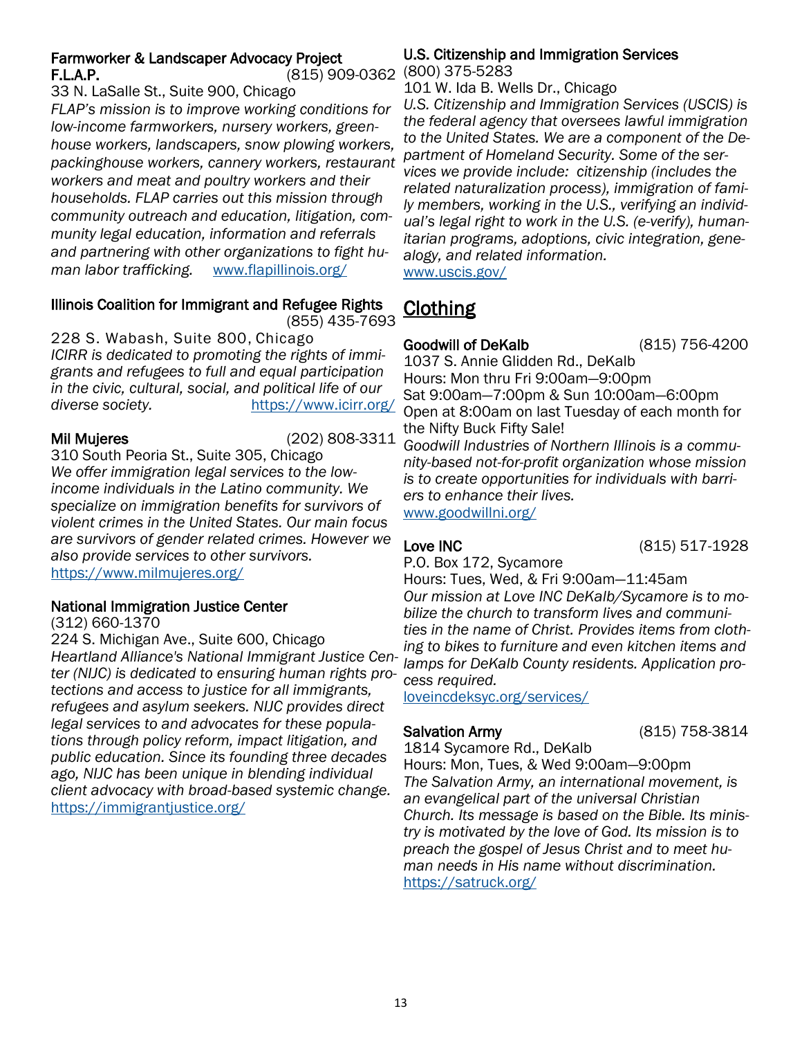**Farmworker & Landscaper Advocacy Project F.L.A.P.** (815) 909-0362
33 N. LaSalle St., Suite 900, Chicago
*FLAP's mission is to improve working conditions for low-income farmworkers, nursery workers, greenhouse workers, landscapers, snow plowing workers, packinghouse workers, cannery workers, restaurant workers and meat and poultry workers and their households. FLAP carries out this mission through community outreach and education, litigation, community legal education, information and referrals and partnering with other organizations to fight human labor trafficking.* www.flapillinois.org/

**Illinois Coalition for Immigrant and Refugee Rights** (855) 435-7693
228 S. Wabash, Suite 800, Chicago
*ICIRR is dedicated to promoting the rights of immigrants and refugees to full and equal participation in the civic, cultural, social, and political life of our diverse society.* https://www.icirr.org/

**Mil Mujeres** (202) 808-3311
310 South Peoria St., Suite 305, Chicago
*We offer immigration legal services to the low-income individuals in the Latino community. We specialize on immigration benefits for survivors of violent crimes in the United States. Our main focus are survivors of gender related crimes. However we also provide services to other survivors.*
https://www.milmujeres.org/

**National Immigration Justice Center**
(312) 660-1370
224 S. Michigan Ave., Suite 600, Chicago
*Heartland Alliance's National Immigrant Justice Center (NIJC) is dedicated to ensuring human rights protections and access to justice for all immigrants, refugees and asylum seekers. NIJC provides direct legal services to and advocates for these populations through policy reform, impact litigation, and public education. Since its founding three decades ago, NIJC has been unique in blending individual client advocacy with broad-based systemic change.*
https://immigrantjustice.org/

**U.S. Citizenship and Immigration Services**
(800) 375-5283
101 W. Ida B. Wells Dr., Chicago
*U.S. Citizenship and Immigration Services (USCIS) is the federal agency that oversees lawful immigration to the United States. We are a component of the Department of Homeland Security. Some of the services we provide include: citizenship (includes the related naturalization process), immigration of family members, working in the U.S., verifying an individual's legal right to work in the U.S. (e-verify), humanitarian programs, adoptions, civic integration, genealogy, and related information.*
www.uscis.gov/

## Clothing

**Goodwill of DeKalb** (815) 756-4200
1037 S. Annie Glidden Rd., DeKalb
Hours: Mon thru Fri 9:00am—9:00pm
Sat 9:00am—7:00pm & Sun 10:00am—6:00pm
Open at 8:00am on last Tuesday of each month for the Nifty Buck Fifty Sale!
*Goodwill Industries of Northern Illinois is a community-based not-for-profit organization whose mission is to create opportunities for individuals with barriers to enhance their lives.*
www.goodwillni.org/

**Love INC** (815) 517-1928
P.O. Box 172, Sycamore
Hours: Tues, Wed, & Fri 9:00am—11:45am
*Our mission at Love INC DeKalb/Sycamore is to mobilize the church to transform lives and communities in the name of Christ. Provides items from clothing to bikes to furniture and even kitchen items and lamps for DeKalb County residents. Application process required.*
loveincdeksyc.org/services/

**Salvation Army** (815) 758-3814
1814 Sycamore Rd., DeKalb
Hours: Mon, Tues, & Wed 9:00am—9:00pm
*The Salvation Army, an international movement, is an evangelical part of the universal Christian Church. Its message is based on the Bible. Its ministry is motivated by the love of God. Its mission is to preach the gospel of Jesus Christ and to meet human needs in His name without discrimination.*
https://satruck.org/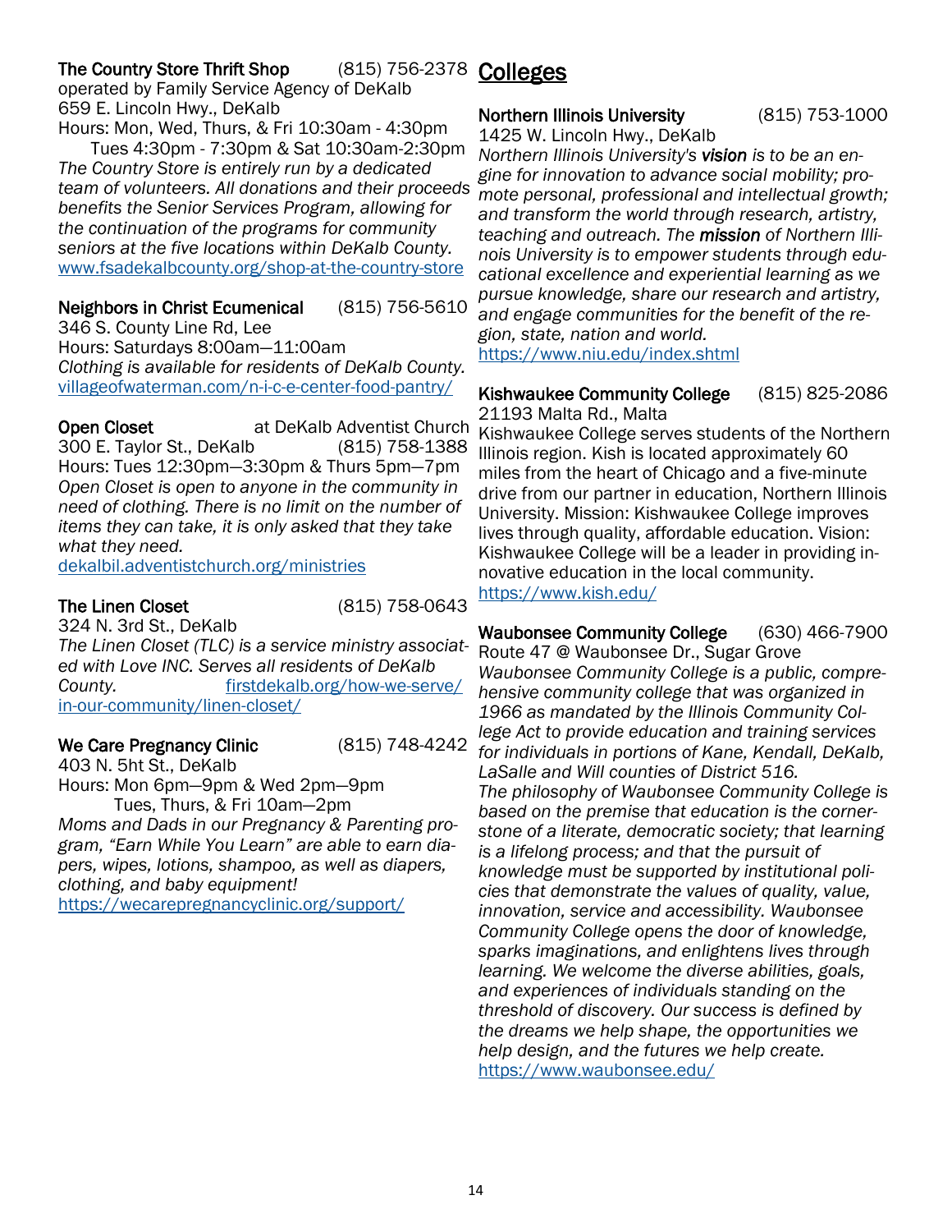**The Country Store Thrift Shop** (815) 756-2378
operated by Family Service Agency of DeKalb
659 E. Lincoln Hwy., DeKalb
Hours: Mon, Wed, Thurs, & Fri 10:30am - 4:30pm
Tues 4:30pm - 7:30pm & Sat 10:30am-2:30pm
*The Country Store is entirely run by a dedicated team of volunteers. All donations and their proceeds benefits the Senior Services Program, allowing for the continuation of the programs for community seniors at the five locations within DeKalb County.*
www.fsadekalbcounty.org/shop-at-the-country-store

**Neighbors in Christ Ecumenical** (815) 756-5610
346 S. County Line Rd, Lee
Hours: Saturdays 8:00am—11:00am
*Clothing is available for residents of DeKalb County.*
villageofwaterman.com/n-i-c-e-center-food-pantry/

**Open Closet** at DeKalb Adventist Church
300 E. Taylor St., DeKalb (815) 758-1388
Hours: Tues 12:30pm—3:30pm & Thurs 5pm—7pm
*Open Closet is open to anyone in the community in need of clothing. There is no limit on the number of items they can take, it is only asked that they take what they need.*
dekalbil.adventistchurch.org/ministries

**The Linen Closet** (815) 758-0643
324 N. 3rd St., DeKalb
*The Linen Closet (TLC) is a service ministry associated with Love INC. Serves all residents of DeKalb County.* firstdekalb.org/how-we-serve/in-our-community/linen-closet/

**We Care Pregnancy Clinic** (815) 748-4242
403 N. 5ht St., DeKalb
Hours: Mon 6pm—9pm & Wed 2pm—9pm
Tues, Thurs, & Fri 10am—2pm
*Moms and Dads in our Pregnancy & Parenting program, "Earn While You Learn" are able to earn diapers, wipes, lotions, shampoo, as well as diapers, clothing, and baby equipment!*
https://wecarepregnancyclinic.org/support/

# Colleges

**Northern Illinois University** (815) 753-1000
1425 W. Lincoln Hwy., DeKalb
*Northern Illinois University's **vision** is to be an engine for innovation to advance social mobility; promote personal, professional and intellectual growth; and transform the world through research, artistry, teaching and outreach. The **mission** of Northern Illinois University is to empower students through educational excellence and experiential learning as we pursue knowledge, share our research and artistry, and engage communities for the benefit of the region, state, nation and world.*
https://www.niu.edu/index.shtml

**Kishwaukee Community College** (815) 825-2086
21193 Malta Rd., Malta
Kishwaukee College serves students of the Northern Illinois region. Kish is located approximately 60 miles from the heart of Chicago and a five-minute drive from our partner in education, Northern Illinois University. Mission: Kishwaukee College improves lives through quality, affordable education. Vision: Kishwaukee College will be a leader in providing innovative education in the local community.
https://www.kish.edu/

**Waubonsee Community College** (630) 466-7900
Route 47 @ Waubonsee Dr., Sugar Grove
*Waubonsee Community College is a public, comprehensive community college that was organized in 1966 as mandated by the Illinois Community College Act to provide education and training services for individuals in portions of Kane, Kendall, DeKalb, LaSalle and Will counties of District 516.*
*The philosophy of Waubonsee Community College is based on the premise that education is the cornerstone of a literate, democratic society; that learning is a lifelong process; and that the pursuit of knowledge must be supported by institutional policies that demonstrate the values of quality, value, innovation, service and accessibility. Waubonsee Community College opens the door of knowledge, sparks imaginations, and enlightens lives through learning. We welcome the diverse abilities, goals, and experiences of individuals standing on the threshold of discovery. Our success is defined by the dreams we help shape, the opportunities we help design, and the futures we help create.*
https://www.waubonsee.edu/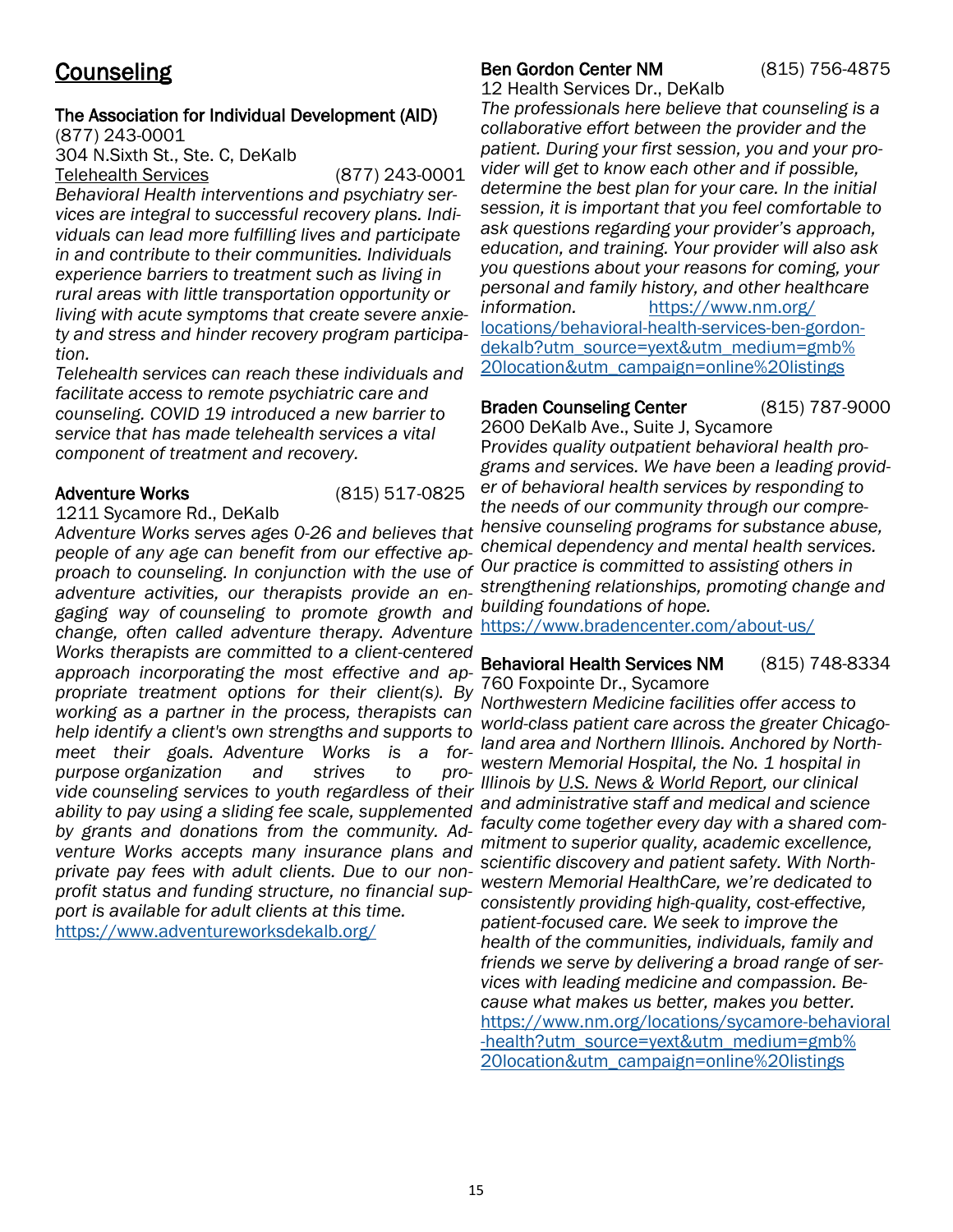# Counseling

**The Association for Individual Development (AID)**
(877) 243-0001
304 N.Sixth St., Ste. C, DeKalb
Telehealth Services (877) 243-0001

*Behavioral Health interventions and psychiatry services are integral to successful recovery plans. Individuals can lead more fulfilling lives and participate in and contribute to their communities. Individuals experience barriers to treatment such as living in rural areas with little transportation opportunity or living with acute symptoms that create severe anxiety and stress and hinder recovery program participation.*

*Telehealth services can reach these individuals and facilitate access to remote psychiatric care and counseling. COVID 19 introduced a new barrier to service that has made telehealth services a vital component of treatment and recovery.*

**Adventure Works** (815) 517-0825
1211 Sycamore Rd., DeKalb

*Adventure Works serves ages 0-26 and believes that people of any age can benefit from our effective approach to counseling. In conjunction with the use of adventure activities, our therapists provide an engaging way of counseling to promote growth and change, often called adventure therapy. Adventure Works therapists are committed to a client-centered approach incorporating the most effective and appropriate treatment options for their client(s). By working as a partner in the process, therapists can help identify a client's own strengths and supports to meet their goals. Adventure Works is a for-purpose organization and strives to provide counseling services to youth regardless of their ability to pay using a sliding fee scale, supplemented by grants and donations from the community. Adventure Works accepts many insurance plans and private pay fees with adult clients. Due to our nonprofit status and funding structure, no financial support is available for adult clients at this time.*
https://www.adventureworksdekalb.org/

**Ben Gordon Center NM** (815) 756-4875
12 Health Services Dr., DeKalb

*The professionals here believe that counseling is a collaborative effort between the provider and the patient. During your first session, you and your provider will get to know each other and if possible, determine the best plan for your care. In the initial session, it is important that you feel comfortable to ask questions regarding your provider's approach, education, and training. Your provider will also ask you questions about your reasons for coming, your personal and family history, and other healthcare information.* https://www.nm.org/locations/behavioral-health-services-ben-gordon-dekalb?utm_source=yext&utm_medium=gmb%20location&utm_campaign=online%20listings

**Braden Counseling Center** (815) 787-9000
2600 DeKalb Ave., Suite J, Sycamore

P*rovides quality outpatient behavioral health programs and services. We have been a leading provider of behavioral health services by responding to the needs of our community through our comprehensive counseling programs for substance abuse, chemical dependency and mental health services. Our practice is committed to assisting others in strengthening relationships, promoting change and building foundations of hope.*
https://www.bradencenter.com/about-us/

**Behavioral Health Services NM** (815) 748-8334
760 Foxpointe Dr., Sycamore

*Northwestern Medicine facilities offer access to world-class patient care across the greater Chicagoland area and Northern Illinois. Anchored by Northwestern Memorial Hospital, the No. 1 hospital in Illinois by U.S. News & World Report, our clinical and administrative staff and medical and science faculty come together every day with a shared commitment to superior quality, academic excellence, scientific discovery and patient safety. With Northwestern Memorial HealthCare, we're dedicated to consistently providing high-quality, cost-effective, patient-focused care. We seek to improve the health of the communities, individuals, family and friends we serve by delivering a broad range of services with leading medicine and compassion. Because what makes us better, makes you better.*
https://www.nm.org/locations/sycamore-behavioral-health?utm_source=yext&utm_medium=gmb%20location&utm_campaign=online%20listings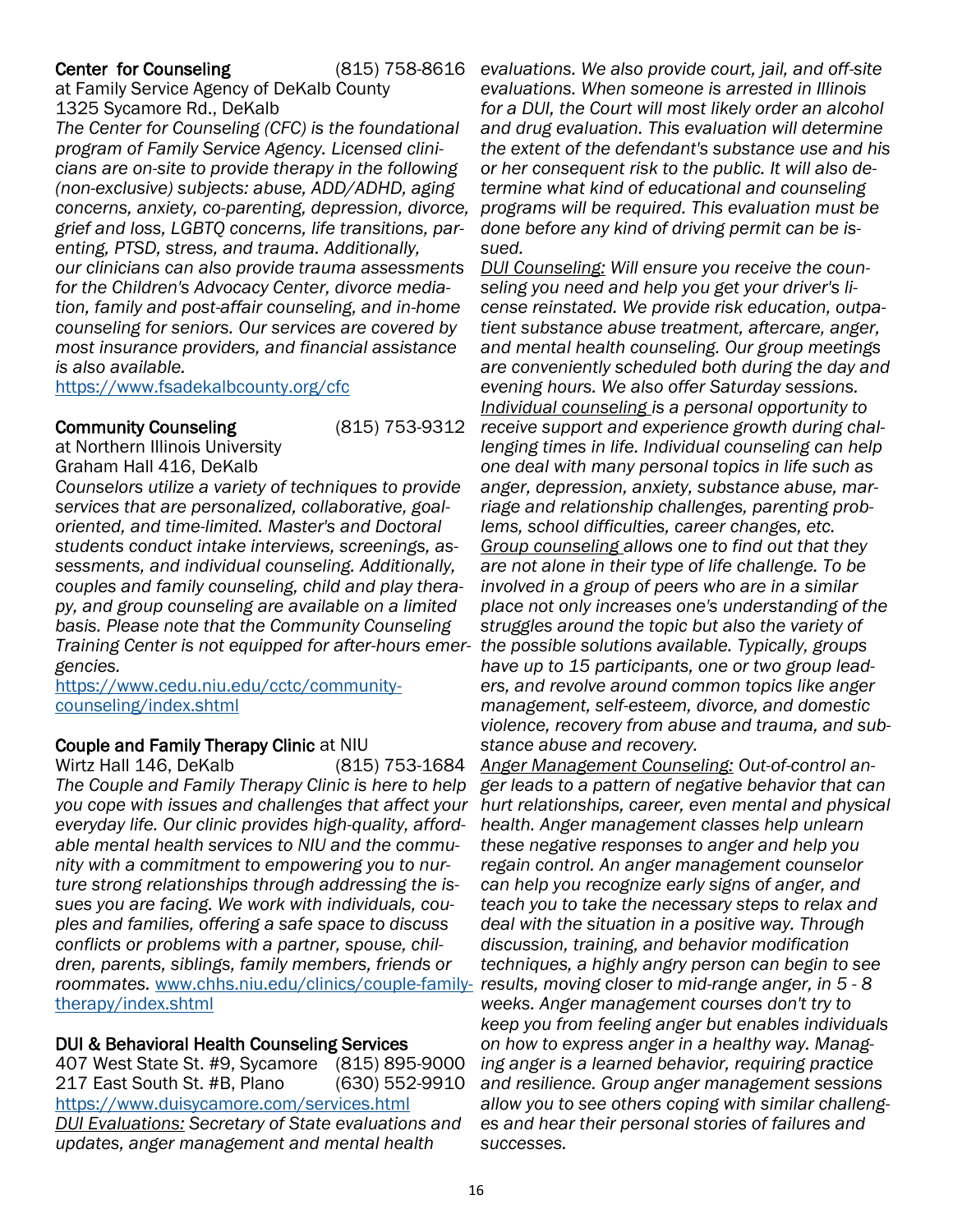**Center for Counseling** (815) 758-8616
at Family Service Agency of DeKalb County
1325 Sycamore Rd., DeKalb

*The Center for Counseling (CFC) is the foundational program of Family Service Agency. Licensed clinicians are on-site to provide therapy in the following (non-exclusive) subjects: abuse, ADD/ADHD, aging concerns, anxiety, co-parenting, depression, divorce, grief and loss, LGBTQ concerns, life transitions, parenting, PTSD, stress, and trauma. Additionally, our clinicians can also provide trauma assessments for the Children's Advocacy Center, divorce mediation, family and post-affair counseling, and in-home counseling for seniors. Our services are covered by most insurance providers, and financial assistance is also available.*

https://www.fsadekalbcounty.org/cfc

**Community Counseling** (815) 753-9312
at Northern Illinois University
Graham Hall 416, DeKalb

*Counselors utilize a variety of techniques to provide services that are personalized, collaborative, goal-oriented, and time-limited. Master's and Doctoral students conduct intake interviews, screenings, assessments, and individual counseling. Additionally, couples and family counseling, child and play therapy, and group counseling are available on a limited basis. Please note that the Community Counseling Training Center is not equipped for after-hours emergencies.*

https://www.cedu.niu.edu/cctc/community-counseling/index.shtml

**Couple and Family Therapy Clinic** at NIU
Wirtz Hall 146, DeKalb (815) 753-1684

*The Couple and Family Therapy Clinic is here to help you cope with issues and challenges that affect your everyday life. Our clinic provides high-quality, affordable mental health services to NIU and the community with a commitment to empowering you to nurture strong relationships through addressing the issues you are facing. We work with individuals, couples and families, offering a safe space to discuss conflicts or problems with a partner, spouse, children, parents, siblings, family members, friends or roommates.* www.chhs.niu.edu/clinics/couple-family-therapy/index.shtml

**DUI & Behavioral Health Counseling Services**
407 West State St. #9, Sycamore (815) 895-9000
217 East South St. #B, Plano (630) 552-9910
https://www.duisycamore.com/services.html

*DUI Evaluations: Secretary of State evaluations and updates, anger management and mental health evaluations. We also provide court, jail, and off-site evaluations. When someone is arrested in Illinois for a DUI, the Court will most likely order an alcohol and drug evaluation. This evaluation will determine the extent of the defendant's substance use and his or her consequent risk to the public. It will also determine what kind of educational and counseling programs will be required. This evaluation must be done before any kind of driving permit can be issued.*

*DUI Counseling: Will ensure you receive the counseling you need and help you get your driver's license reinstated. We provide risk education, outpatient substance abuse treatment, aftercare, anger, and mental health counseling. Our group meetings are conveniently scheduled both during the day and evening hours. We also offer Saturday sessions.*

*Individual counseling is a personal opportunity to receive support and experience growth during challenging times in life. Individual counseling can help one deal with many personal topics in life such as anger, depression, anxiety, substance abuse, marriage and relationship challenges, parenting problems, school difficulties, career changes, etc.*

*Group counseling allows one to find out that they are not alone in their type of life challenge. To be involved in a group of peers who are in a similar place not only increases one's understanding of the struggles around the topic but also the variety of the possible solutions available. Typically, groups have up to 15 participants, one or two group leaders, and revolve around common topics like anger management, self-esteem, divorce, and domestic violence, recovery from abuse and trauma, and substance abuse and recovery.*

*Anger Management Counseling: Out-of-control anger leads to a pattern of negative behavior that can hurt relationships, career, even mental and physical health. Anger management classes help unlearn these negative responses to anger and help you regain control. An anger management counselor can help you recognize early signs of anger, and teach you to take the necessary steps to relax and deal with the situation in a positive way. Through discussion, training, and behavior modification techniques, a highly angry person can begin to see results, moving closer to mid-range anger, in 5 - 8 weeks. Anger management courses don't try to keep you from feeling anger but enables individuals on how to express anger in a healthy way. Managing anger is a learned behavior, requiring practice and resilience. Group anger management sessions allow you to see others coping with similar challenges and hear their personal stories of failures and successes.*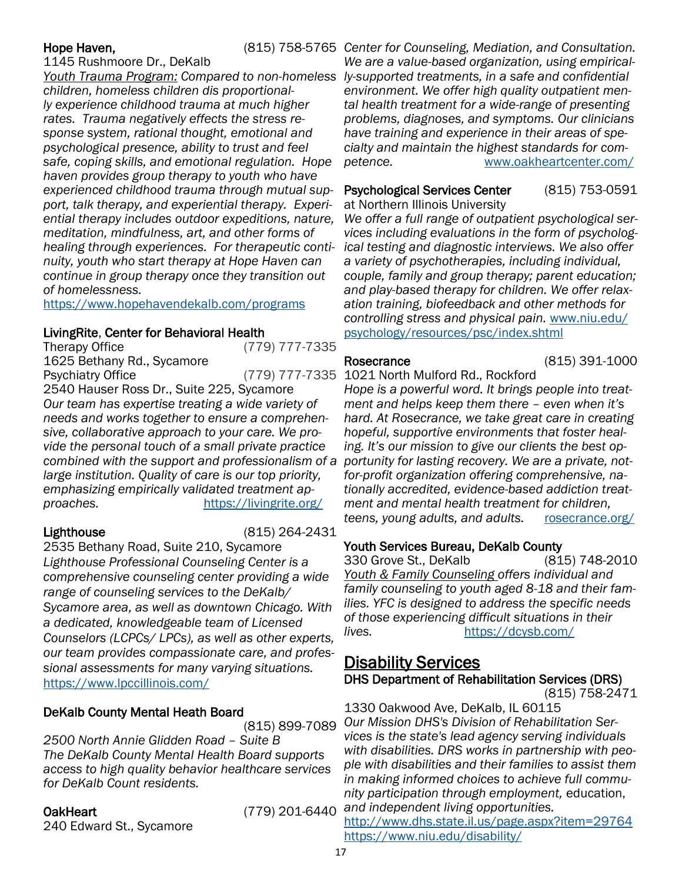**Hope Haven,** (815) 758-5765
1145 Rushmoore Dr., DeKalb
*Youth Trauma Program: Compared to non-homeless children, homeless children dis proportionally experience childhood trauma at much higher rates. Trauma negatively effects the stress response system, rational thought, emotional and psychological presence, ability to trust and feel safe, coping skills, and emotional regulation. Hope haven provides group therapy to youth who have experienced childhood trauma through mutual support, talk therapy, and experiential therapy. Experiential therapy includes outdoor expeditions, nature, meditation, mindfulness, art, and other forms of healing through experiences. For therapeutic continuity, youth who start therapy at Hope Haven can continue in group therapy once they transition out of homelessness.*
https://www.hopehavendekalb.com/programs

**LivingRite, Center for Behavioral Health**
Therapy Office (779) 777-7335
1625 Bethany Rd., Sycamore
Psychiatry Office (779) 777-7335
2540 Hauser Ross Dr., Suite 225, Sycamore
*Our team has expertise treating a wide variety of needs and works together to ensure a comprehensive, collaborative approach to your care. We provide the personal touch of a small private practice combined with the support and professionalism of a large institution. Quality of care is our top priority, emphasizing empirically validated treatment approaches.* https://livingrite.org/

**Lighthouse** (815) 264-2431
2535 Bethany Road, Suite 210, Sycamore
*Lighthouse Professional Counseling Center is a comprehensive counseling center providing a wide range of counseling services to the DeKalb/ Sycamore area, as well as downtown Chicago. With a dedicated, knowledgeable team of Licensed Counselors (LCPCs/ LPCs), as well as other experts, our team provides compassionate care, and professional assessments for many varying situations.*
https://www.lpccillinois.com/

**DeKalb County Mental Heath Board**
(815) 899-7089
*2500 North Annie Glidden Road – Suite B*
*The DeKalb County Mental Health Board supports access to high quality behavior healthcare services for DeKalb Count residents.*

**OakHeart** (779) 201-6440
240 Edward St., Sycamore
*Center for Counseling, Mediation, and Consultation. We are a value-based organization, using empirically-supported treatments, in a safe and confidential environment. We offer high quality outpatient mental health treatment for a wide-range of presenting problems, diagnoses, and symptoms. Our clinicians have training and experience in their areas of specialty and maintain the highest standards for competence.* www.oakheartcenter.com/

**Psychological Services Center** (815) 753-0591
at Northern Illinois University
*We offer a full range of outpatient psychological services including evaluations in the form of psychological testing and diagnostic interviews. We also offer a variety of psychotherapies, including individual, couple, family and group therapy; parent education; and play-based therapy for children. We offer relaxation training, biofeedback and other methods for controlling stress and physical pain.* www.niu.edu/psychology/resources/psc/index.shtml

**Rosecrance** (815) 391-1000
1021 North Mulford Rd., Rockford
*Hope is a powerful word. It brings people into treatment and helps keep them there – even when it's hard. At Rosecrance, we take great care in creating hopeful, supportive environments that foster healing. It's our mission to give our clients the best opportunity for lasting recovery. We are a private, not-for-profit organization offering comprehensive, nationally accredited, evidence-based addiction treatment and mental health treatment for children, teens, young adults, and adults.* rosecrance.org/

**Youth Services Bureau, DeKalb County**
330 Grove St., DeKalb (815) 748-2010
*Youth & Family Counseling offers individual and family counseling to youth aged 8-18 and their families. YFC is designed to address the specific needs of those experiencing difficult situations in their lives.* https://dcysb.com/

## Disability Services

**DHS Department of Rehabilitation Services (DRS)**
(815) 758-2471
1330 Oakwood Ave, DeKalb, IL 60115
*Our Mission DHS's Division of Rehabilitation Services is the state's lead agency serving individuals with disabilities. DRS works in partnership with people with disabilities and their families to assist them in making informed choices to achieve full community participation through employment,* education, *and independent living opportunities.*
http://www.dhs.state.il.us/page.aspx?item=29764
https://www.niu.edu/disability/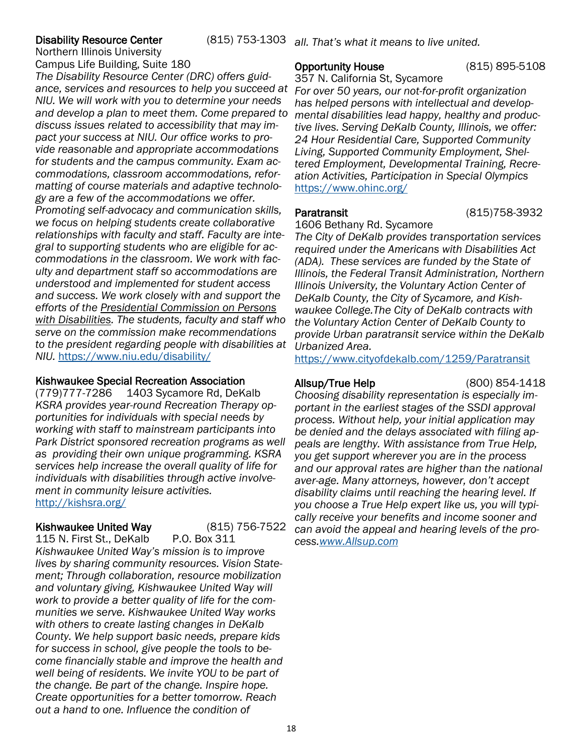**Disability Resource Center** (815) 753-1303
Northern Illinois University
Campus Life Building, Suite 180
*The Disability Resource Center (DRC) offers guidance, services and resources to help you succeed at NIU. We will work with you to determine your needs and develop a plan to meet them. Come prepared to discuss issues related to accessibility that may impact your success at NIU. Our office works to provide reasonable and appropriate accommodations for students and the campus community. Exam accommodations, classroom accommodations, reformatting of course materials and adaptive technology are a few of the accommodations we offer. Promoting self-advocacy and communication skills, we focus on helping students create collaborative relationships with faculty and staff. Faculty are integral to supporting students who are eligible for accommodations in the classroom. We work with faculty and department staff so accommodations are understood and implemented for student access and success. We work closely with and support the efforts of the Presidential Commission on Persons with Disabilities. The students, faculty and staff who serve on the commission make recommendations to the president regarding people with disabilities at NIU.* https://www.niu.edu/disability/

**Kishwaukee Special Recreation Association**
(779)777-7286 1403 Sycamore Rd, DeKalb
*KSRA provides year-round Recreation Therapy opportunities for individuals with special needs by working with staff to mainstream participants into Park District sponsored recreation programs as well as providing their own unique programming. KSRA services help increase the overall quality of life for individuals with disabilities through active involvement in community leisure activities.*
http://kishsra.org/

**Kishwaukee United Way** (815) 756-7522
115 N. First St., DeKalb P.O. Box 311
*Kishwaukee United Way's mission is to improve lives by sharing community resources. Vision Statement; Through collaboration, resource mobilization and voluntary giving, Kishwaukee United Way will work to provide a better quality of life for the communities we serve. Kishwaukee United Way works with others to create lasting changes in DeKalb County. We help support basic needs, prepare kids for success in school, give people the tools to become financially stable and improve the health and well being of residents. We invite YOU to be part of the change. Be part of the change. Inspire hope. Create opportunities for a better tomorrow. Reach out a hand to one. Influence the condition of all. That's what it means to live united.*

**Opportunity House** (815) 895-5108
357 N. California St, Sycamore
*For over 50 years, our not-for-profit organization has helped persons with intellectual and developmental disabilities lead happy, healthy and productive lives. Serving DeKalb County, Illinois, we offer: 24 Hour Residential Care, Supported Community Living, Supported Community Employment, Sheltered Employment, Developmental Training, Recreation Activities, Participation in Special Olympics*
https://www.ohinc.org/

**Paratransit** (815)758-3932
1606 Bethany Rd. Sycamore
*The City of DeKalb provides transportation services required under the Americans with Disabilities Act (ADA). These services are funded by the State of Illinois, the Federal Transit Administration, Northern Illinois University, the Voluntary Action Center of DeKalb County, the City of Sycamore, and Kishwaukee College.The City of DeKalb contracts with the Voluntary Action Center of DeKalb County to provide Urban paratransit service within the DeKalb Urbanized Area.*
https://www.cityofdekalb.com/1259/Paratransit

**Allsup/True Help** (800) 854-1418
*Choosing disability representation is especially important in the earliest stages of the SSDI approval process. Without help, your initial application may be denied and the delays associated with filing appeals are lengthy. With assistance from True Help, you get support wherever you are in the process and our approval rates are higher than the national aver-age. Many attorneys, however, don't accept disability claims until reaching the hearing level. If you choose a True Help expert like us, you will typically receive your benefits and income sooner and can avoid the appeal and hearing levels of the process.www.Allsup.com*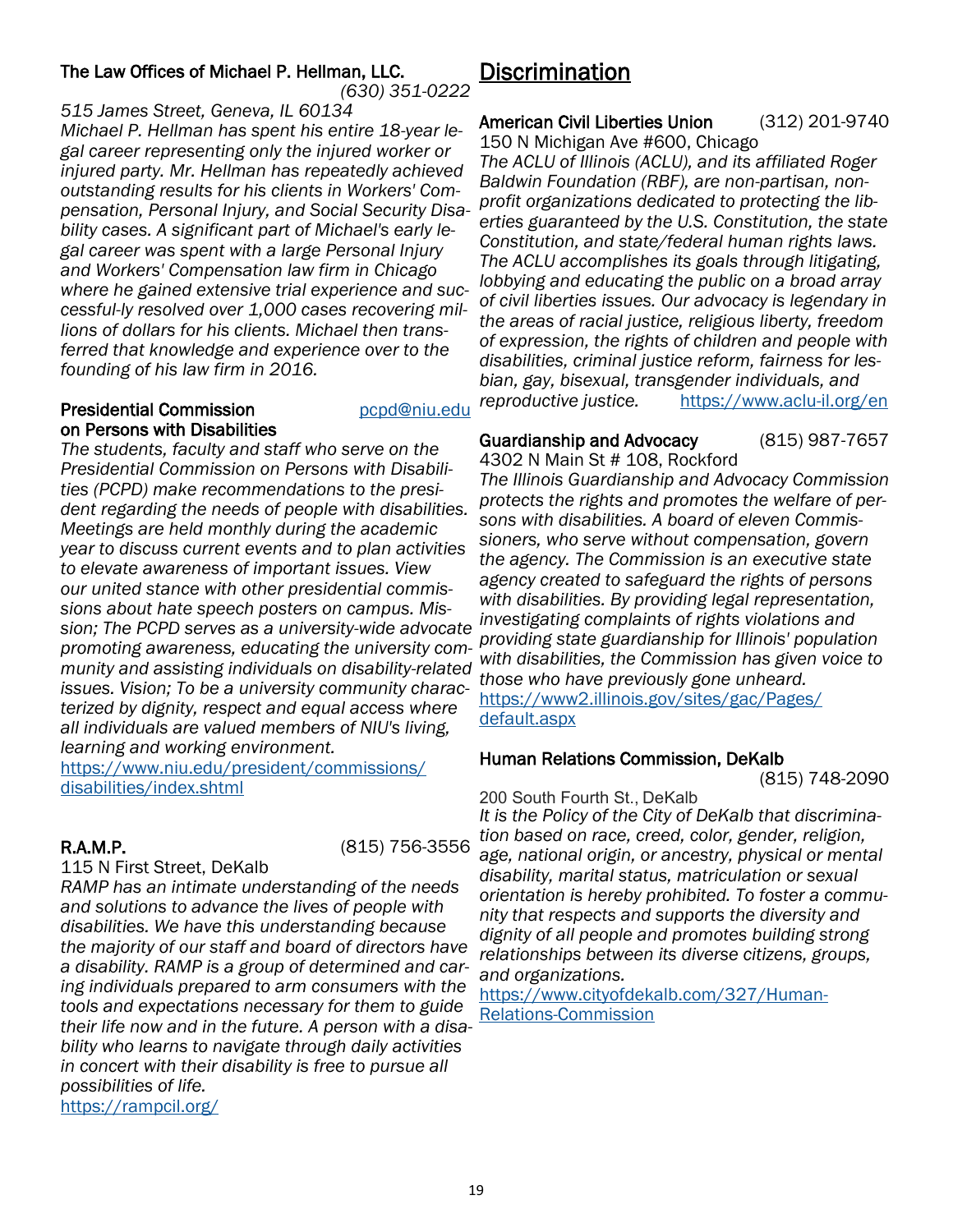**The Law Offices of Michael P. Hellman, LLC.** *(630) 351-0222*

*515 James Street, Geneva, IL 60134*

*Michael P. Hellman has spent his entire 18-year legal career representing only the injured worker or injured party. Mr. Hellman has repeatedly achieved outstanding results for his clients in Workers' Compensation, Personal Injury, and Social Security Disability cases. A significant part of Michael's early legal career was spent with a large Personal Injury and Workers' Compensation law firm in Chicago where he gained extensive trial experience and successful-ly resolved over 1,000 cases recovering millions of dollars for his clients. Michael then transferred that knowledge and experience over to the founding of his law firm in 2016.*

**Presidential Commission on Persons with Disabilities** pcpd@niu.edu

*The students, faculty and staff who serve on the Presidential Commission on Persons with Disabilities (PCPD) make recommendations to the president regarding the needs of people with disabilities. Meetings are held monthly during the academic year to discuss current events and to plan activities to elevate awareness of important issues. View our united stance with other presidential commissions about hate speech posters on campus. Mission; The PCPD serves as a university-wide advocate promoting awareness, educating the university community and assisting individuals on disability-related issues. Vision; To be a university community characterized by dignity, respect and equal access where all individuals are valued members of NIU's living, learning and working environment.*

https://www.niu.edu/president/commissions/disabilities/index.shtml

**R.A.M.P.** (815) 756-3556

115 N First Street, DeKalb

*RAMP has an intimate understanding of the needs and solutions to advance the lives of people with disabilities. We have this understanding because the majority of our staff and board of directors have a disability. RAMP is a group of determined and caring individuals prepared to arm consumers with the tools and expectations necessary for them to guide their life now and in the future. A person with a disability who learns to navigate through daily activities in concert with their disability is free to pursue all possibilities of life.*

https://rampcil.org/

# Discrimination

**American Civil Liberties Union** (312) 201-9740

150 N Michigan Ave #600, Chicago

*The ACLU of Illinois (ACLU), and its affiliated Roger Baldwin Foundation (RBF), are non-partisan, non-profit organizations dedicated to protecting the liberties guaranteed by the U.S. Constitution, the state Constitution, and state/federal human rights laws. The ACLU accomplishes its goals through litigating, lobbying and educating the public on a broad array of civil liberties issues. Our advocacy is legendary in the areas of racial justice, religious liberty, freedom of expression, the rights of children and people with disabilities, criminal justice reform, fairness for lesbian, gay, bisexual, transgender individuals, and reproductive justice.* https://www.aclu-il.org/en

**Guardianship and Advocacy** (815) 987-7657

4302 N Main St # 108, Rockford

*The Illinois Guardianship and Advocacy Commission protects the rights and promotes the welfare of persons with disabilities. A board of eleven Commissioners, who serve without compensation, govern the agency. The Commission is an executive state agency created to safeguard the rights of persons with disabilities. By providing legal representation, investigating complaints of rights violations and providing state guardianship for Illinois' population with disabilities, the Commission has given voice to those who have previously gone unheard.*

https://www2.illinois.gov/sites/gac/Pages/default.aspx

**Human Relations Commission, DeKalb** (815) 748-2090

200 South Fourth St., DeKalb

*It is the Policy of the City of DeKalb that discrimination based on race, creed, color, gender, religion, age, national origin, or ancestry, physical or mental disability, marital status, matriculation or sexual orientation is hereby prohibited. To foster a community that respects and supports the diversity and dignity of all people and promotes building strong relationships between its diverse citizens, groups, and organizations.*

https://www.cityofdekalb.com/327/Human-Relations-Commission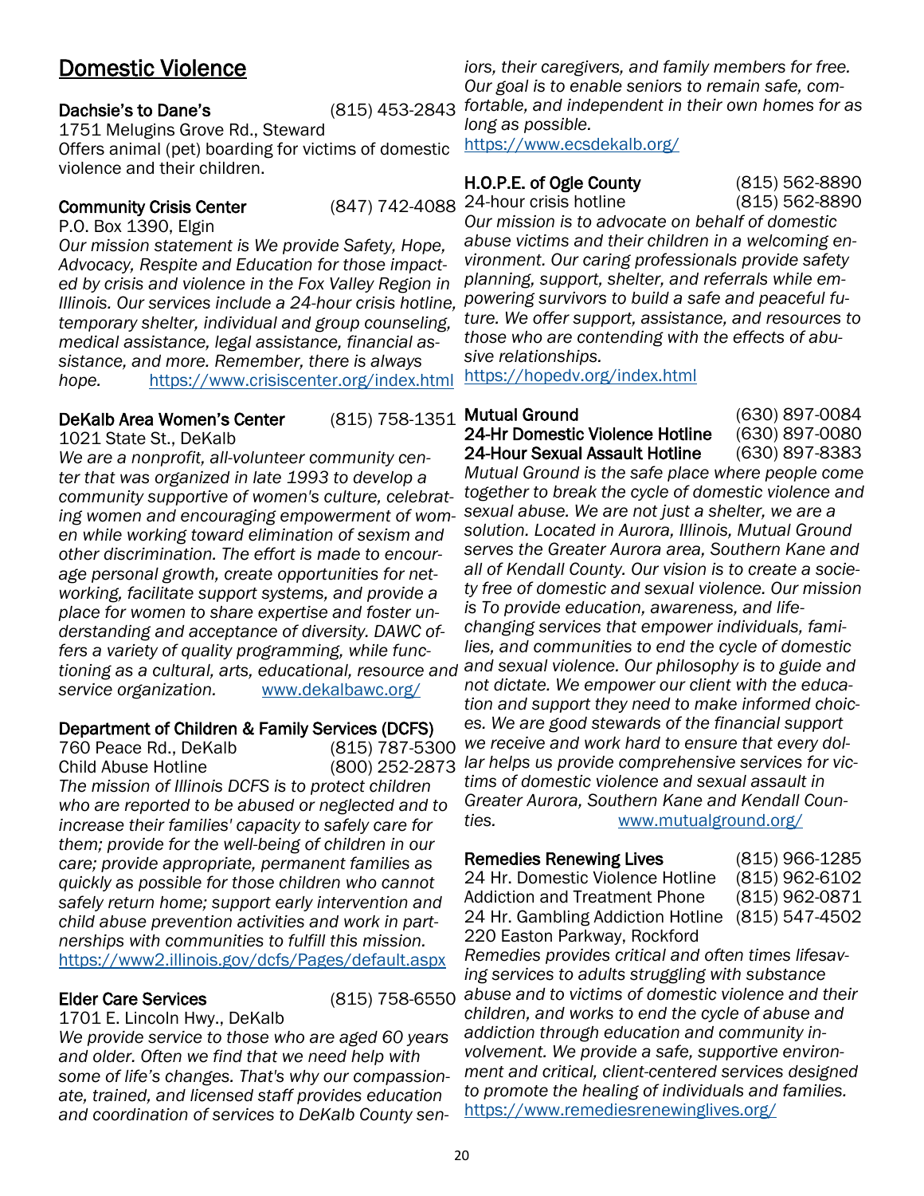# Domestic Violence

**Dachsie's to Dane's** (815) 453-2843
1751 Melugins Grove Rd., Steward
Offers animal (pet) boarding for victims of domestic violence and their children.

**Community Crisis Center** (847) 742-4088
P.O. Box 1390, Elgin
*Our mission statement is We provide Safety, Hope, Advocacy, Respite and Education for those impacted by crisis and violence in the Fox Valley Region in Illinois. Our services include a 24-hour crisis hotline, temporary shelter, individual and group counseling, medical assistance, legal assistance, financial assistance, and more. Remember, there is always hope.* https://www.crisiscenter.org/index.html

**DeKalb Area Women's Center** (815) 758-1351
1021 State St., DeKalb
*We are a nonprofit, all-volunteer community center that was organized in late 1993 to develop a community supportive of women's culture, celebrating women and encouraging empowerment of women while working toward elimination of sexism and other discrimination. The effort is made to encourage personal growth, create opportunities for networking, facilitate support systems, and provide a place for women to share expertise and foster understanding and acceptance of diversity. DAWC offers a variety of quality programming, while functioning as a cultural, arts, educational, resource and service organization.* www.dekalbawc.org/

**Department of Children & Family Services (DCFS)**
760 Peace Rd., DeKalb (815) 787-5300
Child Abuse Hotline (800) 252-2873
*The mission of Illinois DCFS is to protect children who are reported to be abused or neglected and to increase their families' capacity to safely care for them; provide for the well-being of children in our care; provide appropriate, permanent families as quickly as possible for those children who cannot safely return home; support early intervention and child abuse prevention activities and work in partnerships with communities to fulfill this mission.*
https://www2.illinois.gov/dcfs/Pages/default.aspx

**Elder Care Services** (815) 758-6550
1701 E. Lincoln Hwy., DeKalb
*We provide service to those who are aged 60 years and older. Often we find that we need help with some of life's changes. That's why our compassionate, trained, and licensed staff provides education and coordination of services to DeKalb County seniors, their caregivers, and family members for free. Our goal is to enable seniors to remain safe, comfortable, and independent in their own homes for as long as possible.*
https://www.ecsdekalb.org/

**H.O.P.E. of Ogle County** (815) 562-8890
24-hour crisis hotline (815) 562-8890
*Our mission is to advocate on behalf of domestic abuse victims and their children in a welcoming environment. Our caring professionals provide safety planning, support, shelter, and referrals while empowering survivors to build a safe and peaceful future. We offer support, assistance, and resources to those who are contending with the effects of abusive relationships.*
https://hopedv.org/index.html

**Mutual Ground** (630) 897-0084
**24-Hr Domestic Violence Hotline** (630) 897-0080
**24-Hour Sexual Assault Hotline** (630) 897-8383
*Mutual Ground is the safe place where people come together to break the cycle of domestic violence and sexual abuse. We are not just a shelter, we are a solution. Located in Aurora, Illinois, Mutual Ground serves the Greater Aurora area, Southern Kane and all of Kendall County. Our vision is to create a society free of domestic and sexual violence. Our mission is To provide education, awareness, and life-changing services that empower individuals, families, and communities to end the cycle of domestic and sexual violence. Our philosophy is to guide and not dictate. We empower our client with the education and support they need to make informed choices. We are good stewards of the financial support we receive and work hard to ensure that every dollar helps us provide comprehensive services for victims of domestic violence and sexual assault in Greater Aurora, Southern Kane and Kendall Counties.* www.mutualground.org/

**Remedies Renewing Lives** (815) 966-1285
24 Hr. Domestic Violence Hotline (815) 962-6102
Addiction and Treatment Phone (815) 962-0871
24 Hr. Gambling Addiction Hotline (815) 547-4502
220 Easton Parkway, Rockford
*Remedies provides critical and often times lifesaving services to adults struggling with substance abuse and to victims of domestic violence and their children, and works to end the cycle of abuse and addiction through education and community involvement. We provide a safe, supportive environment and critical, client-centered services designed to promote the healing of individuals and families.*
https://www.remediesrenewinglives.org/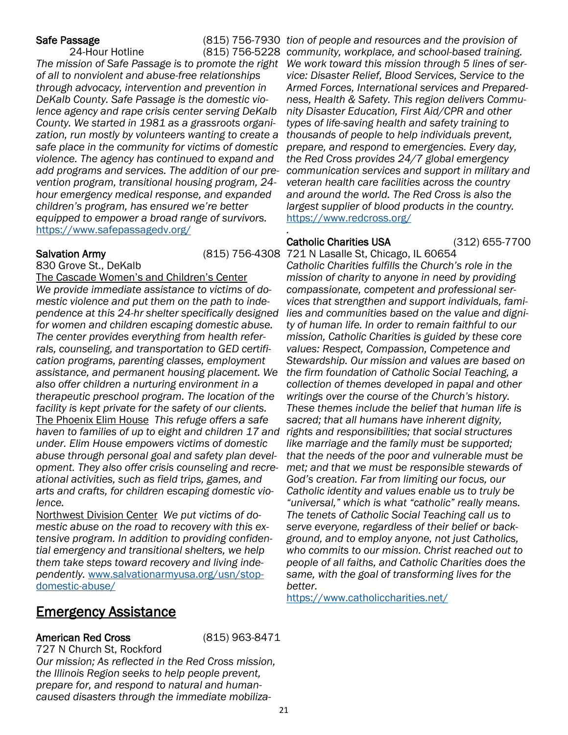**Safe Passage** (815) 756-7930

24-Hour Hotline (815) 756-5228

*The mission of Safe Passage is to promote the right of all to nonviolent and abuse-free relationships through advocacy, intervention and prevention in DeKalb County. Safe Passage is the domestic violence agency and rape crisis center serving DeKalb County. We started in 1981 as a grassroots organization, run mostly by volunteers wanting to create a safe place in the community for victims of domestic violence. The agency has continued to expand and add programs and services. The addition of our prevention program, transitional housing program, 24-hour emergency medical response, and expanded children's program, has ensured we're better equipped to empower a broad range of survivors.*
https://www.safepassagedv.org/

**Salvation Army** (815) 756-4308

830 Grove St., DeKalb

The Cascade Women's and Children's Center *We provide immediate assistance to victims of domestic violence and put them on the path to independence at this 24-hr shelter specifically designed for women and children escaping domestic abuse. The center provides everything from health referrals, counseling, and transportation to GED certification programs, parenting classes, employment assistance, and permanent housing placement. We also offer children a nurturing environment in a therapeutic preschool program. The location of the facility is kept private for the safety of our clients.*

The Phoenix Elim House *This refuge offers a safe haven to families of up to eight and children 17 and under. Elim House empowers victims of domestic abuse through personal goal and safety plan development. They also offer crisis counseling and recreational activities, such as field trips, games, and arts and crafts, for children escaping domestic violence.*

Northwest Division Center *We put victims of domestic abuse on the road to recovery with this extensive program. In addition to providing confidential emergency and transitional shelters, we help them take steps toward recovery and living independently.* www.salvationarmyusa.org/usn/stop-domestic-abuse/

## Emergency Assistance

**American Red Cross** (815) 963-8471

727 N Church St, Rockford

*Our mission; As reflected in the Red Cross mission, the Illinois Region seeks to help people prevent, prepare for, and respond to natural and human-caused disasters through the immediate mobilization of people and resources and the provision of community, workplace, and school-based training. We work toward this mission through 5 lines of service: Disaster Relief, Blood Services, Service to the Armed Forces, International services and Preparedness, Health & Safety. This region delivers Community Disaster Education, First Aid/CPR and other types of life-saving health and safety training to thousands of people to help individuals prevent, prepare, and respond to emergencies. Every day, the Red Cross provides 24/7 global emergency communication services and support in military and veteran health care facilities across the country and around the world. The Red Cross is also the largest supplier of blood products in the country.*
https://www.redcross.org/

**Catholic Charities USA** (312) 655-7700

721 N Lasalle St, Chicago, IL 60654

*Catholic Charities fulfills the Church's role in the mission of charity to anyone in need by providing compassionate, competent and professional services that strengthen and support individuals, families and communities based on the value and dignity of human life. In order to remain faithful to our mission, Catholic Charities is guided by these core values: Respect, Compassion, Competence and Stewardship. Our mission and values are based on the firm foundation of Catholic Social Teaching, a collection of themes developed in papal and other writings over the course of the Church's history. These themes include the belief that human life is sacred; that all humans have inherent dignity, rights and responsibilities; that social structures like marriage and the family must be supported; that the needs of the poor and vulnerable must be met; and that we must be responsible stewards of God's creation. Far from limiting our focus, our Catholic identity and values enable us to truly be "universal," which is what "catholic" really means. The tenets of Catholic Social Teaching call us to serve everyone, regardless of their belief or background, and to employ anyone, not just Catholics, who commits to our mission. Christ reached out to people of all faiths, and Catholic Charities does the same, with the goal of transforming lives for the better.*
https://www.catholiccharities.net/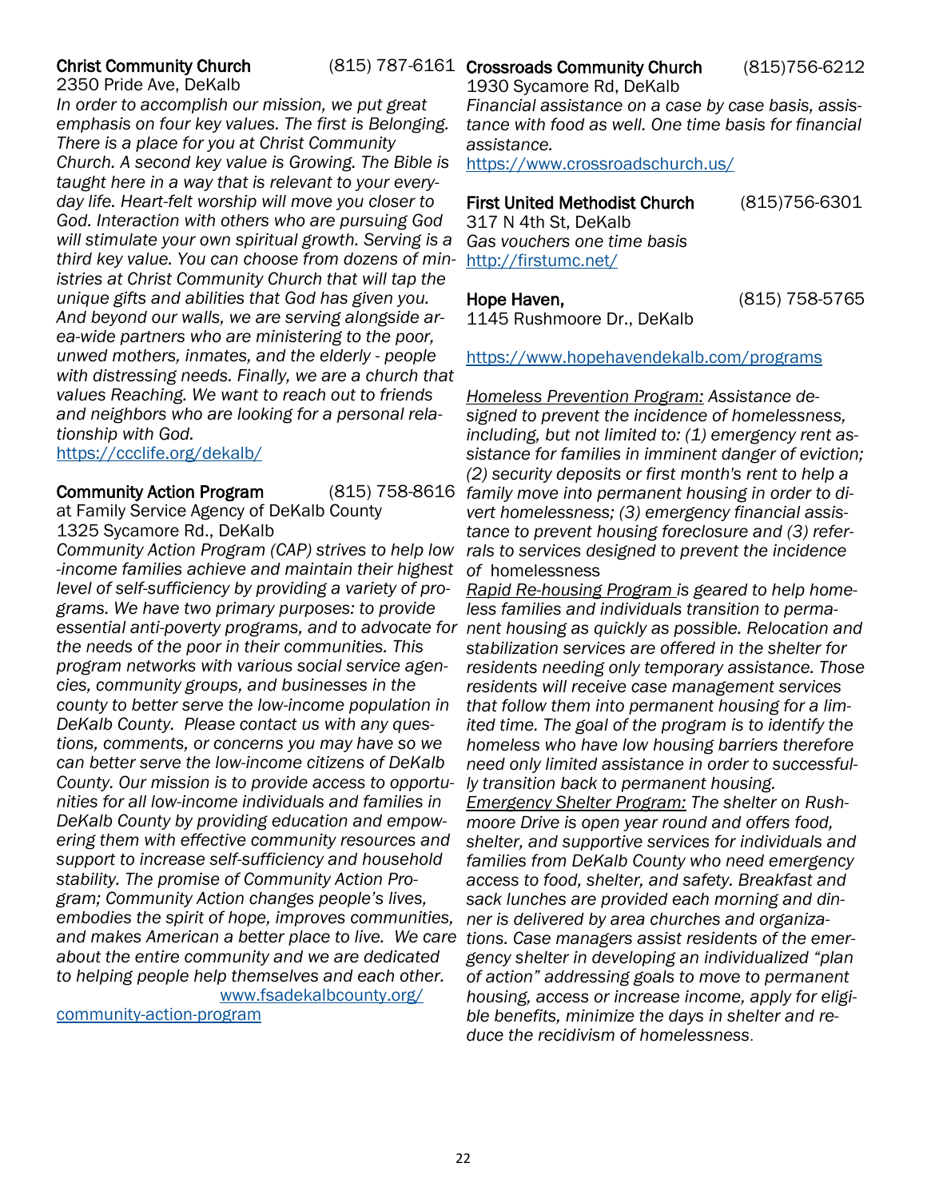**Christ Community Church** (815) 787-6161
2350 Pride Ave, DeKalb

*In order to accomplish our mission, we put great emphasis on four key values. The first is Belonging. There is a place for you at Christ Community Church. A second key value is Growing. The Bible is taught here in a way that is relevant to your everyday life. Heart-felt worship will move you closer to God. Interaction with others who are pursuing God will stimulate your own spiritual growth. Serving is a third key value. You can choose from dozens of ministries at Christ Community Church that will tap the unique gifts and abilities that God has given you. And beyond our walls, we are serving alongside area-wide partners who are ministering to the poor, unwed mothers, inmates, and the elderly - people with distressing needs. Finally, we are a church that values Reaching. We want to reach out to friends and neighbors who are looking for a personal relationship with God.*

https://ccclife.org/dekalb/

**Community Action Program** (815) 758-8616
at Family Service Agency of DeKalb County
1325 Sycamore Rd., DeKalb

*Community Action Program (CAP) strives to help low-income families achieve and maintain their highest level of self-sufficiency by providing a variety of programs. We have two primary purposes: to provide essential anti-poverty programs, and to advocate for the needs of the poor in their communities. This program networks with various social service agencies, community groups, and businesses in the county to better serve the low-income population in DeKalb County. Please contact us with any questions, comments, or concerns you may have so we can better serve the low-income citizens of DeKalb County. Our mission is to provide access to opportunities for all low-income individuals and families in DeKalb County by providing education and empowering them with effective community resources and support to increase self-sufficiency and household stability. The promise of Community Action Program; Community Action changes people's lives, embodies the spirit of hope, improves communities, and makes American a better place to live. We care about the entire community and we are dedicated to helping people help themselves and each other.*

www.fsadekalbcounty.org/community-action-program

**Crossroads Community Church** (815)756-6212
1930 Sycamore Rd, DeKalb

*Financial assistance on a case by case basis, assistance with food as well. One time basis for financial assistance.*

https://www.crossroadschurch.us/

**First United Methodist Church** (815)756-6301
317 N 4th St, DeKalb

*Gas vouchers one time basis*

http://firstumc.net/

**Hope Haven,** (815) 758-5765
1145 Rushmoore Dr., DeKalb

https://www.hopehavendekalb.com/programs

*Homeless Prevention Program: Assistance designed to prevent the incidence of homelessness, including, but not limited to: (1) emergency rent assistance for families in imminent danger of eviction; (2) security deposits or first month's rent to help a family move into permanent housing in order to divert homelessness; (3) emergency financial assistance to prevent housing foreclosure and (3) referrals to services designed to prevent the incidence of homelessness*

*Rapid Re-housing Program is geared to help homeless families and individuals transition to permanent housing as quickly as possible. Relocation and stabilization services are offered in the shelter for residents needing only temporary assistance. Those residents will receive case management services that follow them into permanent housing for a limited time. The goal of the program is to identify the homeless who have low housing barriers therefore need only limited assistance in order to successfully transition back to permanent housing.*

*Emergency Shelter Program: The shelter on Rushmoore Drive is open year round and offers food, shelter, and supportive services for individuals and families from DeKalb County who need emergency access to food, shelter, and safety. Breakfast and sack lunches are provided each morning and dinner is delivered by area churches and organizations. Case managers assist residents of the emergency shelter in developing an individualized "plan of action" addressing goals to move to permanent housing, access or increase income, apply for eligible benefits, minimize the days in shelter and reduce the recidivism of homelessness.*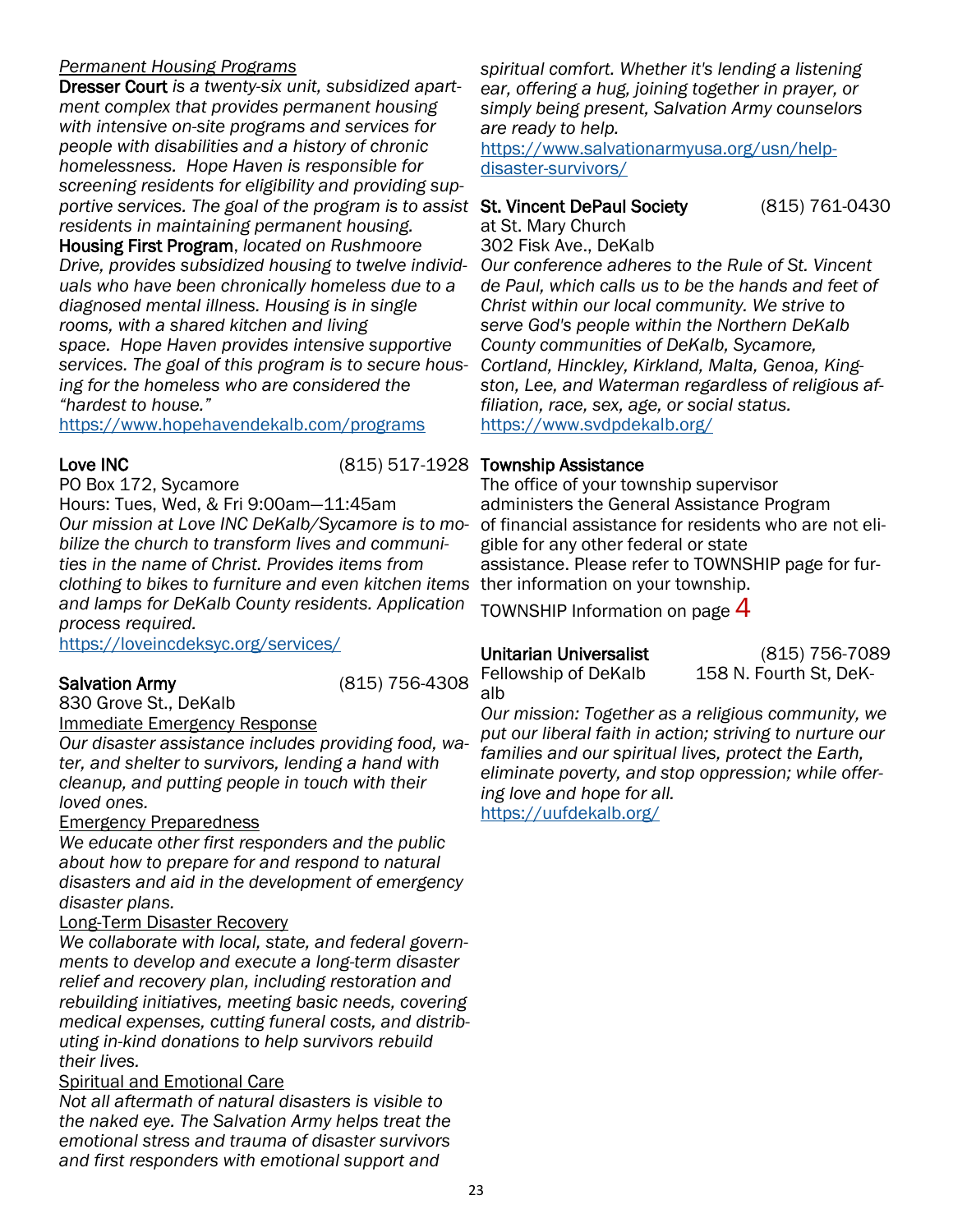*Permanent Housing Programs*

**Dresser Court** *is a twenty-six unit, subsidized apartment complex that provides permanent housing with intensive on-site programs and services for people with disabilities and a history of chronic homelessness. Hope Haven is responsible for screening residents for eligibility and providing supportive services. The goal of the program is to assist residents in maintaining permanent housing.*

**Housing First Program**, *located on Rushmoore Drive, provides subsidized housing to twelve individuals who have been chronically homeless due to a diagnosed mental illness. Housing is in single rooms, with a shared kitchen and living space. Hope Haven provides intensive supportive services. The goal of this program is to secure housing for the homeless who are considered the "hardest to house."*

https://www.hopehavendekalb.com/programs

**Love INC** (815) 517-1928

PO Box 172, Sycamore

Hours: Tues, Wed, & Fri 9:00am—11:45am

*Our mission at Love INC DeKalb/Sycamore is to mobilize the church to transform lives and communities in the name of Christ. Provides items from clothing to bikes to furniture and even kitchen items and lamps for DeKalb County residents. Application process required.*

https://loveincdeksyc.org/services/

**Salvation Army** (815) 756-4308

830 Grove St., DeKalb

Immediate Emergency Response

*Our disaster assistance includes providing food, water, and shelter to survivors, lending a hand with cleanup, and putting people in touch with their loved ones.*

Emergency Preparedness

*We educate other first responders and the public about how to prepare for and respond to natural disasters and aid in the development of emergency disaster plans.*

Long-Term Disaster Recovery

*We collaborate with local, state, and federal governments to develop and execute a long-term disaster relief and recovery plan, including restoration and rebuilding initiatives, meeting basic needs, covering medical expenses, cutting funeral costs, and distributing in-kind donations to help survivors rebuild their lives.*

Spiritual and Emotional Care

*Not all aftermath of natural disasters is visible to the naked eye. The Salvation Army helps treat the emotional stress and trauma of disaster survivors and first responders with emotional support and spiritual comfort. Whether it's lending a listening ear, offering a hug, joining together in prayer, or simply being present, Salvation Army counselors are ready to help.*

https://www.salvationarmyusa.org/usn/help-disaster-survivors/

**St. Vincent DePaul Society** (815) 761-0430

at St. Mary Church

302 Fisk Ave., DeKalb

*Our conference adheres to the Rule of St. Vincent de Paul, which calls us to be the hands and feet of Christ within our local community. We strive to serve God's people within the Northern DeKalb County communities of DeKalb, Sycamore, Cortland, Hinckley, Kirkland, Malta, Genoa, Kingston, Lee, and Waterman regardless of religious affiliation, race, sex, age, or social status.*

https://www.svdpdekalb.org/

**Township Assistance**

The office of your township supervisor administers the General Assistance Program of financial assistance for residents who are not eligible for any other federal or state assistance. Please refer to TOWNSHIP page for further information on your township.

TOWNSHIP Information on page 4

**Unitarian Universalist** (815) 756-7089

Fellowship of DeKalb 158 N. Fourth St, DeKalb

*Our mission: Together as a religious community, we put our liberal faith in action; striving to nurture our families and our spiritual lives, protect the Earth, eliminate poverty, and stop oppression; while offering love and hope for all.*

https://uufdekalb.org/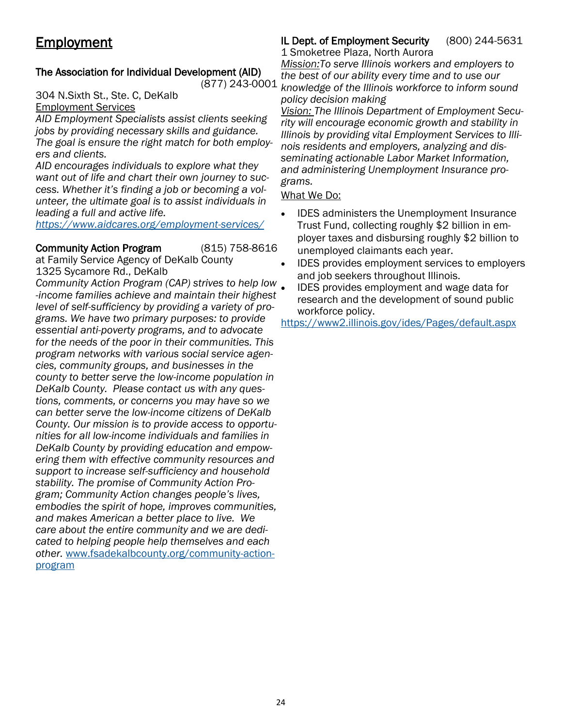# Employment

### The Association for Individual Development (AID)

(877) 243-0001

304 N.Sixth St., Ste. C, DeKalb

Employment Services

*AID Employment Specialists assist clients seeking jobs by providing necessary skills and guidance. The goal is ensure the right match for both employers and clients.*

*AID encourages individuals to explore what they want out of life and chart their own journey to success. Whether it's finding a job or becoming a volunteer, the ultimate goal is to assist individuals in leading a full and active life.*

*https://www.aidcares.org/employment-services/*

### Community Action Program (815) 758-8616

at Family Service Agency of DeKalb County
1325 Sycamore Rd., DeKalb

*Community Action Program (CAP) strives to help low-income families achieve and maintain their highest level of self-sufficiency by providing a variety of programs. We have two primary purposes: to provide essential anti-poverty programs, and to advocate for the needs of the poor in their communities. This program networks with various social service agencies, community groups, and businesses in the county to better serve the low-income population in DeKalb County. Please contact us with any questions, comments, or concerns you may have so we can better serve the low-income citizens of DeKalb County. Our mission is to provide access to opportunities for all low-income individuals and families in DeKalb County by providing education and empowering them with effective community resources and support to increase self-sufficiency and household stability. The promise of Community Action Program; Community Action changes people's lives, embodies the spirit of hope, improves communities, and makes American a better place to live. We care about the entire community and we are dedicated to helping people help themselves and each other.* www.fsadekalbcounty.org/community-action-program

### IL Dept. of Employment Security (800) 244-5631

1 Smoketree Plaza, North Aurora

Mission:*To serve Illinois workers and employers to the best of our ability every time and to use our knowledge of the Illinois workforce to inform sound policy decision making*

Vision: *The Illinois Department of Employment Security will encourage economic growth and stability in Illinois by providing vital Employment Services to Illinois residents and employers, analyzing and disseminating actionable Labor Market Information, and administering Unemployment Insurance programs.*

What We Do:

- IDES administers the Unemployment Insurance Trust Fund, collecting roughly $2 billion in employer taxes and disbursing roughly $2 billion to unemployed claimants each year.
- IDES provides employment services to employers and job seekers throughout Illinois.
- IDES provides employment and wage data for research and the development of sound public workforce policy.

https://www2.illinois.gov/ides/Pages/default.aspx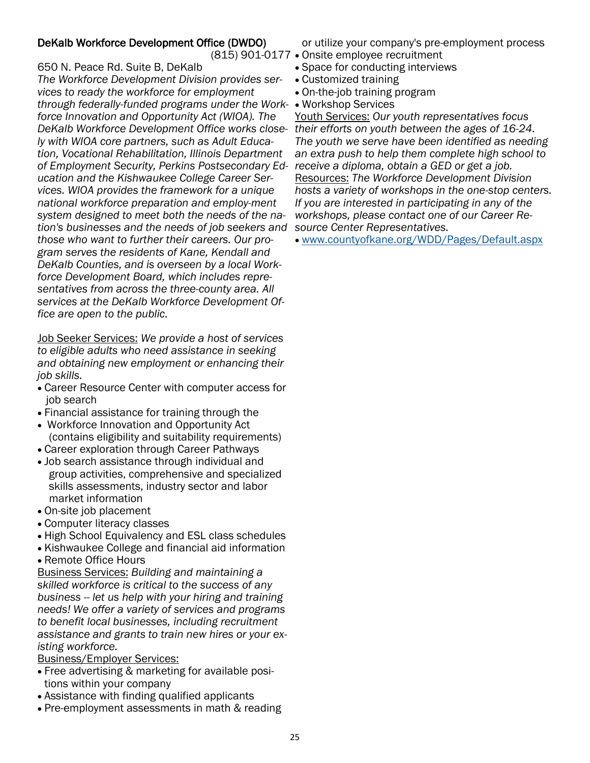### DeKalb Workforce Development Office (DWDO)

(815) 901-0177

650 N. Peace Rd. Suite B, DeKalb

*The Workforce Development Division provides services to ready the workforce for employment through federally-funded programs under the Workforce Innovation and Opportunity Act (WIOA). The DeKalb Workforce Development Office works closely with WIOA core partners, such as Adult Education, Vocational Rehabilitation, Illinois Department of Employment Security, Perkins Postsecondary Education and the Kishwaukee College Career Services. WIOA provides the framework for a unique national workforce preparation and employ-ment system designed to meet both the needs of the nation's businesses and the needs of job seekers and those who want to further their careers. Our program serves the residents of Kane, Kendall and DeKalb Counties, and is overseen by a local Workforce Development Board, which includes representatives from across the three-county area. All services at the DeKalb Workforce Development Office are open to the public.*

Job Seeker Services: *We provide a host of services to eligible adults who need assistance in seeking and obtaining new employment or enhancing their job skills.*

- Career Resource Center with computer access for job search
- Financial assistance for training through the
- Workforce Innovation and Opportunity Act (contains eligibility and suitability requirements)
- Career exploration through Career Pathways
- Job search assistance through individual and group activities, comprehensive and specialized skills assessments, industry sector and labor market information
- On-site job placement
- Computer literacy classes
- High School Equivalency and ESL class schedules
- Kishwaukee College and financial aid information
- Remote Office Hours

Business Services: *Building and maintaining a skilled workforce is critical to the success of any business -- let us help with your hiring and training needs! We offer a variety of services and programs to benefit local businesses, including recruitment assistance and grants to train new hires or your existing workforce.*

Business/Employer Services:

- Free advertising & marketing for available positions within your company
- Assistance with finding qualified applicants
- Pre-employment assessments in math & reading or utilize your company's pre-employment process
- Onsite employee recruitment
- Space for conducting interviews
- Customized training
- On-the-job training program
- Workshop Services

Youth Services: *Our youth representatives focus their efforts on youth between the ages of 16-24. The youth we serve have been identified as needing an extra push to help them complete high school to receive a diploma, obtain a GED or get a job.*

Resources: *The Workforce Development Division hosts a variety of workshops in the one-stop centers. If you are interested in participating in any of the workshops, please contact one of our Career Resource Center Representatives.*

- www.countyofkane.org/WDD/Pages/Default.aspx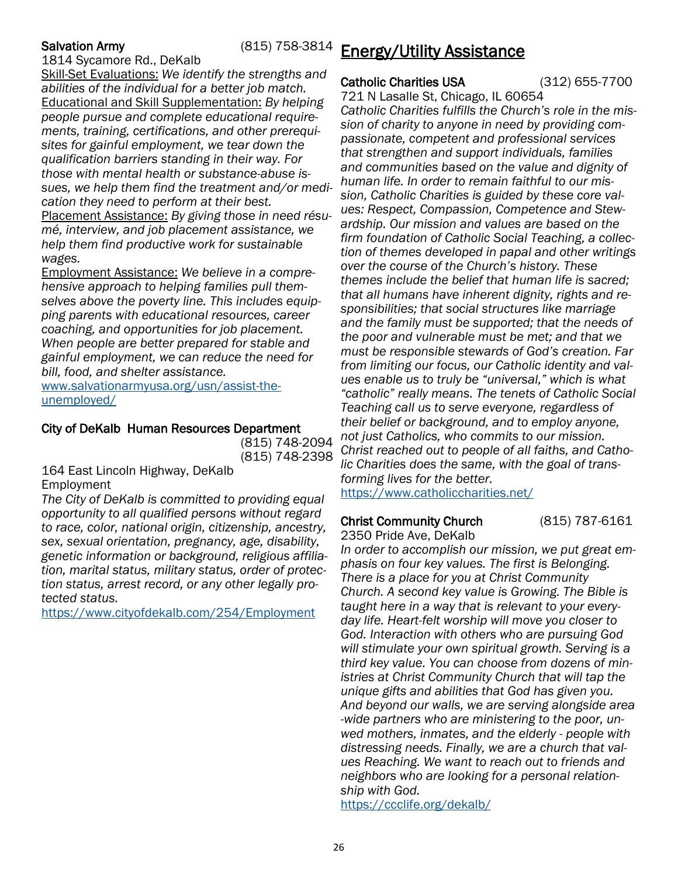**Salvation Army** (815) 758-3814
1814 Sycamore Rd., DeKalb

Skill-Set Evaluations: *We identify the strengths and abilities of the individual for a better job match.*
Educational and Skill Supplementation: *By helping people pursue and complete educational requirements, training, certifications, and other prerequisites for gainful employment, we tear down the qualification barriers standing in their way. For those with mental health or substance-abuse issues, we help them find the treatment and/or medication they need to perform at their best.*
Placement Assistance: *By giving those in need résumé, interview, and job placement assistance, we help them find productive work for sustainable wages.*
Employment Assistance: *We believe in a comprehensive approach to helping families pull themselves above the poverty line. This includes equipping parents with educational resources, career coaching, and opportunities for job placement. When people are better prepared for stable and gainful employment, we can reduce the need for bill, food, and shelter assistance.*
www.salvationarmyusa.org/usn/assist-the-unemployed/

**City of DeKalb Human Resources Department** (815) 748-2094
(815) 748-2398
164 East Lincoln Highway, DeKalb
Employment
*The City of DeKalb is committed to providing equal opportunity to all qualified persons without regard to race, color, national origin, citizenship, ancestry, sex, sexual orientation, pregnancy, age, disability, genetic information or background, religious affiliation, marital status, military status, order of protection status, arrest record, or any other legally protected status.*
https://www.cityofdekalb.com/254/Employment

## Energy/Utility Assistance

**Catholic Charities USA** (312) 655-7700
721 N Lasalle St, Chicago, IL 60654
*Catholic Charities fulfills the Church's role in the mission of charity to anyone in need by providing compassionate, competent and professional services that strengthen and support individuals, families and communities based on the value and dignity of human life. In order to remain faithful to our mission, Catholic Charities is guided by these core values: Respect, Compassion, Competence and Stewardship. Our mission and values are based on the firm foundation of Catholic Social Teaching, a collection of themes developed in papal and other writings over the course of the Church's history. These themes include the belief that human life is sacred; that all humans have inherent dignity, rights and responsibilities; that social structures like marriage and the family must be supported; that the needs of the poor and vulnerable must be met; and that we must be responsible stewards of God's creation. Far from limiting our focus, our Catholic identity and values enable us to truly be "universal," which is what "catholic" really means. The tenets of Catholic Social Teaching call us to serve everyone, regardless of their belief or background, and to employ anyone, not just Catholics, who commits to our mission. Christ reached out to people of all faiths, and Catholic Charities does the same, with the goal of transforming lives for the better.*
https://www.catholiccharities.net/

**Christ Community Church** (815) 787-6161
2350 Pride Ave, DeKalb
*In order to accomplish our mission, we put great emphasis on four key values. The first is Belonging. There is a place for you at Christ Community Church. A second key value is Growing. The Bible is taught here in a way that is relevant to your everyday life. Heart-felt worship will move you closer to God. Interaction with others who are pursuing God will stimulate your own spiritual growth. Serving is a third key value. You can choose from dozens of ministries at Christ Community Church that will tap the unique gifts and abilities that God has given you. And beyond our walls, we are serving alongside area-wide partners who are ministering to the poor, unwed mothers, inmates, and the elderly - people with distressing needs. Finally, we are a church that values Reaching. We want to reach out to friends and neighbors who are looking for a personal relationship with God.*
https://ccclife.org/dekalb/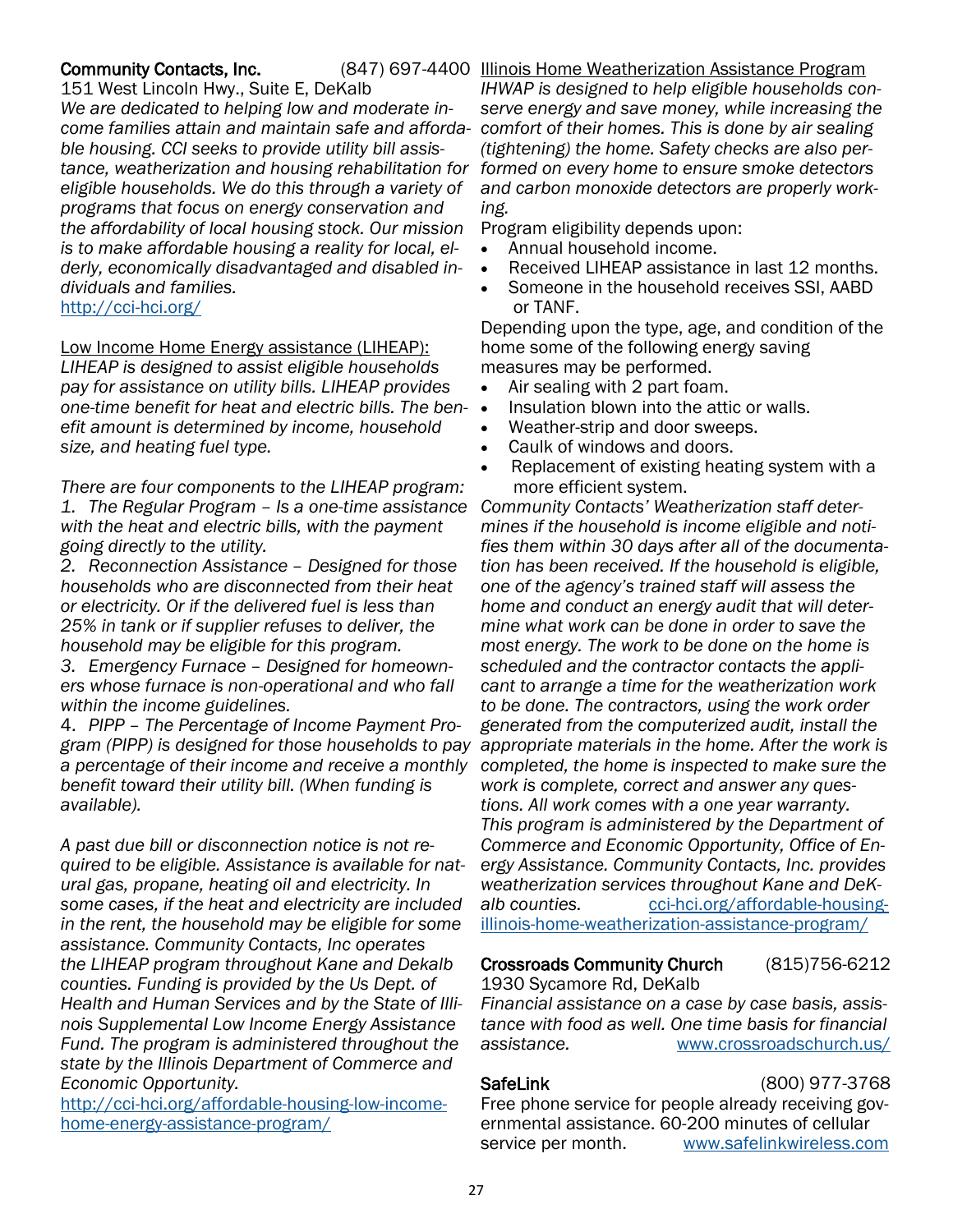**Community Contacts, Inc.** (847) 697-4400
151 West Lincoln Hwy., Suite E, DeKalb
*We are dedicated to helping low and moderate income families attain and maintain safe and affordable housing. CCI seeks to provide utility bill assistance, weatherization and housing rehabilitation for eligible households. We do this through a variety of programs that focus on energy conservation and the affordability of local housing stock. Our mission is to make affordable housing a reality for local, elderly, economically disadvantaged and disabled individuals and families.*
http://cci-hci.org/

Low Income Home Energy assistance (LIHEAP):
*LIHEAP is designed to assist eligible households pay for assistance on utility bills. LIHEAP provides one-time benefit for heat and electric bills. The benefit amount is determined by income, household size, and heating fuel type.*

*There are four components to the LIHEAP program:*
*1. The Regular Program – Is a one-time assistance with the heat and electric bills, with the payment going directly to the utility.*
*2. Reconnection Assistance – Designed for those households who are disconnected from their heat or electricity. Or if the delivered fuel is less than 25% in tank or if supplier refuses to deliver, the household may be eligible for this program.*
*3. Emergency Furnace – Designed for homeowners whose furnace is non-operational and who fall within the income guidelines.*
*4. PIPP – The Percentage of Income Payment Program (PIPP) is designed for those households to pay a percentage of their income and receive a monthly benefit toward their utility bill. (When funding is available).*

*A past due bill or disconnection notice is not required to be eligible. Assistance is available for natural gas, propane, heating oil and electricity. In some cases, if the heat and electricity are included in the rent, the household may be eligible for some assistance. Community Contacts, Inc operates the LIHEAP program throughout Kane and Dekalb counties. Funding is provided by the Us Dept. of Health and Human Services and by the State of Illinois Supplemental Low Income Energy Assistance Fund. The program is administered throughout the state by the Illinois Department of Commerce and Economic Opportunity.*
http://cci-hci.org/affordable-housing-low-income-home-energy-assistance-program/

Illinois Home Weatherization Assistance Program
*IHWAP is designed to help eligible households conserve energy and save money, while increasing the comfort of their homes. This is done by air sealing (tightening) the home. Safety checks are also performed on every home to ensure smoke detectors and carbon monoxide detectors are properly working.*
Program eligibility depends upon:

- Annual household income.
- Received LIHEAP assistance in last 12 months.
- Someone in the household receives SSI, AABD or TANF.

Depending upon the type, age, and condition of the home some of the following energy saving measures may be performed.

- Air sealing with 2 part foam.
- Insulation blown into the attic or walls.
- Weather-strip and door sweeps.
- Caulk of windows and doors.
- Replacement of existing heating system with a more efficient system.

*Community Contacts' Weatherization staff determines if the household is income eligible and notifies them within 30 days after all of the documentation has been received. If the household is eligible, one of the agency's trained staff will assess the home and conduct an energy audit that will determine what work can be done in order to save the most energy. The work to be done on the home is scheduled and the contractor contacts the applicant to arrange a time for the weatherization work to be done. The contractors, using the work order generated from the computerized audit, install the appropriate materials in the home. After the work is completed, the home is inspected to make sure the work is complete, correct and answer any questions. All work comes with a one year warranty. This program is administered by the Department of Commerce and Economic Opportunity, Office of Energy Assistance. Community Contacts, Inc. provides weatherization services throughout Kane and DeKalb counties.* cci-hci.org/affordable-housing-illinois-home-weatherization-assistance-program/

**Crossroads Community Church** (815)756-6212
1930 Sycamore Rd, DeKalb
*Financial assistance on a case by case basis, assistance with food as well. One time basis for financial assistance.* www.crossroadschurch.us/

**SafeLink** (800) 977-3768
Free phone service for people already receiving governmental assistance. 60-200 minutes of cellular service per month. www.safelinkwireless.com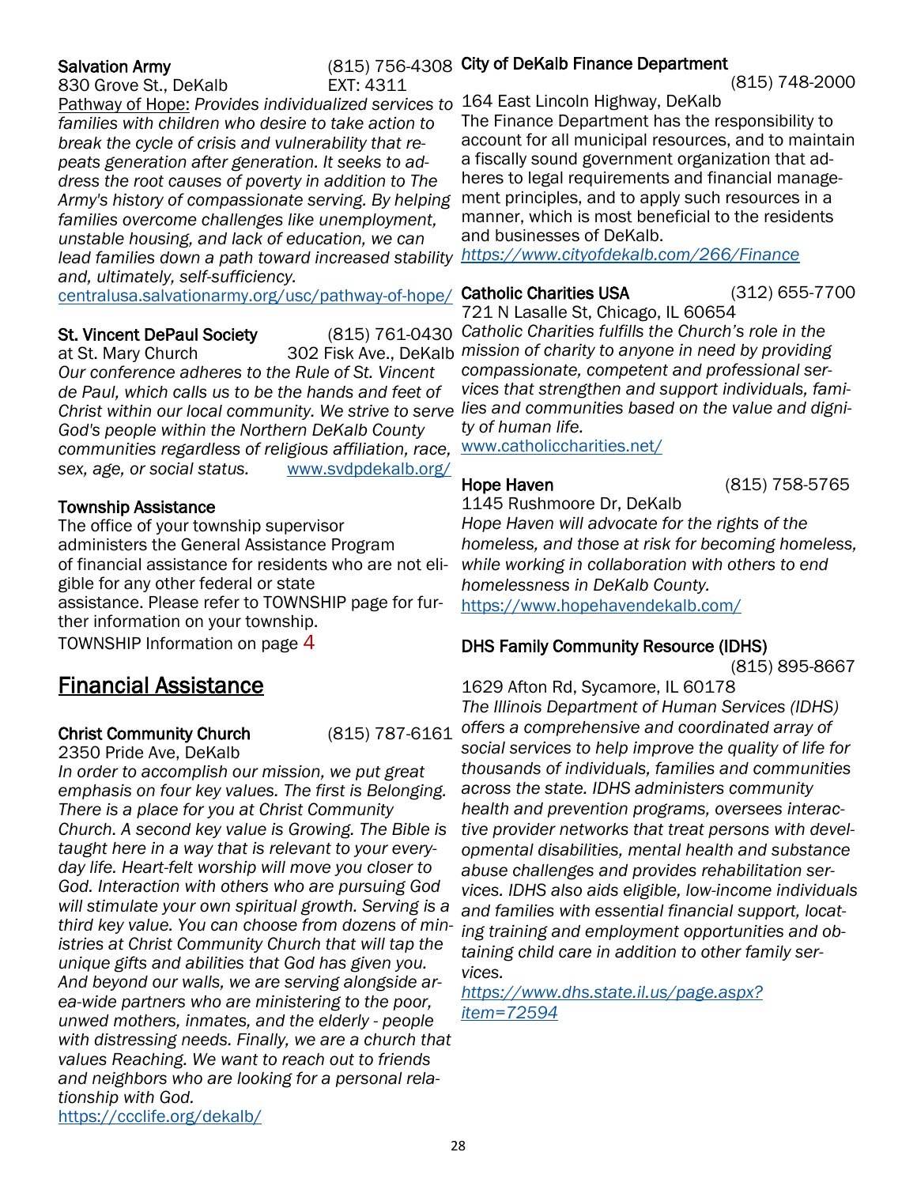**Salvation Army** (815) 756-4308 EXT: 4311
830 Grove St., DeKalb

Pathway of Hope: *Provides individualized services to families with children who desire to take action to break the cycle of crisis and vulnerability that repeats generation after generation. It seeks to address the root causes of poverty in addition to The Army's history of compassionate serving. By helping families overcome challenges like unemployment, unstable housing, and lack of education, we can lead families down a path toward increased stability and, ultimately, self-sufficiency.*
centralusa.salvationarmy.org/usc/pathway-of-hope/

**St. Vincent DePaul Society** (815) 761-0430
at St. Mary Church 302 Fisk Ave., DeKalb
*Our conference adheres to the Rule of St. Vincent de Paul, which calls us to be the hands and feet of Christ within our local community. We strive to serve God's people within the Northern DeKalb County communities regardless of religious affiliation, race, sex, age, or social status.* www.svdpdekalb.org/

**Township Assistance**
The office of your township supervisor administers the General Assistance Program of financial assistance for residents who are not eligible for any other federal or state assistance. Please refer to TOWNSHIP page for further information on your township.
TOWNSHIP Information on page 4

## Financial Assistance

**Christ Community Church** (815) 787-6161
2350 Pride Ave, DeKalb
*In order to accomplish our mission, we put great emphasis on four key values. The first is Belonging. There is a place for you at Christ Community Church. A second key value is Growing. The Bible is taught here in a way that is relevant to your everyday life. Heart-felt worship will move you closer to God. Interaction with others who are pursuing God will stimulate your own spiritual growth. Serving is a third key value. You can choose from dozens of ministries at Christ Community Church that will tap the unique gifts and abilities that God has given you. And beyond our walls, we are serving alongside area-wide partners who are ministering to the poor, unwed mothers, inmates, and the elderly - people with distressing needs. Finally, we are a church that values Reaching. We want to reach out to friends and neighbors who are looking for a personal relationship with God.*
https://ccclife.org/dekalb/

**City of DeKalb Finance Department** (815) 748-2000
164 East Lincoln Highway, DeKalb
The Finance Department has the responsibility to account for all municipal resources, and to maintain a fiscally sound government organization that adheres to legal requirements and financial management principles, and to apply such resources in a manner, which is most beneficial to the residents and businesses of DeKalb.
*https://www.cityofdekalb.com/266/Finance*

**Catholic Charities USA** (312) 655-7700
721 N Lasalle St, Chicago, IL 60654
*Catholic Charities fulfills the Church's role in the mission of charity to anyone in need by providing compassionate, competent and professional services that strengthen and support individuals, families and communities based on the value and dignity of human life.*
www.catholiccharities.net/

**Hope Haven** (815) 758-5765
1145 Rushmoore Dr, DeKalb
*Hope Haven will advocate for the rights of the homeless, and those at risk for becoming homeless, while working in collaboration with others to end homelessness in DeKalb County.*
https://www.hopehavendekalb.com/

**DHS Family Community Resource (IDHS)** (815) 895-8667
1629 Afton Rd, Sycamore, IL 60178
*The Illinois Department of Human Services (IDHS) offers a comprehensive and coordinated array of social services to help improve the quality of life for thousands of individuals, families and communities across the state. IDHS administers community health and prevention programs, oversees interactive provider networks that treat persons with developmental disabilities, mental health and substance abuse challenges and provides rehabilitation services. IDHS also aids eligible, low-income individuals and families with essential financial support, locating training and employment opportunities and obtaining child care in addition to other family services.*
*https://www.dhs.state.il.us/page.aspx?item=72594*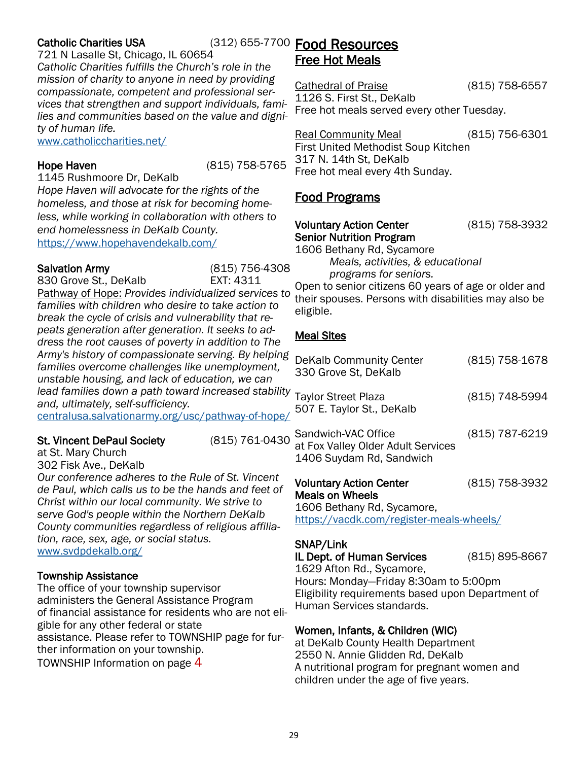**Catholic Charities USA** (312) 655-7700
721 N Lasalle St, Chicago, IL 60654
*Catholic Charities fulfills the Church's role in the mission of charity to anyone in need by providing compassionate, competent and professional services that strengthen and support individuals, families and communities based on the value and dignity of human life.*
www.catholiccharities.net/

**Hope Haven** (815) 758-5765
1145 Rushmoore Dr, DeKalb
*Hope Haven will advocate for the rights of the homeless, and those at risk for becoming homeless, while working in collaboration with others to end homelessness in DeKalb County.*
https://www.hopehavendekalb.com/

**Salvation Army** (815) 756-4308 EXT: 4311
830 Grove St., DeKalb
Pathway of Hope: *Provides individualized services to families with children who desire to take action to break the cycle of crisis and vulnerability that repeats generation after generation. It seeks to address the root causes of poverty in addition to The Army's history of compassionate serving. By helping families overcome challenges like unemployment, unstable housing, and lack of education, we can lead families down a path toward increased stability and, ultimately, self-sufficiency.*
centralusa.salvationarmy.org/usc/pathway-of-hope/

**St. Vincent DePaul Society** (815) 761-0430
at St. Mary Church
302 Fisk Ave., DeKalb
*Our conference adheres to the Rule of St. Vincent de Paul, which calls us to be the hands and feet of Christ within our local community. We strive to serve God's people within the Northern DeKalb County communities regardless of religious affiliation, race, sex, age, or social status.*
www.svdpdekalb.org/

**Township Assistance**
The office of your township supervisor administers the General Assistance Program of financial assistance for residents who are not eligible for any other federal or state assistance. Please refer to TOWNSHIP page for further information on your township.
TOWNSHIP Information on page 4

# Food Resources

## Free Hot Meals

Cathedral of Praise (815) 758-6557
1126 S. First St., DeKalb
Free hot meals served every other Tuesday.

Real Community Meal (815) 756-6301
First United Methodist Soup Kitchen
317 N. 14th St, DeKalb
Free hot meal every 4th Sunday.

## Food Programs

**Voluntary Action Center** (815) 758-3932
**Senior Nutrition Program**
1606 Bethany Rd, Sycamore
*Meals, activities, & educational programs for seniors.*
Open to senior citizens 60 years of age or older and their spouses. Persons with disabilities may also be eligible.

### Meal Sites

DeKalb Community Center (815) 758-1678
330 Grove St, DeKalb

Taylor Street Plaza (815) 748-5994
507 E. Taylor St., DeKalb

Sandwich-VAC Office (815) 787-6219
at Fox Valley Older Adult Services
1406 Suydam Rd, Sandwich

**Voluntary Action Center** (815) 758-3932
**Meals on Wheels**
1606 Bethany Rd, Sycamore,
https://vacdk.com/register-meals-wheels/

**SNAP/Link**
**IL Dept. of Human Services** (815) 895-8667
1629 Afton Rd., Sycamore,
Hours: Monday—Friday 8:30am to 5:00pm
Eligibility requirements based upon Department of Human Services standards.

**Women, Infants, & Children (WIC)**
at DeKalb County Health Department
2550 N. Annie Glidden Rd, DeKalb
A nutritional program for pregnant women and children under the age of five years.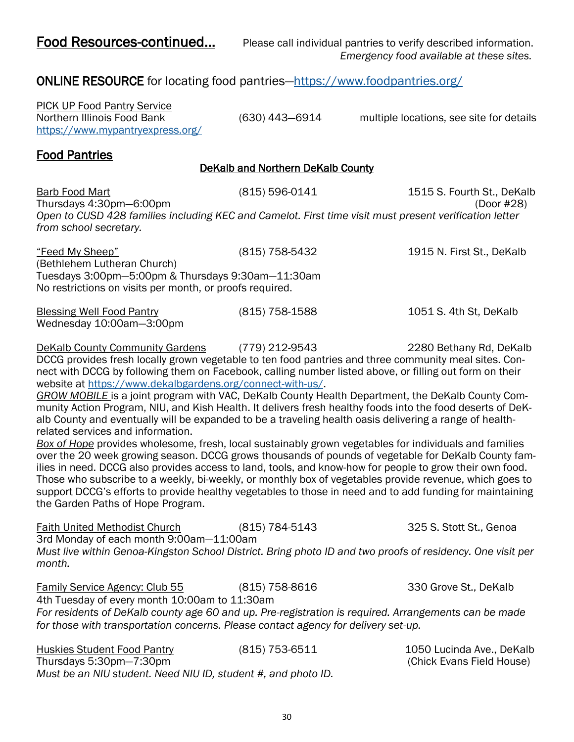## Food Resources-continued...

Please call individual pantries to verify described information.
*Emergency food available at these sites.*

**ONLINE RESOURCE** for locating food pantries—https://www.foodpantries.org/

PICK UP Food Pantry Service
Northern Illinois Food Bank (630) 443—6914 multiple locations, see site for details
https://www.mypantryexpress.org/

## Food Pantries

### DeKalb and Northern DeKalb County

Barb Food Mart (815) 596-0141 1515 S. Fourth St., DeKalb (Door #28)
Thursdays 4:30pm—6:00pm
*Open to CUSD 428 families including KEC and Camelot. First time visit must present verification letter from school secretary.*

"Feed My Sheep" (815) 758-5432 1915 N. First St., DeKalb
(Bethlehem Lutheran Church)
Tuesdays 3:00pm—5:00pm & Thursdays 9:30am—11:30am
No restrictions on visits per month, or proofs required.

Blessing Well Food Pantry (815) 758-1588 1051 S. 4th St, DeKalb
Wednesday 10:00am—3:00pm

DeKalb County Community Gardens (779) 212-9543 2280 Bethany Rd, DeKalb
DCCG provides fresh locally grown vegetable to ten food pantries and three community meal sites. Connect with DCCG by following them on Facebook, calling number listed above, or filling out form on their website at https://www.dekalbgardens.org/connect-with-us/.
*GROW MOBILE* is a joint program with VAC, DeKalb County Health Department, the DeKalb County Community Action Program, NIU, and Kish Health. It delivers fresh healthy foods into the food deserts of DeKalb County and eventually will be expanded to be a traveling health oasis delivering a range of health-related services and information.
*Box of Hope* provides wholesome, fresh, local sustainably grown vegetables for individuals and families over the 20 week growing season. DCCG grows thousands of pounds of vegetable for DeKalb County families in need. DCCG also provides access to land, tools, and know-how for people to grow their own food. Those who subscribe to a weekly, bi-weekly, or monthly box of vegetables provide revenue, which goes to support DCCG's efforts to provide healthy vegetables to those in need and to add funding for maintaining the Garden Paths of Hope Program.

Faith United Methodist Church (815) 784-5143 325 S. Stott St., Genoa
3rd Monday of each month 9:00am—11:00am
*Must live within Genoa-Kingston School District. Bring photo ID and two proofs of residency. One visit per month.*

Family Service Agency: Club 55 (815) 758-8616 330 Grove St., DeKalb
4th Tuesday of every month 10:00am to 11:30am
*For residents of DeKalb county age 60 and up. Pre-registration is required. Arrangements can be made for those with transportation concerns. Please contact agency for delivery set-up.*

Huskies Student Food Pantry (815) 753-6511 1050 Lucinda Ave., DeKalb (Chick Evans Field House)
Thursdays 5:30pm—7:30pm
*Must be an NIU student. Need NIU ID, student #, and photo ID.*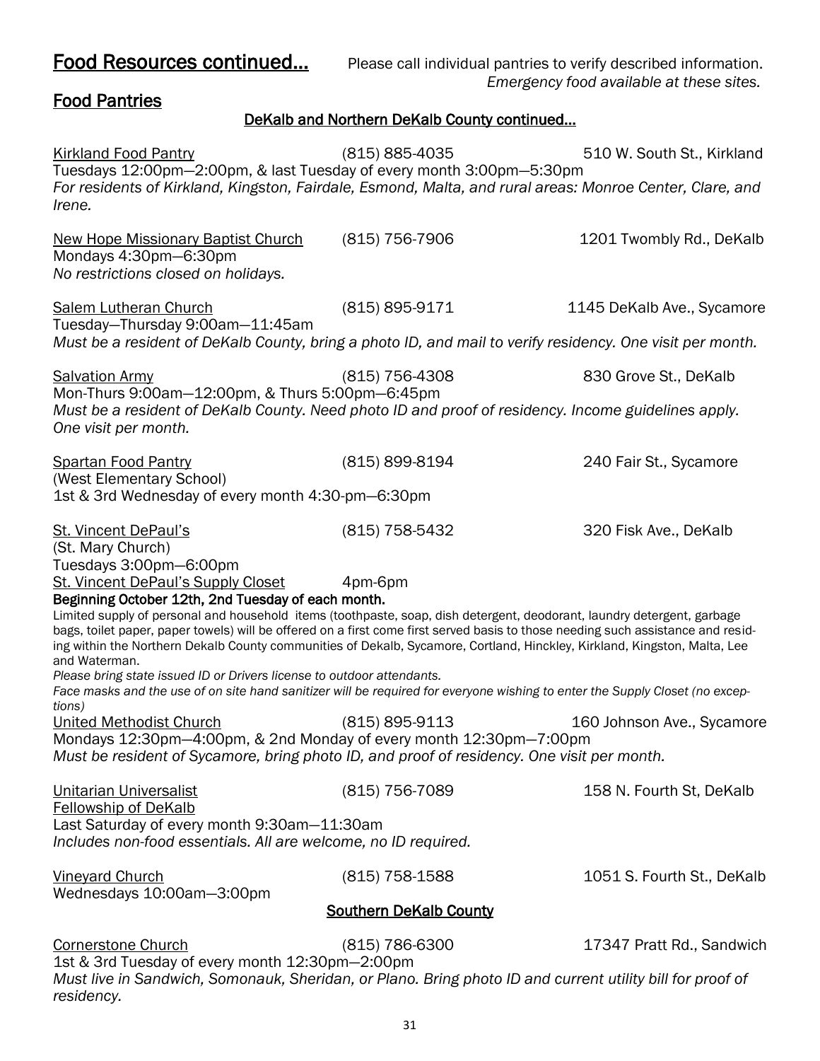# Food Resources continued...

Please call individual pantries to verify described information.
*Emergency food available at these sites.*

## Food Pantries

### DeKalb and Northern DeKalb County continued...

Kirkland Food Pantry (815) 885-4035 510 W. South St., Kirkland
Tuesdays 12:00pm—2:00pm, & last Tuesday of every month 3:00pm—5:30pm
*For residents of Kirkland, Kingston, Fairdale, Esmond, Malta, and rural areas: Monroe Center, Clare, and Irene.*

New Hope Missionary Baptist Church (815) 756-7906 1201 Twombly Rd., DeKalb
Mondays 4:30pm—6:30pm
*No restrictions closed on holidays.*

Salem Lutheran Church (815) 895-9171 1145 DeKalb Ave., Sycamore
Tuesday—Thursday 9:00am—11:45am
*Must be a resident of DeKalb County, bring a photo ID, and mail to verify residency. One visit per month.*

Salvation Army (815) 756-4308 830 Grove St., DeKalb
Mon-Thurs 9:00am—12:00pm, & Thurs 5:00pm—6:45pm
*Must be a resident of DeKalb County. Need photo ID and proof of residency. Income guidelines apply. One visit per month.*

Spartan Food Pantry (815) 899-8194 240 Fair St., Sycamore
(West Elementary School)
1st & 3rd Wednesday of every month 4:30-pm—6:30pm

St. Vincent DePaul's (815) 758-5432 320 Fisk Ave., DeKalb
(St. Mary Church)
Tuesdays 3:00pm—6:00pm

St. Vincent DePaul's Supply Closet 4pm-6pm
**Beginning October 12th, 2nd Tuesday of each month.**
Limited supply of personal and household items (toothpaste, soap, dish detergent, deodorant, laundry detergent, garbage bags, toilet paper, paper towels) will be offered on a first come first served basis to those needing such assistance and residing within the Northern Dekalb County communities of Dekalb, Sycamore, Cortland, Hinckley, Kirkland, Kingston, Malta, Lee and Waterman.
*Please bring state issued ID or Drivers license to outdoor attendants.*
*Face masks and the use of on site hand sanitizer will be required for everyone wishing to enter the Supply Closet (no exceptions)*

United Methodist Church (815) 895-9113 160 Johnson Ave., Sycamore
Mondays 12:30pm—4:00pm, & 2nd Monday of every month 12:30pm—7:00pm
*Must be resident of Sycamore, bring photo ID, and proof of residency. One visit per month.*

Unitarian Universalist Fellowship of DeKalb (815) 756-7089 158 N. Fourth St, DeKalb
Last Saturday of every month 9:30am—11:30am
*Includes non-food essentials. All are welcome, no ID required.*

Vineyard Church (815) 758-1588 1051 S. Fourth St., DeKalb
Wednesdays 10:00am—3:00pm

### Southern DeKalb County

Cornerstone Church (815) 786-6300 17347 Pratt Rd., Sandwich
1st & 3rd Tuesday of every month 12:30pm—2:00pm
*Must live in Sandwich, Somonauk, Sheridan, or Plano. Bring photo ID and current utility bill for proof of residency.*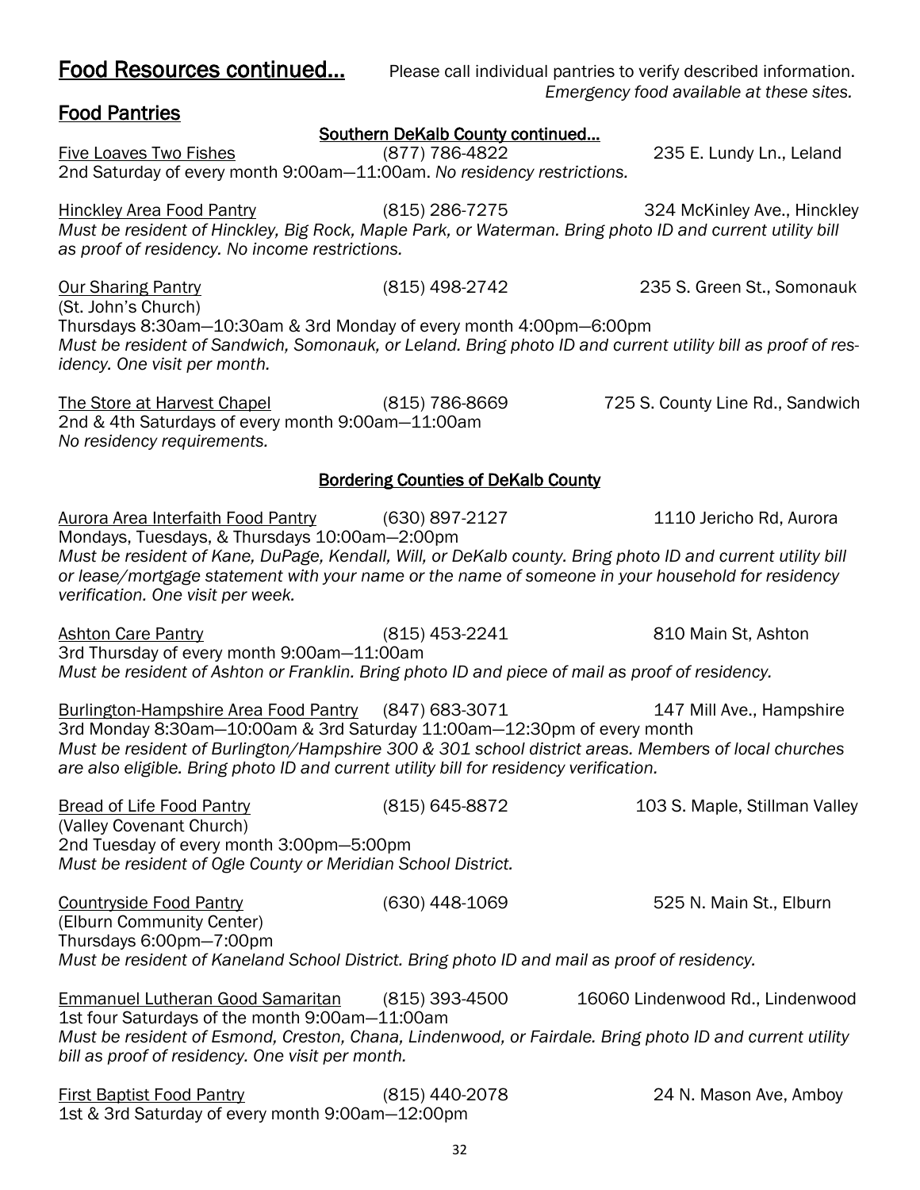# Food Resources continued...

Please call individual pantries to verify described information.
*Emergency food available at these sites.*

## Food Pantries

### Southern DeKalb County continued...

Five Loaves Two Fishes — (877) 786-4822 — 235 E. Lundy Ln., Leland
2nd Saturday of every month 9:00am—11:00am. *No residency restrictions.*

Hinckley Area Food Pantry — (815) 286-7275 — 324 McKinley Ave., Hinckley
*Must be resident of Hinckley, Big Rock, Maple Park, or Waterman. Bring photo ID and current utility bill as proof of residency. No income restrictions.*

Our Sharing Pantry — (815) 498-2742 — 235 S. Green St., Somonauk
(St. John's Church)
Thursdays 8:30am—10:30am & 3rd Monday of every month 4:00pm—6:00pm
*Must be resident of Sandwich, Somonauk, or Leland. Bring photo ID and current utility bill as proof of residency. One visit per month.*

The Store at Harvest Chapel — (815) 786-8669 — 725 S. County Line Rd., Sandwich
2nd & 4th Saturdays of every month 9:00am—11:00am
*No residency requirements.*

### Bordering Counties of DeKalb County

Aurora Area Interfaith Food Pantry — (630) 897-2127 — 1110 Jericho Rd, Aurora
Mondays, Tuesdays, & Thursdays 10:00am—2:00pm
*Must be resident of Kane, DuPage, Kendall, Will, or DeKalb county. Bring photo ID and current utility bill or lease/mortgage statement with your name or the name of someone in your household for residency verification. One visit per week.*

Ashton Care Pantry — (815) 453-2241 — 810 Main St, Ashton
3rd Thursday of every month 9:00am—11:00am
*Must be resident of Ashton or Franklin. Bring photo ID and piece of mail as proof of residency.*

Burlington-Hampshire Area Food Pantry — (847) 683-3071 — 147 Mill Ave., Hampshire
3rd Monday 8:30am—10:00am & 3rd Saturday 11:00am—12:30pm of every month
*Must be resident of Burlington/Hampshire 300 & 301 school district areas. Members of local churches are also eligible. Bring photo ID and current utility bill for residency verification.*

Bread of Life Food Pantry — (815) 645-8872 — 103 S. Maple, Stillman Valley
(Valley Covenant Church)
2nd Tuesday of every month 3:00pm—5:00pm
*Must be resident of Ogle County or Meridian School District.*

Countryside Food Pantry — (630) 448-1069 — 525 N. Main St., Elburn
(Elburn Community Center)
Thursdays 6:00pm—7:00pm
*Must be resident of Kaneland School District. Bring photo ID and mail as proof of residency.*

Emmanuel Lutheran Good Samaritan — (815) 393-4500 — 16060 Lindenwood Rd., Lindenwood
1st four Saturdays of the month 9:00am—11:00am
*Must be resident of Esmond, Creston, Chana, Lindenwood, or Fairdale. Bring photo ID and current utility bill as proof of residency. One visit per month.*

First Baptist Food Pantry — (815) 440-2078 — 24 N. Mason Ave, Amboy
1st & 3rd Saturday of every month 9:00am—12:00pm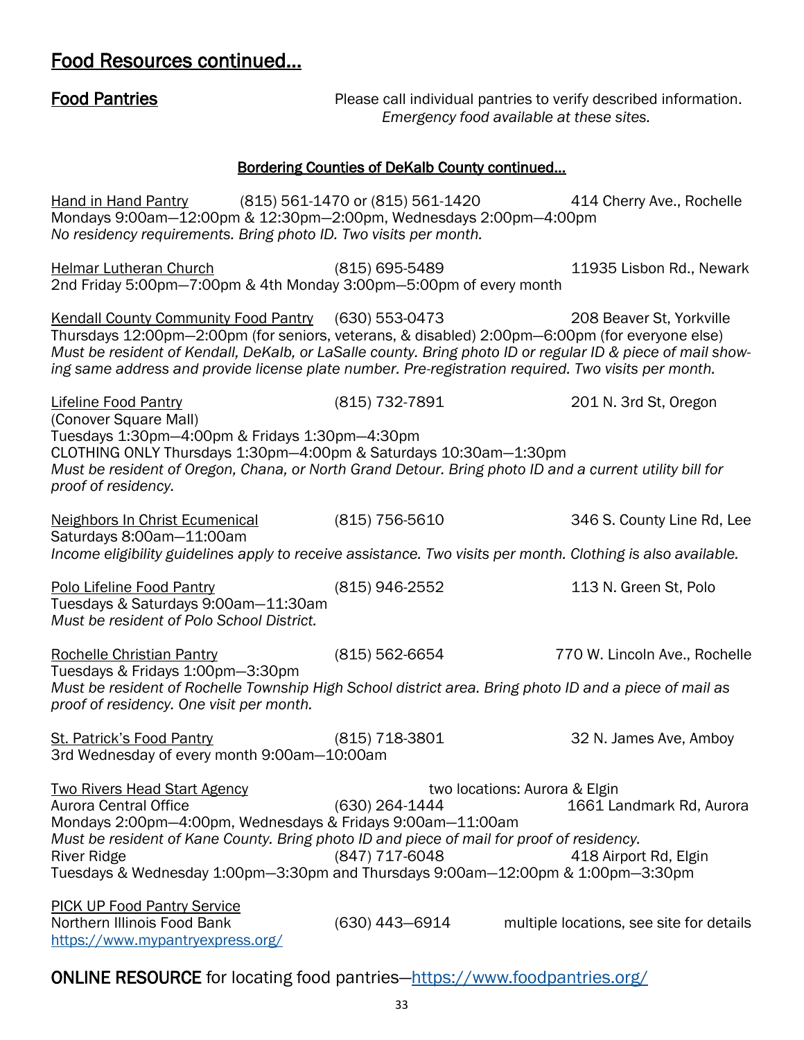# Food Resources continued...

## Food Pantries

Please call individual pantries to verify described information.
*Emergency food available at these sites.*

### Bordering Counties of DeKalb County continued...

Hand in Hand Pantry (815) 561-1470 or (815) 561-1420 414 Cherry Ave., Rochelle
Mondays 9:00am—12:00pm & 12:30pm—2:00pm, Wednesdays 2:00pm—4:00pm
*No residency requirements. Bring photo ID. Two visits per month.*

Helmar Lutheran Church (815) 695-5489 11935 Lisbon Rd., Newark
2nd Friday 5:00pm—7:00pm & 4th Monday 3:00pm—5:00pm of every month

Kendall County Community Food Pantry (630) 553-0473 208 Beaver St, Yorkville
Thursdays 12:00pm—2:00pm (for seniors, veterans, & disabled) 2:00pm—6:00pm (for everyone else)
*Must be resident of Kendall, DeKalb, or LaSalle county. Bring photo ID or regular ID & piece of mail showing same address and provide license plate number. Pre-registration required. Two visits per month.*

Lifeline Food Pantry (815) 732-7891 201 N. 3rd St, Oregon
(Conover Square Mall)
Tuesdays 1:30pm—4:00pm & Fridays 1:30pm—4:30pm
CLOTHING ONLY Thursdays 1:30pm—4:00pm & Saturdays 10:30am—1:30pm
*Must be resident of Oregon, Chana, or North Grand Detour. Bring photo ID and a current utility bill for proof of residency.*

Neighbors In Christ Ecumenical (815) 756-5610 346 S. County Line Rd, Lee
Saturdays 8:00am—11:00am
*Income eligibility guidelines apply to receive assistance. Two visits per month. Clothing is also available.*

Polo Lifeline Food Pantry (815) 946-2552 113 N. Green St, Polo
Tuesdays & Saturdays 9:00am—11:30am
*Must be resident of Polo School District.*

Rochelle Christian Pantry (815) 562-6654 770 W. Lincoln Ave., Rochelle
Tuesdays & Fridays 1:00pm—3:30pm
*Must be resident of Rochelle Township High School district area. Bring photo ID and a piece of mail as proof of residency. One visit per month.*

St. Patrick's Food Pantry (815) 718-3801 32 N. James Ave, Amboy
3rd Wednesday of every month 9:00am—10:00am

Two Rivers Head Start Agency two locations: Aurora & Elgin
Aurora Central Office (630) 264-1444 1661 Landmark Rd, Aurora
Mondays 2:00pm—4:00pm, Wednesdays & Fridays 9:00am—11:00am
*Must be resident of Kane County. Bring photo ID and piece of mail for proof of residency.*
River Ridge (847) 717-6048 418 Airport Rd, Elgin
Tuesdays & Wednesday 1:00pm—3:30pm and Thursdays 9:00am—12:00pm & 1:00pm—3:30pm

PICK UP Food Pantry Service
Northern Illinois Food Bank (630) 443—6914 multiple locations, see site for details
https://www.mypantryexpress.org/

ONLINE RESOURCE for locating food pantries—https://www.foodpantries.org/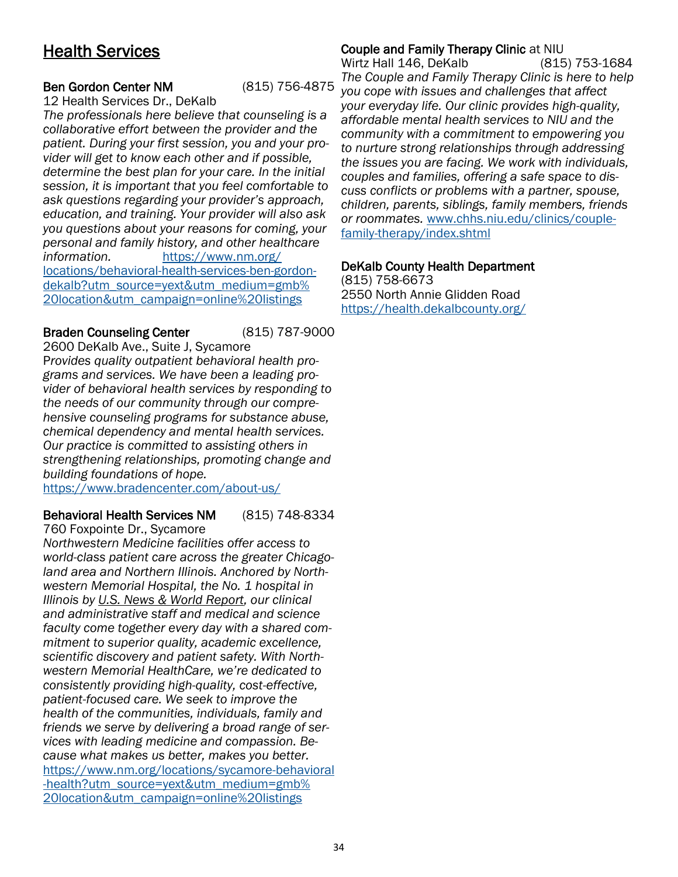## Health Services

**Ben Gordon Center NM** (815) 756-4875
12 Health Services Dr., DeKalb
*The professionals here believe that counseling is a collaborative effort between the provider and the patient. During your first session, you and your provider will get to know each other and if possible, determine the best plan for your care. In the initial session, it is important that you feel comfortable to ask questions regarding your provider's approach, education, and training. Your provider will also ask you questions about your reasons for coming, your personal and family history, and other healthcare information.* https://www.nm.org/locations/behavioral-health-services-ben-gordon-dekalb?utm_source=yext&utm_medium=gmb%20location&utm_campaign=online%20listings

**Braden Counseling Center** (815) 787-9000
2600 DeKalb Ave., Suite J, Sycamore
P*rovides quality outpatient behavioral health programs and services. We have been a leading provider of behavioral health services by responding to the needs of our community through our comprehensive counseling programs for substance abuse, chemical dependency and mental health services. Our practice is committed to assisting others in strengthening relationships, promoting change and building foundations of hope.*
https://www.bradencenter.com/about-us/

**Behavioral Health Services NM** (815) 748-8334
760 Foxpointe Dr., Sycamore
*Northwestern Medicine facilities offer access to world-class patient care across the greater Chicagoland area and Northern Illinois. Anchored by Northwestern Memorial Hospital, the No. 1 hospital in Illinois by U.S. News & World Report, our clinical and administrative staff and medical and science faculty come together every day with a shared commitment to superior quality, academic excellence, scientific discovery and patient safety. With Northwestern Memorial HealthCare, we're dedicated to consistently providing high-quality, cost-effective, patient-focused care. We seek to improve the health of the communities, individuals, family and friends we serve by delivering a broad range of services with leading medicine and compassion. Because what makes us better, makes you better.*
https://www.nm.org/locations/sycamore-behavioral-health?utm_source=yext&utm_medium=gmb%20location&utm_campaign=online%20listings

**Couple and Family Therapy Clinic** at NIU
Wirtz Hall 146, DeKalb (815) 753-1684
*The Couple and Family Therapy Clinic is here to help you cope with issues and challenges that affect your everyday life. Our clinic provides high-quality, affordable mental health services to NIU and the community with a commitment to empowering you to nurture strong relationships through addressing the issues you are facing. We work with individuals, couples and families, offering a safe space to discuss conflicts or problems with a partner, spouse, children, parents, siblings, family members, friends or roommates.* www.chhs.niu.edu/clinics/couple-family-therapy/index.shtml

**DeKalb County Health Department**
(815) 758-6673
2550 North Annie Glidden Road
https://health.dekalbcounty.org/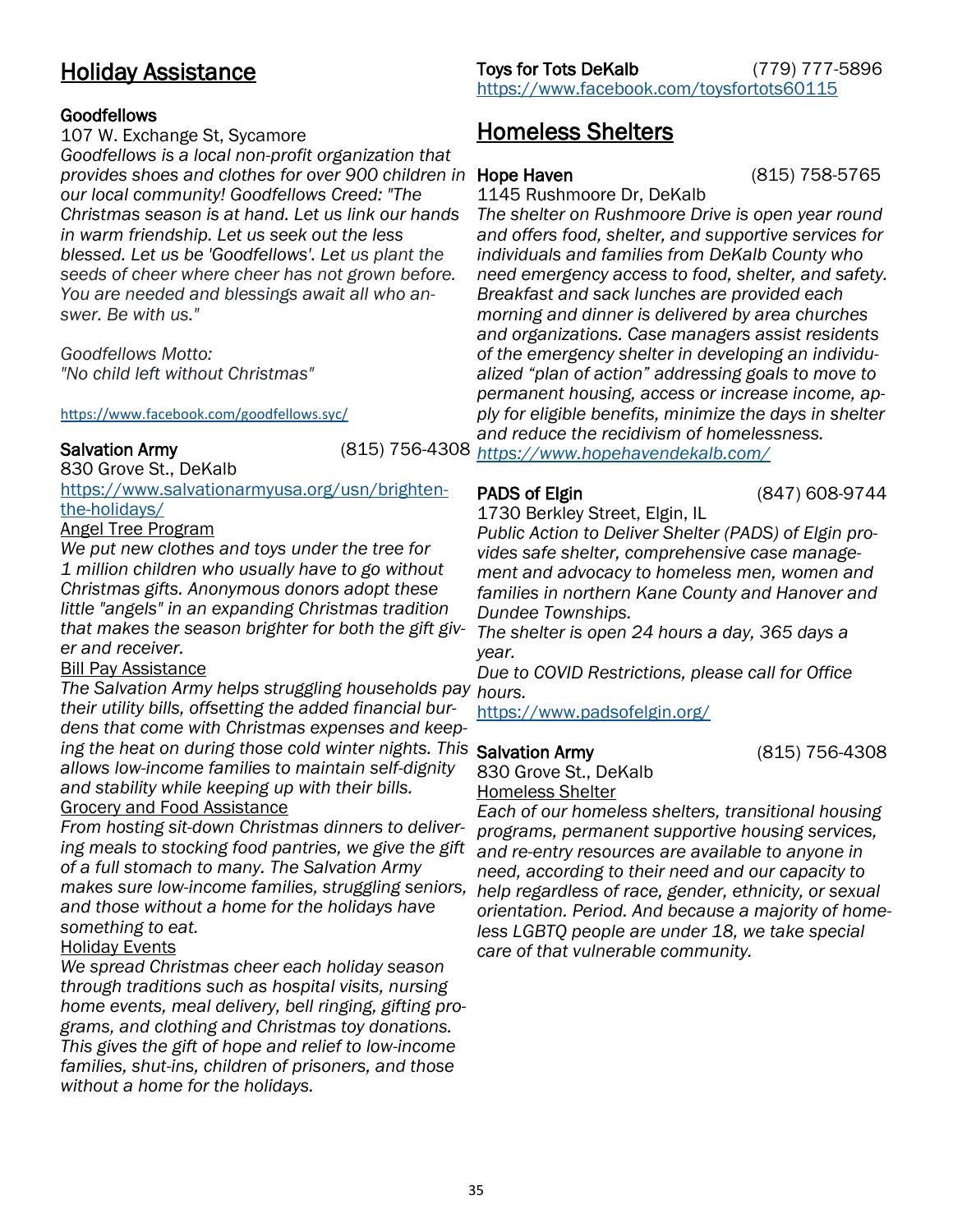## Holiday Assistance

**Goodfellows**
107 W. Exchange St, Sycamore
*Goodfellows is a local non-profit organization that provides shoes and clothes for over 900 children in our local community! Goodfellows Creed: "The Christmas season is at hand. Let us link our hands in warm friendship. Let us seek out the less blessed. Let us be 'Goodfellows'. Let us plant the seeds of cheer where cheer has not grown before. You are needed and blessings await all who answer. Be with us."*

*Goodfellows Motto:*
*"No child left without Christmas"*

https://www.facebook.com/goodfellows.syc/

**Salvation Army** (815) 756-4308
830 Grove St., DeKalb
https://www.salvationarmyusa.org/usn/brighten-the-holidays/

Angel Tree Program
*We put new clothes and toys under the tree for 1 million children who usually have to go without Christmas gifts. Anonymous donors adopt these little "angels" in an expanding Christmas tradition that makes the season brighter for both the gift giver and receiver.*

Bill Pay Assistance
*The Salvation Army helps struggling households pay their utility bills, offsetting the added financial burdens that come with Christmas expenses and keeping the heat on during those cold winter nights. This allows low-income families to maintain self-dignity and stability while keeping up with their bills.*

Grocery and Food Assistance
*From hosting sit-down Christmas dinners to delivering meals to stocking food pantries, we give the gift of a full stomach to many. The Salvation Army makes sure low-income families, struggling seniors, and those without a home for the holidays have something to eat.*

Holiday Events
*We spread Christmas cheer each holiday season through traditions such as hospital visits, nursing home events, meal delivery, bell ringing, gifting programs, and clothing and Christmas toy donations. This gives the gift of hope and relief to low-income families, shut-ins, children of prisoners, and those without a home for the holidays.*

**Toys for Tots DeKalb** (779) 777-5896
https://www.facebook.com/toysfortots60115

## Homeless Shelters

**Hope Haven** (815) 758-5765
1145 Rushmoore Dr, DeKalb
*The shelter on Rushmoore Drive is open year round and offers food, shelter, and supportive services for individuals and families from DeKalb County who need emergency access to food, shelter, and safety. Breakfast and sack lunches are provided each morning and dinner is delivered by area churches and organizations. Case managers assist residents of the emergency shelter in developing an individualized "plan of action" addressing goals to move to permanent housing, access or increase income, apply for eligible benefits, minimize the days in shelter and reduce the recidivism of homelessness.*
*https://www.hopehavendekalb.com/*

**PADS of Elgin** (847) 608-9744
1730 Berkley Street, Elgin, IL
*Public Action to Deliver Shelter (PADS) of Elgin provides safe shelter, comprehensive case management and advocacy to homeless men, women and families in northern Kane County and Hanover and Dundee Townships.*
*The shelter is open 24 hours a day, 365 days a year.*
*Due to COVID Restrictions, please call for Office hours.*
https://www.padsofelgin.org/

**Salvation Army** (815) 756-4308
830 Grove St., DeKalb
Homeless Shelter
*Each of our homeless shelters, transitional housing programs, permanent supportive housing services, and re-entry resources are available to anyone in need, according to their need and our capacity to help regardless of race, gender, ethnicity, or sexual orientation. Period. And because a majority of homeless LGBTQ people are under 18, we take special care of that vulnerable community.*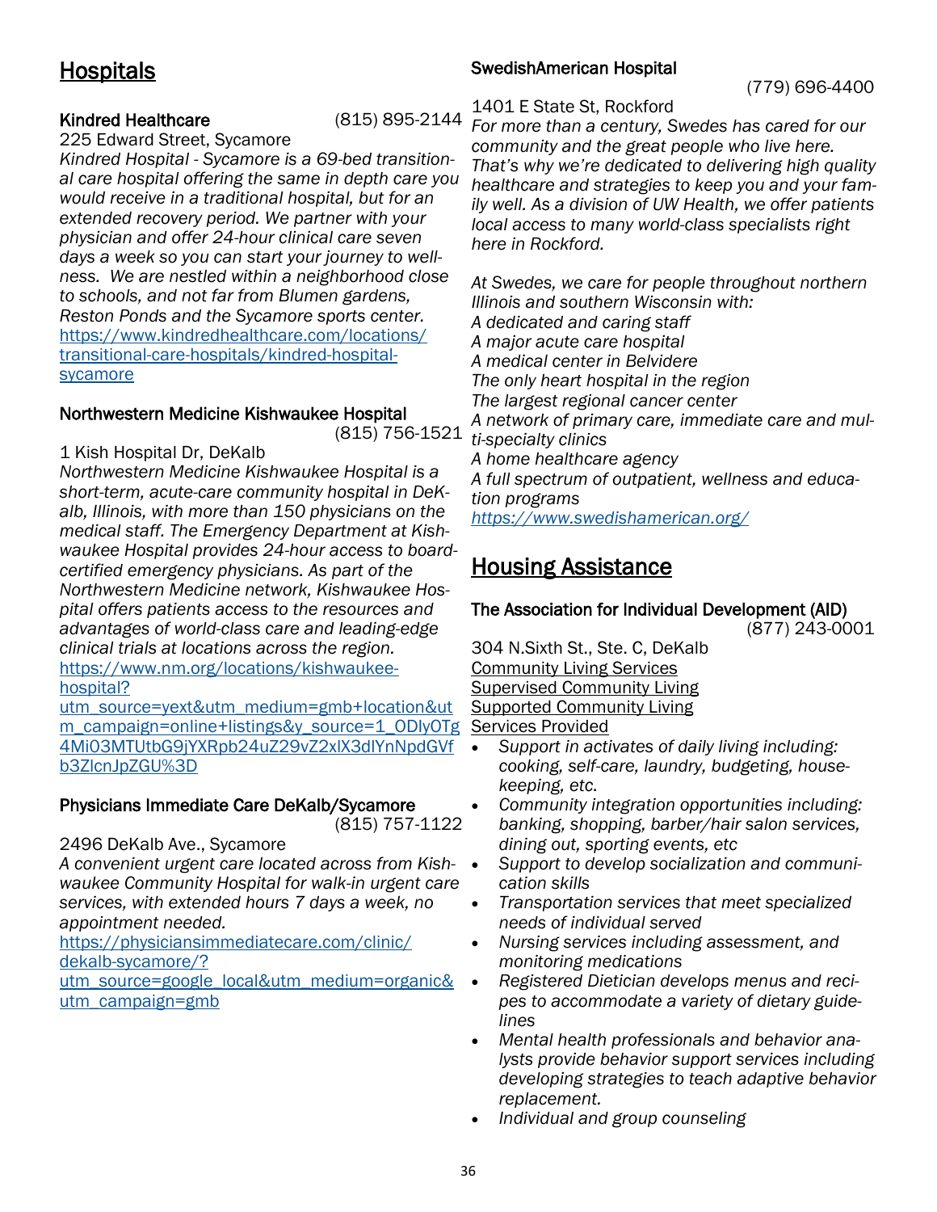## Hospitals

**Kindred Healthcare** (815) 895-2144

225 Edward Street, Sycamore

*Kindred Hospital - Sycamore is a 69-bed transitional care hospital offering the same in depth care you would receive in a traditional hospital, but for an extended recovery period. We partner with your physician and offer 24-hour clinical care seven days a week so you can start your journey to wellness. We are nestled within a neighborhood close to schools, and not far from Blumen gardens, Reston Ponds and the Sycamore sports center.*

https://www.kindredhealthcare.com/locations/transitional-care-hospitals/kindred-hospital-sycamore

**Northwestern Medicine Kishwaukee Hospital** (815) 756-1521

1 Kish Hospital Dr, DeKalb

*Northwestern Medicine Kishwaukee Hospital is a short-term, acute-care community hospital in DeKalb, Illinois, with more than 150 physicians on the medical staff. The Emergency Department at Kishwaukee Hospital provides 24-hour access to board-certified emergency physicians. As part of the Northwestern Medicine network, Kishwaukee Hospital offers patients access to the resources and advantages of world-class care and leading-edge clinical trials at locations across the region.*

https://www.nm.org/locations/kishwaukee-hospital?utm_source=yext&utm_medium=gmb+location&utm_campaign=online+listings&y_source=1_ODIyOTg4Mi03MTUtbG9jYXRpb24uZ29vZ2xlX3dlYnNpdGVfb3ZlcnJpZGU%3D

**Physicians Immediate Care DeKalb/Sycamore** (815) 757-1122

2496 DeKalb Ave., Sycamore

*A convenient urgent care located across from Kishwaukee Community Hospital for walk-in urgent care services, with extended hours 7 days a week, no appointment needed.*

https://physiciansimmediatecare.com/clinic/dekalb-sycamore/?utm_source=google_local&utm_medium=organic&utm_campaign=gmb

**SwedishAmerican Hospital** (779) 696-4400

1401 E State St, Rockford

*For more than a century, Swedes has cared for our community and the great people who live here. That's why we're dedicated to delivering high quality healthcare and strategies to keep you and your family well. As a division of UW Health, we offer patients local access to many world-class specialists right here in Rockford.*

*At Swedes, we care for people throughout northern Illinois and southern Wisconsin with:*
*A dedicated and caring staff*
*A major acute care hospital*
*A medical center in Belvidere*
*The only heart hospital in the region*
*The largest regional cancer center*
*A network of primary care, immediate care and multi-specialty clinics*
*A home healthcare agency*
*A full spectrum of outpatient, wellness and education programs*

*https://www.swedishamerican.org/*

## Housing Assistance

**The Association for Individual Development (AID)** (877) 243-0001

304 N.Sixth St., Ste. C, DeKalb

Community Living Services
Supervised Community Living
Supported Community Living
Services Provided

- *Support in activates of daily living including: cooking, self-care, laundry, budgeting, housekeeping, etc.*
- *Community integration opportunities including: banking, shopping, barber/hair salon services, dining out, sporting events, etc*
- *Support to develop socialization and communication skills*
- *Transportation services that meet specialized needs of individual served*
- *Nursing services including assessment, and monitoring medications*
- *Registered Dietician develops menus and recipes to accommodate a variety of dietary guidelines*
- *Mental health professionals and behavior analysts provide behavior support services including developing strategies to teach adaptive behavior replacement.*
- *Individual and group counseling*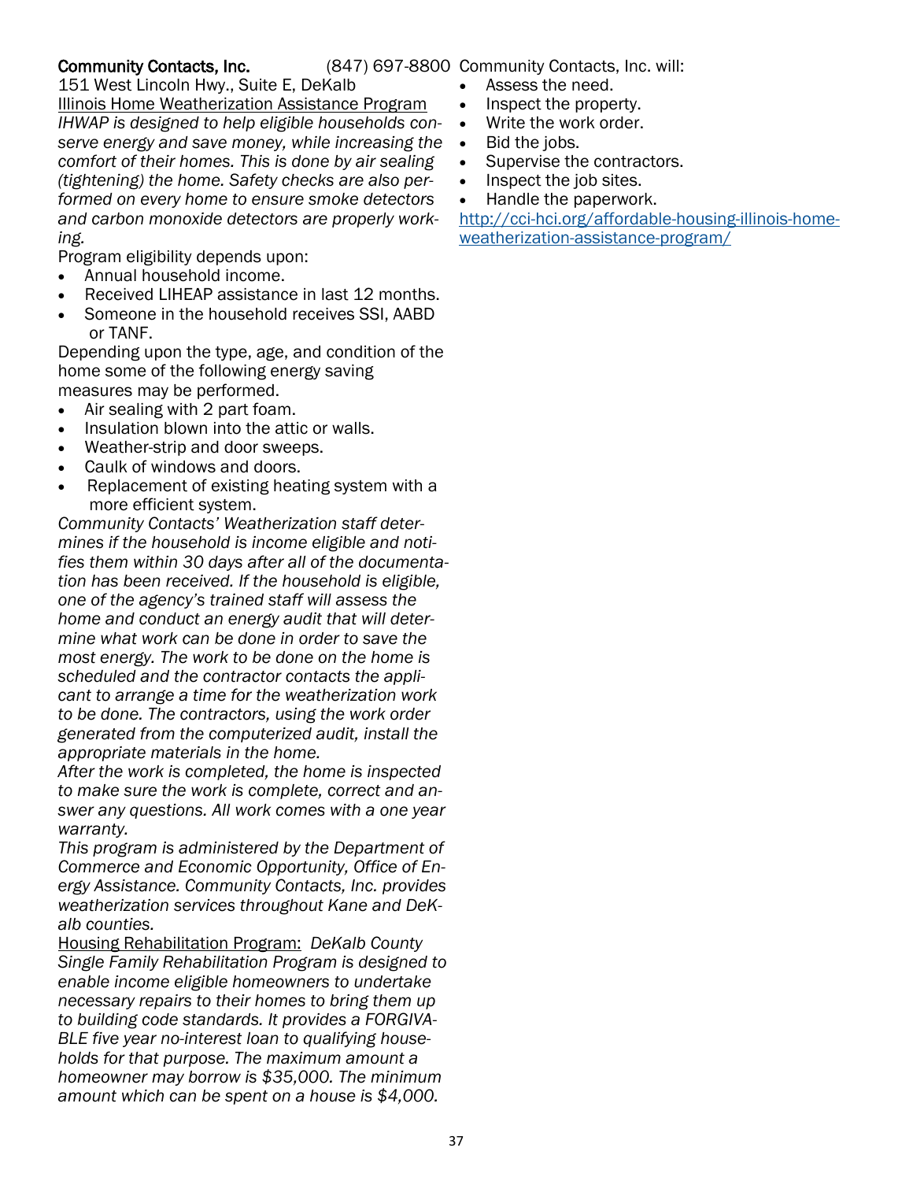**Community Contacts, Inc.** (847) 697-8800
151 West Lincoln Hwy., Suite E, DeKalb

Illinois Home Weatherization Assistance Program

*IHWAP is designed to help eligible households conserve energy and save money, while increasing the comfort of their homes. This is done by air sealing (tightening) the home. Safety checks are also performed on every home to ensure smoke detectors and carbon monoxide detectors are properly working.*

Program eligibility depends upon:

- Annual household income.
- Received LIHEAP assistance in last 12 months.
- Someone in the household receives SSI, AABD or TANF.

Depending upon the type, age, and condition of the home some of the following energy saving measures may be performed.

- Air sealing with 2 part foam.
- Insulation blown into the attic or walls.
- Weather-strip and door sweeps.
- Caulk of windows and doors.
- Replacement of existing heating system with a more efficient system.

*Community Contacts' Weatherization staff determines if the household is income eligible and notifies them within 30 days after all of the documentation has been received. If the household is eligible, one of the agency's trained staff will assess the home and conduct an energy audit that will determine what work can be done in order to save the most energy. The work to be done on the home is scheduled and the contractor contacts the applicant to arrange a time for the weatherization work to be done. The contractors, using the work order generated from the computerized audit, install the appropriate materials in the home.*

*After the work is completed, the home is inspected to make sure the work is complete, correct and answer any questions. All work comes with a one year warranty.*

*This program is administered by the Department of Commerce and Economic Opportunity, Office of Energy Assistance. Community Contacts, Inc. provides weatherization services throughout Kane and DeKalb counties.*

Housing Rehabilitation Program: *DeKalb County Single Family Rehabilitation Program is designed to enable income eligible homeowners to undertake necessary repairs to their homes to bring them up to building code standards. It provides a FORGIVABLE five year no-interest loan to qualifying households for that purpose. The maximum amount a homeowner may borrow is $35,000. The minimum amount which can be spent on a house is $4,000.*

Community Contacts, Inc. will:

- Assess the need.
- Inspect the property.
- Write the work order.
- Bid the jobs.
- Supervise the contractors.
- Inspect the job sites.
- Handle the paperwork.

http://cci-hci.org/affordable-housing-illinois-home-weatherization-assistance-program/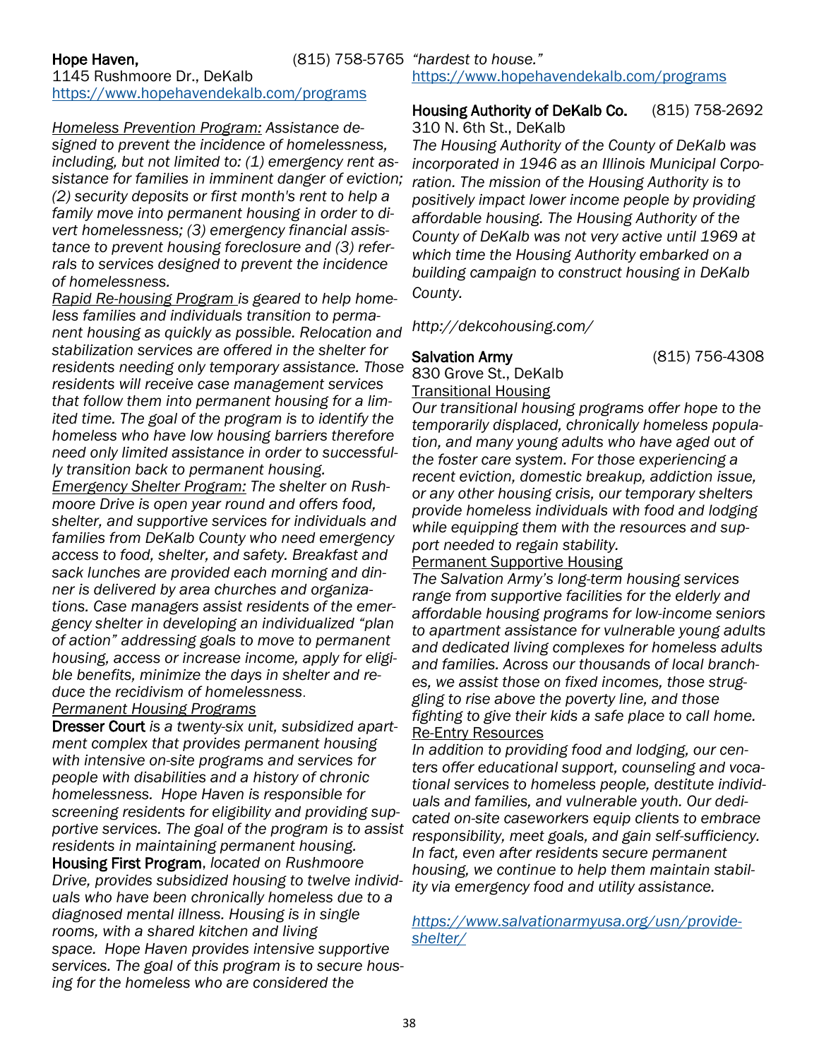**Hope Haven,** (815) 758-5765
1145 Rushmoore Dr., DeKalb
https://www.hopehavendekalb.com/programs

<u>Homeless Prevention Program:</u> *Assistance designed to prevent the incidence of homelessness, including, but not limited to: (1) emergency rent assistance for families in imminent danger of eviction; (2) security deposits or first month's rent to help a family move into permanent housing in order to divert homelessness; (3) emergency financial assistance to prevent housing foreclosure and (3) referrals to services designed to prevent the incidence of homelessness.*

<u>Rapid Re-housing Program</u> *is geared to help homeless families and individuals transition to permanent housing as quickly as possible. Relocation and stabilization services are offered in the shelter for residents needing only temporary assistance. Those residents will receive case management services that follow them into permanent housing for a limited time. The goal of the program is to identify the homeless who have low housing barriers therefore need only limited assistance in order to successfully transition back to permanent housing.*

<u>Emergency Shelter Program:</u> *The shelter on Rushmoore Drive is open year round and offers food, shelter, and supportive services for individuals and families from DeKalb County who need emergency access to food, shelter, and safety. Breakfast and sack lunches are provided each morning and dinner is delivered by area churches and organizations. Case managers assist residents of the emergency shelter in developing an individualized "plan of action" addressing goals to move to permanent housing, access or increase income, apply for eligible benefits, minimize the days in shelter and reduce the recidivism of homelessness.*

<u>Permanent Housing Programs</u>

**Dresser Court** *is a twenty-six unit, subsidized apartment complex that provides permanent housing with intensive on-site programs and services for people with disabilities and a history of chronic homelessness. Hope Haven is responsible for screening residents for eligibility and providing supportive services. The goal of the program is to assist residents in maintaining permanent housing.*

**Housing First Program**, *located on Rushmoore Drive, provides subsidized housing to twelve individuals who have been chronically homeless due to a diagnosed mental illness. Housing is in single rooms, with a shared kitchen and living space. Hope Haven provides intensive supportive services. The goal of this program is to secure housing for the homeless who are considered the "hardest to house."*

https://www.hopehavendekalb.com/programs

**Housing Authority of DeKalb Co.** (815) 758-2692
310 N. 6th St., DeKalb

*The Housing Authority of the County of DeKalb was incorporated in 1946 as an Illinois Municipal Corporation. The mission of the Housing Authority is to positively impact lower income people by providing affordable housing. The Housing Authority of the County of DeKalb was not very active until 1969 at which time the Housing Authority embarked on a building campaign to construct housing in DeKalb County.*

*http://dekcohousing.com/*

**Salvation Army** (815) 756-4308
830 Grove St., DeKalb

<u>Transitional Housing</u>

*Our transitional housing programs offer hope to the temporarily displaced, chronically homeless population, and many young adults who have aged out of the foster care system. For those experiencing a recent eviction, domestic breakup, addiction issue, or any other housing crisis, our temporary shelters provide homeless individuals with food and lodging while equipping them with the resources and support needed to regain stability.*

<u>Permanent Supportive Housing</u>

*The Salvation Army's long-term housing services range from supportive facilities for the elderly and affordable housing programs for low-income seniors to apartment assistance for vulnerable young adults and dedicated living complexes for homeless adults and families. Across our thousands of local branches, we assist those on fixed incomes, those struggling to rise above the poverty line, and those fighting to give their kids a safe place to call home.*

<u>Re-Entry Resources</u>

*In addition to providing food and lodging, our centers offer educational support, counseling and vocational services to homeless people, destitute individuals and families, and vulnerable youth. Our dedicated on-site caseworkers equip clients to embrace responsibility, meet goals, and gain self-sufficiency. In fact, even after residents secure permanent housing, we continue to help them maintain stability via emergency food and utility assistance.*

*https://www.salvationarmyusa.org/usn/provide-shelter/*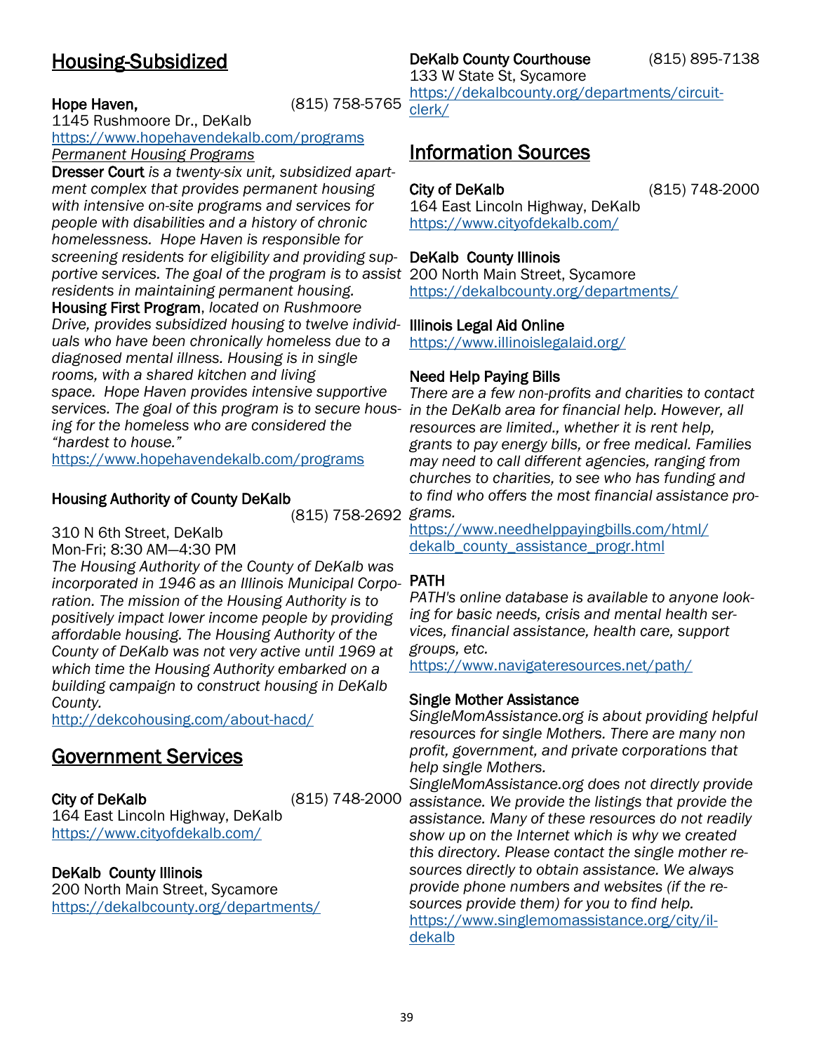## Housing-Subsidized

**Hope Haven,** (815) 758-5765
1145 Rushmoore Dr., DeKalb
https://www.hopehavendekalb.com/programs
*Permanent Housing Programs*

**Dresser Court** *is a twenty-six unit, subsidized apartment complex that provides permanent housing with intensive on-site programs and services for people with disabilities and a history of chronic homelessness. Hope Haven is responsible for screening residents for eligibility and providing supportive services. The goal of the program is to assist residents in maintaining permanent housing.*

**Housing First Program**, *located on Rushmoore Drive, provides subsidized housing to twelve individuals who have been chronically homeless due to a diagnosed mental illness. Housing is in single rooms, with a shared kitchen and living space. Hope Haven provides intensive supportive services. The goal of this program is to secure housing for the homeless who are considered the "hardest to house."*
https://www.hopehavendekalb.com/programs

**Housing Authority of County DeKalb** (815) 758-2692
310 N 6th Street, DeKalb
Mon-Fri; 8:30 AM—4:30 PM
*The Housing Authority of the County of DeKalb was incorporated in 1946 as an Illinois Municipal Corporation. The mission of the Housing Authority is to positively impact lower income people by providing affordable housing. The Housing Authority of the County of DeKalb was not very active until 1969 at which time the Housing Authority embarked on a building campaign to construct housing in DeKalb County.*
http://dekcohousing.com/about-hacd/

## Government Services

**City of DeKalb** (815) 748-2000
164 East Lincoln Highway, DeKalb
https://www.cityofdekalb.com/

**DeKalb County Illinois**
200 North Main Street, Sycamore
https://dekalbcounty.org/departments/

**DeKalb County Courthouse** (815) 895-7138
133 W State St, Sycamore
https://dekalbcounty.org/departments/circuit-clerk/

## Information Sources

**City of DeKalb** (815) 748-2000
164 East Lincoln Highway, DeKalb
https://www.cityofdekalb.com/

**DeKalb County Illinois**
200 North Main Street, Sycamore
https://dekalbcounty.org/departments/

**Illinois Legal Aid Online**
https://www.illinoislegalaid.org/

**Need Help Paying Bills**
*There are a few non-profits and charities to contact in the DeKalb area for financial help. However, all resources are limited., whether it is rent help, grants to pay energy bills, or free medical. Families may need to call different agencies, ranging from churches to charities, to see who has funding and to find who offers the most financial assistance programs.*
https://www.needhelppayingbills.com/html/dekalb_county_assistance_progr.html

**PATH**
*PATH's online database is available to anyone looking for basic needs, crisis and mental health services, financial assistance, health care, support groups, etc.*
https://www.navigateresources.net/path/

**Single Mother Assistance**
*SingleMomAssistance.org is about providing helpful resources for single Mothers. There are many non profit, government, and private corporations that help single Mothers.*
*SingleMomAssistance.org does not directly provide assistance. We provide the listings that provide the assistance. Many of these resources do not readily show up on the Internet which is why we created this directory. Please contact the single mother resources directly to obtain assistance. We always provide phone numbers and websites (if the resources provide them) for you to find help.*
https://www.singlemomassistance.org/city/il-dekalb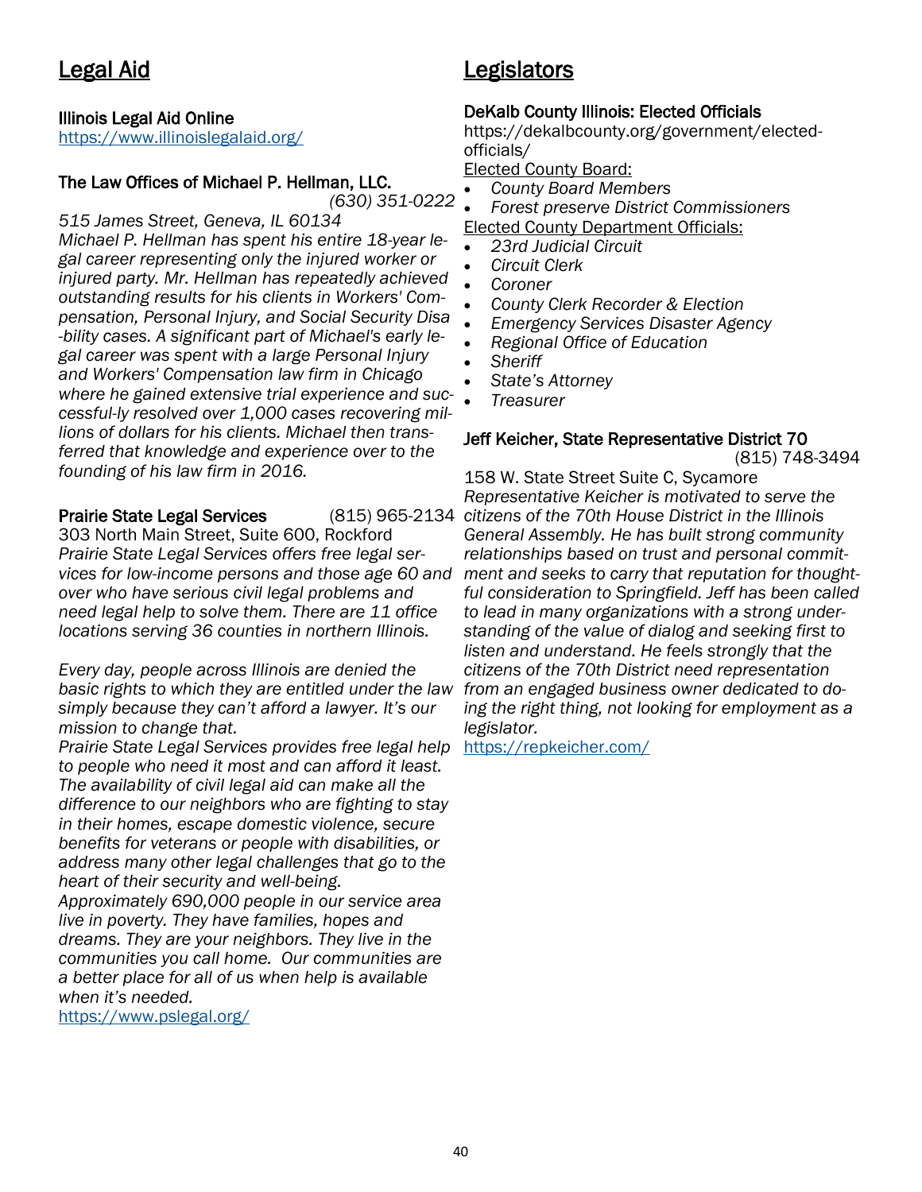## Legal Aid

**Illinois Legal Aid Online**
https://www.illinoislegalaid.org/

**The Law Offices of Michael P. Hellman, LLC.** *(630) 351-0222*
*515 James Street, Geneva, IL 60134*
*Michael P. Hellman has spent his entire 18-year legal career representing only the injured worker or injured party. Mr. Hellman has repeatedly achieved outstanding results for his clients in Workers' Compensation, Personal Injury, and Social Security Disa-bility cases. A significant part of Michael's early legal career was spent with a large Personal Injury and Workers' Compensation law firm in Chicago where he gained extensive trial experience and successful-ly resolved over 1,000 cases recovering millions of dollars for his clients. Michael then transferred that knowledge and experience over to the founding of his law firm in 2016.*

**Prairie State Legal Services** (815) 965-2134
303 North Main Street, Suite 600, Rockford
*Prairie State Legal Services offers free legal services for low-income persons and those age 60 and over who have serious civil legal problems and need legal help to solve them. There are 11 office locations serving 36 counties in northern Illinois.*

*Every day, people across Illinois are denied the basic rights to which they are entitled under the law simply because they can't afford a lawyer. It's our mission to change that.*
*Prairie State Legal Services provides free legal help to people who need it most and can afford it least. The availability of civil legal aid can make all the difference to our neighbors who are fighting to stay in their homes, escape domestic violence, secure benefits for veterans or people with disabilities, or address many other legal challenges that go to the heart of their security and well-being.*
*Approximately 690,000 people in our service area live in poverty. They have families, hopes and dreams. They are your neighbors. They live in the communities you call home. Our communities are a better place for all of us when help is available when it's needed.*
https://www.pslegal.org/

## Legislators

**DeKalb County Illinois: Elected Officials**
https://dekalbcounty.org/government/elected-officials/
Elected County Board:
- *County Board Members*
- *Forest preserve District Commissioners*

Elected County Department Officials:
- *23rd Judicial Circuit*
- *Circuit Clerk*
- *Coroner*
- *County Clerk Recorder & Election*
- *Emergency Services Disaster Agency*
- *Regional Office of Education*
- *Sheriff*
- *State's Attorney*
- *Treasurer*

**Jeff Keicher, State Representative District 70** (815) 748-3494
158 W. State Street Suite C, Sycamore
*Representative Keicher is motivated to serve the citizens of the 70th House District in the Illinois General Assembly. He has built strong community relationships based on trust and personal commitment and seeks to carry that reputation for thoughtful consideration to Springfield. Jeff has been called to lead in many organizations with a strong understanding of the value of dialog and seeking first to listen and understand. He feels strongly that the citizens of the 70th District need representation from an engaged business owner dedicated to doing the right thing, not looking for employment as a legislator.*
https://repkeicher.com/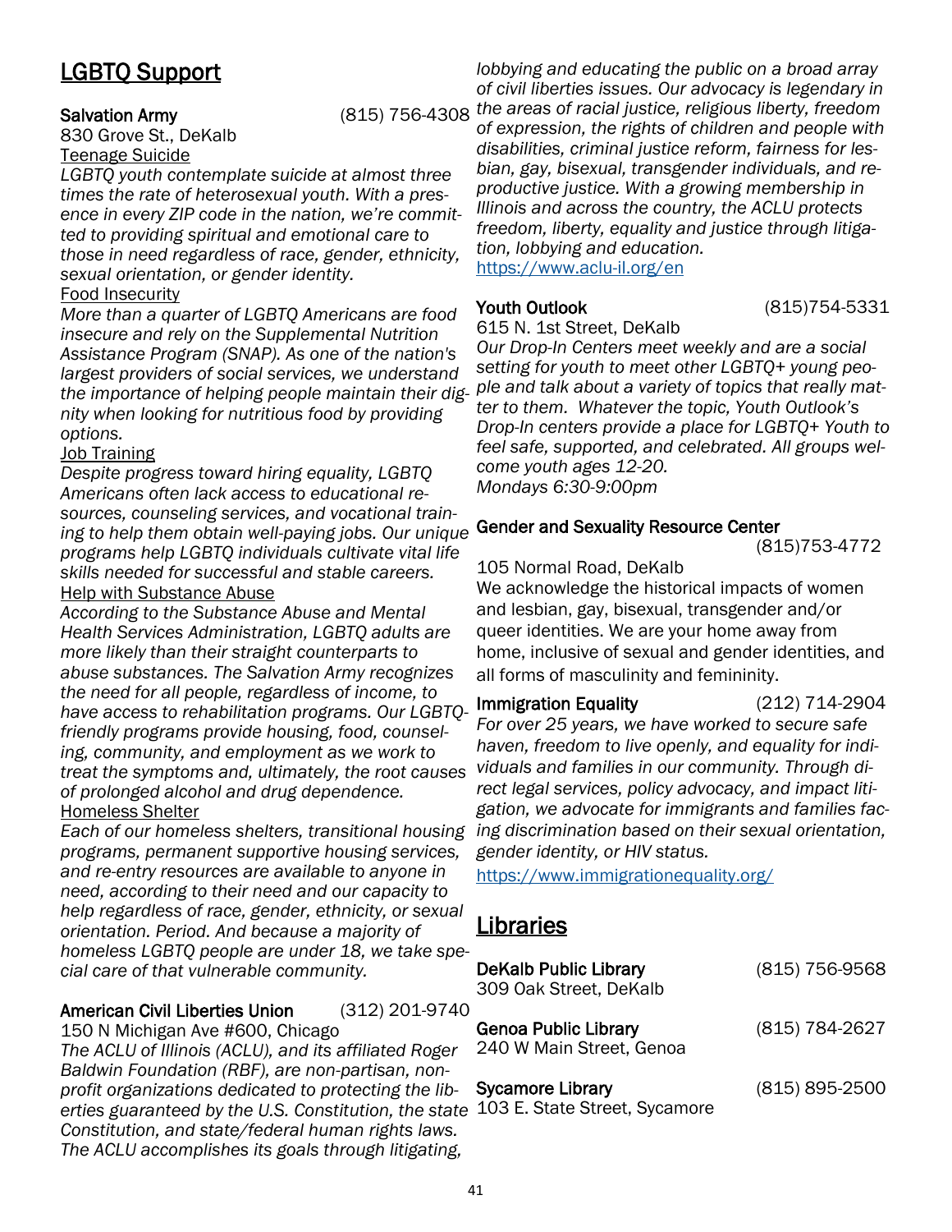## LGBTQ Support

**Salvation Army** (815) 756-4308
830 Grove St., DeKalb

Teenage Suicide

*LGBTQ youth contemplate suicide at almost three times the rate of heterosexual youth. With a presence in every ZIP code in the nation, we're committed to providing spiritual and emotional care to those in need regardless of race, gender, ethnicity, sexual orientation, or gender identity.*

Food Insecurity

*More than a quarter of LGBTQ Americans are food insecure and rely on the Supplemental Nutrition Assistance Program (SNAP). As one of the nation's largest providers of social services, we understand the importance of helping people maintain their dignity when looking for nutritious food by providing options.*

Job Training

*Despite progress toward hiring equality, LGBTQ Americans often lack access to educational resources, counseling services, and vocational training to help them obtain well-paying jobs. Our unique programs help LGBTQ individuals cultivate vital life skills needed for successful and stable careers.*

Help with Substance Abuse

*According to the Substance Abuse and Mental Health Services Administration, LGBTQ adults are more likely than their straight counterparts to abuse substances. The Salvation Army recognizes the need for all people, regardless of income, to have access to rehabilitation programs. Our LGBTQ-friendly programs provide housing, food, counseling, community, and employment as we work to treat the symptoms and, ultimately, the root causes of prolonged alcohol and drug dependence.*

Homeless Shelter

*Each of our homeless shelters, transitional housing programs, permanent supportive housing services, and re-entry resources are available to anyone in need, according to their need and our capacity to help regardless of race, gender, ethnicity, or sexual orientation. Period. And because a majority of homeless LGBTQ people are under 18, we take special care of that vulnerable community.*

**American Civil Liberties Union** (312) 201-9740
150 N Michigan Ave #600, Chicago

*The ACLU of Illinois (ACLU), and its affiliated Roger Baldwin Foundation (RBF), are non-partisan, non-profit organizations dedicated to protecting the liberties guaranteed by the U.S. Constitution, the state Constitution, and state/federal human rights laws. The ACLU accomplishes its goals through litigating, lobbying and educating the public on a broad array of civil liberties issues. Our advocacy is legendary in the areas of racial justice, religious liberty, freedom of expression, the rights of children and people with disabilities, criminal justice reform, fairness for lesbian, gay, bisexual, transgender individuals, and reproductive justice. With a growing membership in Illinois and across the country, the ACLU protects freedom, liberty, equality and justice through litigation, lobbying and education.*

https://www.aclu-il.org/en

**Youth Outlook** (815)754-5331
615 N. 1st Street, DeKalb

*Our Drop-In Centers meet weekly and are a social setting for youth to meet other LGBTQ+ young people and talk about a variety of topics that really matter to them. Whatever the topic, Youth Outlook's Drop-In centers provide a place for LGBTQ+ Youth to feel safe, supported, and celebrated. All groups welcome youth ages 12-20.*
*Mondays 6:30-9:00pm*

**Gender and Sexuality Resource Center** (815)753-4772
105 Normal Road, DeKalb

We acknowledge the historical impacts of women and lesbian, gay, bisexual, transgender and/or queer identities. We are your home away from home, inclusive of sexual and gender identities, and all forms of masculinity and femininity.

**Immigration Equality** (212) 714-2904

*For over 25 years, we have worked to secure safe haven, freedom to live openly, and equality for individuals and families in our community. Through direct legal services, policy advocacy, and impact litigation, we advocate for immigrants and families facing discrimination based on their sexual orientation, gender identity, or HIV status.*

https://www.immigrationequality.org/

## Libraries

**DeKalb Public Library** (815) 756-9568
309 Oak Street, DeKalb

**Genoa Public Library** (815) 784-2627
240 W Main Street, Genoa

**Sycamore Library** (815) 895-2500
103 E. State Street, Sycamore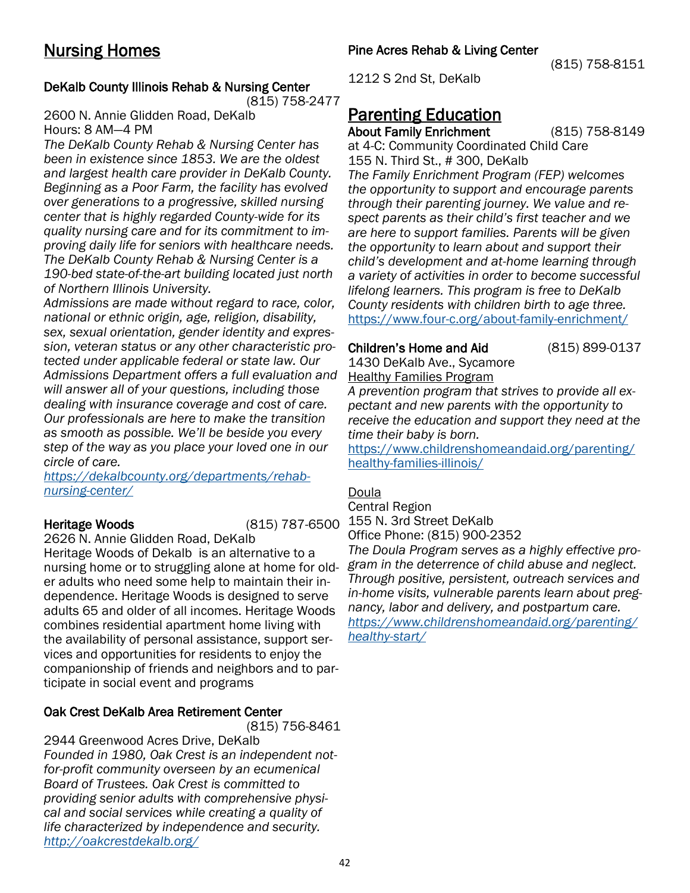# Nursing Homes

**DeKalb County Illinois Rehab & Nursing Center** (815) 758-2477

2600 N. Annie Glidden Road, DeKalb

Hours: 8 AM—4 PM

*The DeKalb County Rehab & Nursing Center has been in existence since 1853. We are the oldest and largest health care provider in DeKalb County. Beginning as a Poor Farm, the facility has evolved over generations to a progressive, skilled nursing center that is highly regarded County-wide for its quality nursing care and for its commitment to improving daily life for seniors with healthcare needs. The DeKalb County Rehab & Nursing Center is a 190-bed state-of-the-art building located just north of Northern Illinois University.*

*Admissions are made without regard to race, color, national or ethnic origin, age, religion, disability, sex, sexual orientation, gender identity and expression, veteran status or any other characteristic protected under applicable federal or state law. Our Admissions Department offers a full evaluation and will answer all of your questions, including those dealing with insurance coverage and cost of care. Our professionals are here to make the transition as smooth as possible. We'll be beside you every step of the way as you place your loved one in our circle of care.*

*https://dekalbcounty.org/departments/rehab-nursing-center/*

**Heritage Woods** (815) 787-6500

2626 N. Annie Glidden Road, DeKalb

Heritage Woods of Dekalb is an alternative to a nursing home or to struggling alone at home for older adults who need some help to maintain their independence. Heritage Woods is designed to serve adults 65 and older of all incomes. Heritage Woods combines residential apartment home living with the availability of personal assistance, support services and opportunities for residents to enjoy the companionship of friends and neighbors and to participate in social event and programs

**Oak Crest DeKalb Area Retirement Center** (815) 756-8461

2944 Greenwood Acres Drive, DeKalb

*Founded in 1980, Oak Crest is an independent not-for-profit community overseen by an ecumenical Board of Trustees. Oak Crest is committed to providing senior adults with comprehensive physical and social services while creating a quality of life characterized by independence and security.*

*http://oakcrestdekalb.org/*

**Pine Acres Rehab & Living Center** (815) 758-8151

1212 S 2nd St, DeKalb

# Parenting Education

**About Family Enrichment** (815) 758-8149

at 4-C: Community Coordinated Child Care

155 N. Third St., # 300, DeKalb

*The Family Enrichment Program (FEP) welcomes the opportunity to support and encourage parents through their parenting journey. We value and respect parents as their child's first teacher and we are here to support families. Parents will be given the opportunity to learn about and support their child's development and at-home learning through a variety of activities in order to become successful lifelong learners. This program is free to DeKalb County residents with children birth to age three.*

https://www.four-c.org/about-family-enrichment/

**Children's Home and Aid** (815) 899-0137

1430 DeKalb Ave., Sycamore

Healthy Families Program

*A prevention program that strives to provide all expectant and new parents with the opportunity to receive the education and support they need at the time their baby is born.*

https://www.childrenshomeandaid.org/parenting/healthy-families-illinois/

Doula

Central Region

155 N. 3rd Street DeKalb

Office Phone: (815) 900-2352

*The Doula Program serves as a highly effective program in the deterrence of child abuse and neglect. Through positive, persistent, outreach services and in-home visits, vulnerable parents learn about pregnancy, labor and delivery, and postpartum care.*

*https://www.childrenshomeandaid.org/parenting/healthy-start/*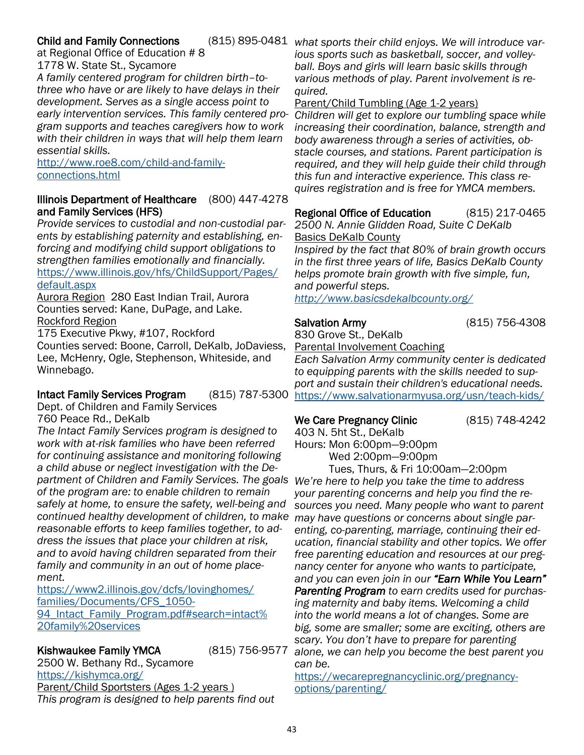**Child and Family Connections** (815) 895-0481
at Regional Office of Education # 8
1778 W. State St., Sycamore
*A family centered program for children birth–to-three who have or are likely to have delays in their development. Serves as a single access point to early intervention services. This family centered program supports and teaches caregivers how to work with their children in ways that will help them learn essential skills.*
http://www.roe8.com/child-and-family-connections.html

**Illinois Department of Healthcare and Family Services (HFS)** (800) 447-4278
*Provide services to custodial and non-custodial parents by establishing paternity and establishing, enforcing and modifying child support obligations to strengthen families emotionally and financially.*
https://www.illinois.gov/hfs/ChildSupport/Pages/default.aspx
Aurora Region 280 East Indian Trail, Aurora
Counties served: Kane, DuPage, and Lake.
Rockford Region
175 Executive Pkwy, #107, Rockford
Counties served: Boone, Carroll, DeKalb, JoDaviess, Lee, McHenry, Ogle, Stephenson, Whiteside, and Winnebago.

**Intact Family Services Program** (815) 787-5300
Dept. of Children and Family Services
760 Peace Rd., DeKalb
*The Intact Family Services program is designed to work with at-risk families who have been referred for continuing assistance and monitoring following a child abuse or neglect investigation with the Department of Children and Family Services. The goals of the program are: to enable children to remain safely at home, to ensure the safety, well-being and continued healthy development of children, to make reasonable efforts to keep families together, to address the issues that place your children at risk, and to avoid having children separated from their family and community in an out of home placement.*
https://www2.illinois.gov/dcfs/lovinghomes/families/Documents/CFS_1050-94_Intact_Family_Program.pdf#search=intact%20family%20services

**Kishwaukee Family YMCA** (815) 756-9577
2500 W. Bethany Rd., Sycamore
https://kishymca.org/
Parent/Child Sportsters (Ages 1-2 years )
*This program is designed to help parents find out what sports their child enjoys. We will introduce various sports such as basketball, soccer, and volleyball. Boys and girls will learn basic skills through various methods of play. Parent involvement is required.*
Parent/Child Tumbling (Age 1-2 years)
*Children will get to explore our tumbling space while increasing their coordination, balance, strength and body awareness through a series of activities, obstacle courses, and stations. Parent participation is required, and they will help guide their child through this fun and interactive experience. This class requires registration and is free for YMCA members.*

**Regional Office of Education** (815) 217-0465
*2500 N. Annie Glidden Road, Suite C DeKalb*
Basics DeKalb County
*Inspired by the fact that 80% of brain growth occurs in the first three years of life, Basics DeKalb County helps promote brain growth with five simple, fun, and powerful steps.*
*http://www.basicsdekalbcounty.org/*

**Salvation Army** (815) 756-4308
830 Grove St., DeKalb
Parental Involvement Coaching
*Each Salvation Army community center is dedicated to equipping parents with the skills needed to support and sustain their children's educational needs.*
https://www.salvationarmyusa.org/usn/teach-kids/

**We Care Pregnancy Clinic** (815) 748-4242
403 N. 5ht St., DeKalb
Hours: Mon 6:00pm—9:00pm
Wed 2:00pm—9:00pm
Tues, Thurs, & Fri 10:00am—2:00pm
*We're here to help you take the time to address your parenting concerns and help you find the resources you need. Many people who want to parent may have questions or concerns about single parenting, co-parenting, marriage, continuing their education, financial stability and other topics. We offer free parenting education and resources at our pregnancy center for anyone who wants to participate, and you can even join in our* ***"Earn While You Learn" Parenting Program*** *to earn credits used for purchasing maternity and baby items. Welcoming a child into the world means a lot of changes. Some are big, some are smaller; some are exciting, others are scary. You don't have to prepare for parenting alone, we can help you become the best parent you can be.*
https://wecarepregnancyclinic.org/pregnancy-options/parenting/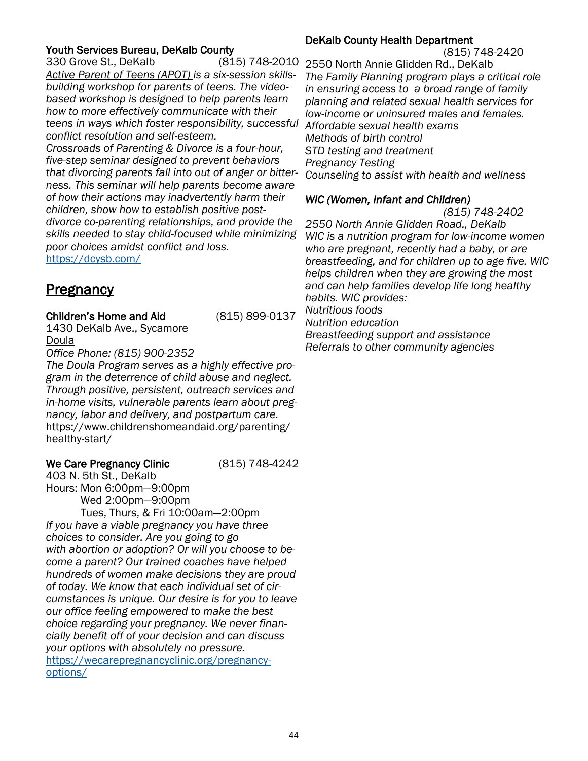**Youth Services Bureau, DeKalb County**
330 Grove St., DeKalb (815) 748-2010

*Active Parent of Teens (APOT) is a six-session skills-building workshop for parents of teens. The video-based workshop is designed to help parents learn how to more effectively communicate with their teens in ways which foster responsibility, successful conflict resolution and self-esteem.*

*Crossroads of Parenting & Divorce is a four-hour, five-step seminar designed to prevent behaviors that divorcing parents fall into out of anger or bitterness. This seminar will help parents become aware of how their actions may inadvertently harm their children, show how to establish positive post-divorce co-parenting relationships, and provide the skills needed to stay child-focused while minimizing poor choices amidst conflict and loss.*

https://dcysb.com/

## Pregnancy

**Children's Home and Aid** (815) 899-0137
1430 DeKalb Ave., Sycamore

Doula

*Office Phone: (815) 900-2352*

*The Doula Program serves as a highly effective program in the deterrence of child abuse and neglect. Through positive, persistent, outreach services and in-home visits, vulnerable parents learn about pregnancy, labor and delivery, and postpartum care.*

https://www.childrenshomeandaid.org/parenting/healthy-start/

**We Care Pregnancy Clinic** (815) 748-4242
403 N. 5th St., DeKalb
Hours: Mon 6:00pm—9:00pm
Wed 2:00pm—9:00pm
Tues, Thurs, & Fri 10:00am—2:00pm

*If you have a viable pregnancy you have three choices to consider. Are you going to go with abortion or adoption? Or will you choose to become a parent? Our trained coaches have helped hundreds of women make decisions they are proud of today. We know that each individual set of circumstances is unique. Our desire is for you to leave our office feeling empowered to make the best choice regarding your pregnancy. We never financially benefit off of your decision and can discuss your options with absolutely no pressure.*

https://wecarepregnancyclinic.org/pregnancy-options/

**DeKalb County Health Department**
(815) 748-2420
2550 North Annie Glidden Rd., DeKalb

*The Family Planning program plays a critical role in ensuring access to a broad range of family planning and related sexual health services for low-income or uninsured males and females.*
*Affordable sexual health exams*
*Methods of birth control*
*STD testing and treatment*
*Pregnancy Testing*
*Counseling to assist with health and wellness*

***WIC (Women, Infant and Children)***
*(815) 748-2402*
*2550 North Annie Glidden Road., DeKalb*

*WIC is a nutrition program for low-income women who are pregnant, recently had a baby, or are breastfeeding, and for children up to age five. WIC helps children when they are growing the most and can help families develop life long healthy habits. WIC provides:*
*Nutritious foods*
*Nutrition education*
*Breastfeeding support and assistance*
*Referrals to other community agencies*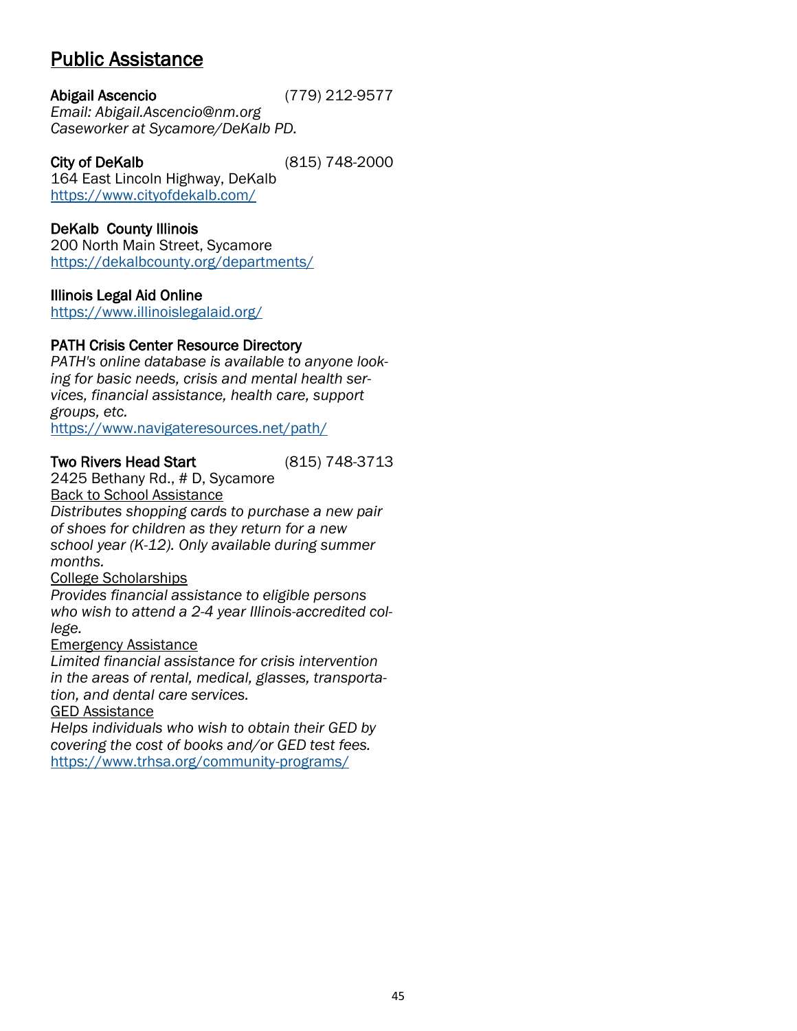## Public Assistance

**Abigail Ascencio** (779) 212-9577
*Email: Abigail.Ascencio@nm.org*
*Caseworker at Sycamore/DeKalb PD.*

**City of DeKalb** (815) 748-2000
164 East Lincoln Highway, DeKalb
https://www.cityofdekalb.com/

**DeKalb County Illinois**
200 North Main Street, Sycamore
https://dekalbcounty.org/departments/

**Illinois Legal Aid Online**
https://www.illinoislegalaid.org/

**PATH Crisis Center Resource Directory**
*PATH's online database is available to anyone looking for basic needs, crisis and mental health services, financial assistance, health care, support groups, etc.*
https://www.navigateresources.net/path/

**Two Rivers Head Start** (815) 748-3713
2425 Bethany Rd., # D, Sycamore
Back to School Assistance
*Distributes shopping cards to purchase a new pair of shoes for children as they return for a new school year (K-12). Only available during summer months.*
College Scholarships
*Provides financial assistance to eligible persons who wish to attend a 2-4 year Illinois-accredited college.*
Emergency Assistance
*Limited financial assistance for crisis intervention in the areas of rental, medical, glasses, transportation, and dental care services.*
GED Assistance
*Helps individuals who wish to obtain their GED by covering the cost of books and/or GED test fees.*
https://www.trhsa.org/community-programs/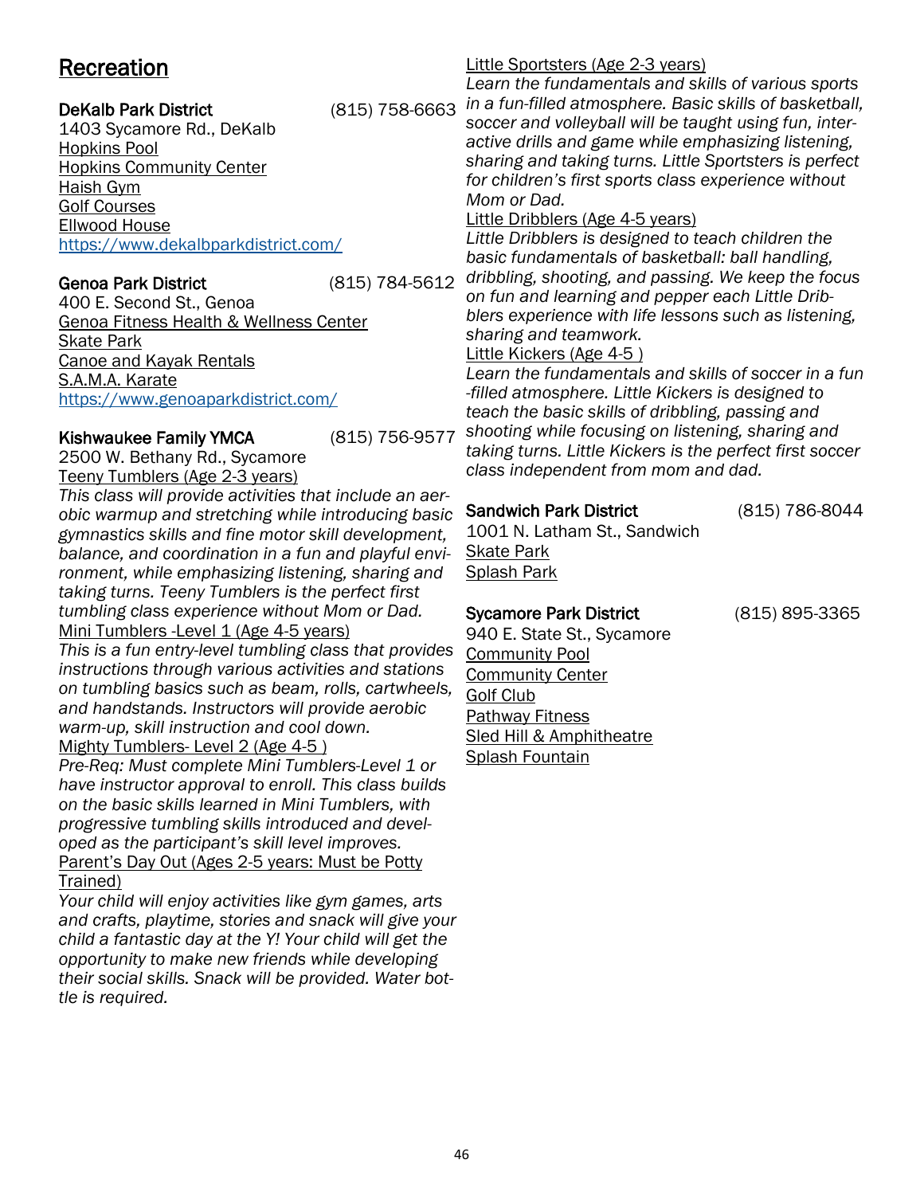# Recreation

**DeKalb Park District** (815) 758-6663
1403 Sycamore Rd., DeKalb
Hopkins Pool
Hopkins Community Center
Haish Gym
Golf Courses
Ellwood House
https://www.dekalbparkdistrict.com/

**Genoa Park District** (815) 784-5612
400 E. Second St., Genoa
Genoa Fitness Health & Wellness Center
Skate Park
Canoe and Kayak Rentals
S.A.M.A. Karate
https://www.genoaparkdistrict.com/

**Kishwaukee Family YMCA** (815) 756-9577
2500 W. Bethany Rd., Sycamore

Teeny Tumblers (Age 2-3 years)
*This class will provide activities that include an aerobic warmup and stretching while introducing basic gymnastics skills and fine motor skill development, balance, and coordination in a fun and playful environment, while emphasizing listening, sharing and taking turns. Teeny Tumblers is the perfect first tumbling class experience without Mom or Dad.*

Mini Tumblers -Level 1 (Age 4-5 years)
*This is a fun entry-level tumbling class that provides instructions through various activities and stations on tumbling basics such as beam, rolls, cartwheels, and handstands. Instructors will provide aerobic warm-up, skill instruction and cool down.*

Mighty Tumblers- Level 2 (Age 4-5 )
*Pre-Req: Must complete Mini Tumblers-Level 1 or have instructor approval to enroll. This class builds on the basic skills learned in Mini Tumblers, with progressive tumbling skills introduced and developed as the participant's skill level improves.*

Parent's Day Out (Ages 2-5 years: Must be Potty Trained)
*Your child will enjoy activities like gym games, arts and crafts, playtime, stories and snack will give your child a fantastic day at the Y! Your child will get the opportunity to make new friends while developing their social skills. Snack will be provided. Water bottle is required.*

Little Sportsters (Age 2-3 years)
*Learn the fundamentals and skills of various sports in a fun-filled atmosphere. Basic skills of basketball, soccer and volleyball will be taught using fun, interactive drills and game while emphasizing listening, sharing and taking turns. Little Sportsters is perfect for children's first sports class experience without Mom or Dad.*

Little Dribblers (Age 4-5 years)
*Little Dribblers is designed to teach children the basic fundamentals of basketball: ball handling, dribbling, shooting, and passing. We keep the focus on fun and learning and pepper each Little Dribblers experience with life lessons such as listening, sharing and teamwork.*

Little Kickers (Age 4-5 )
*Learn the fundamentals and skills of soccer in a fun-filled atmosphere. Little Kickers is designed to teach the basic skills of dribbling, passing and shooting while focusing on listening, sharing and taking turns. Little Kickers is the perfect first soccer class independent from mom and dad.*

**Sandwich Park District** (815) 786-8044
1001 N. Latham St., Sandwich
Skate Park
Splash Park

**Sycamore Park District** (815) 895-3365
940 E. State St., Sycamore
Community Pool
Community Center
Golf Club
Pathway Fitness
Sled Hill & Amphitheatre
Splash Fountain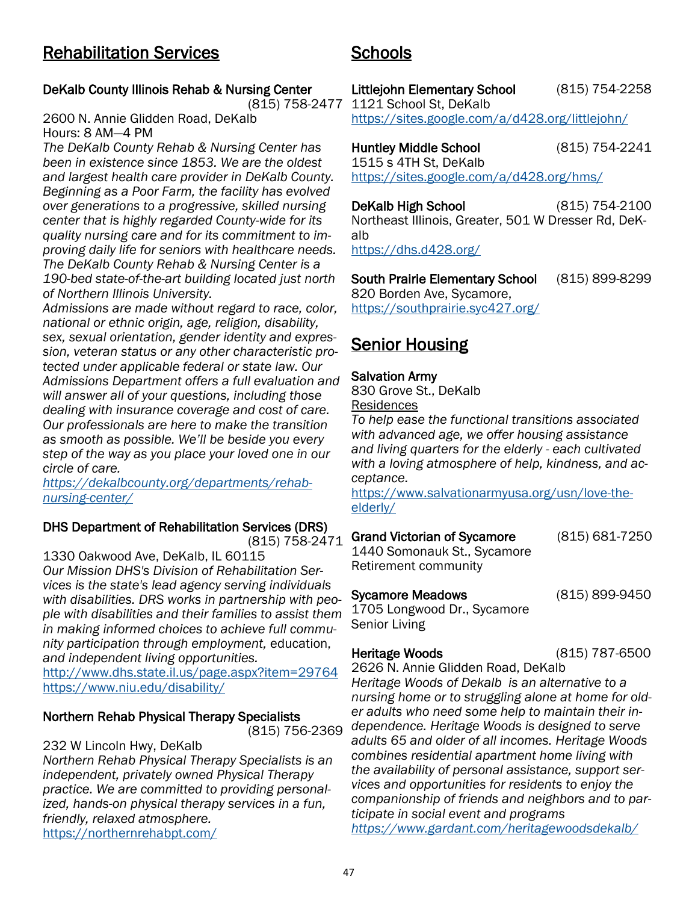## Rehabilitation Services

**DeKalb County Illinois Rehab & Nursing Center** (815) 758-2477
2600 N. Annie Glidden Road, DeKalb
Hours: 8 AM—4 PM
*The DeKalb County Rehab & Nursing Center has been in existence since 1853. We are the oldest and largest health care provider in DeKalb County. Beginning as a Poor Farm, the facility has evolved over generations to a progressive, skilled nursing center that is highly regarded County-wide for its quality nursing care and for its commitment to improving daily life for seniors with healthcare needs. The DeKalb County Rehab & Nursing Center is a 190-bed state-of-the-art building located just north of Northern Illinois University.*
*Admissions are made without regard to race, color, national or ethnic origin, age, religion, disability, sex, sexual orientation, gender identity and expression, veteran status or any other characteristic protected under applicable federal or state law. Our Admissions Department offers a full evaluation and will answer all of your questions, including those dealing with insurance coverage and cost of care. Our professionals are here to make the transition as smooth as possible. We'll be beside you every step of the way as you place your loved one in our circle of care.*
*https://dekalbcounty.org/departments/rehab-nursing-center/*

**DHS Department of Rehabilitation Services (DRS)** (815) 758-2471
1330 Oakwood Ave, DeKalb, IL 60115
*Our Mission DHS's Division of Rehabilitation Services is the state's lead agency serving individuals with disabilities. DRS works in partnership with people with disabilities and their families to assist them in making informed choices to achieve full community participation through employment,* education, *and independent living opportunities.*
http://www.dhs.state.il.us/page.aspx?item=29764
https://www.niu.edu/disability/

**Northern Rehab Physical Therapy Specialists** (815) 756-2369
232 W Lincoln Hwy, DeKalb
*Northern Rehab Physical Therapy Specialists is an independent, privately owned Physical Therapy practice. We are committed to providing personalized, hands-on physical therapy services in a fun, friendly, relaxed atmosphere.*
https://northernrehabpt.com/

## Schools

**Littlejohn Elementary School** (815) 754-2258
1121 School St, DeKalb
https://sites.google.com/a/d428.org/littlejohn/

**Huntley Middle School** (815) 754-2241
1515 s 4TH St, DeKalb
https://sites.google.com/a/d428.org/hms/

**DeKalb High School** (815) 754-2100
Northeast Illinois, Greater, 501 W Dresser Rd, DeKalb
https://dhs.d428.org/

**South Prairie Elementary School** (815) 899-8299
820 Borden Ave, Sycamore,
https://southprairie.syc427.org/

## Senior Housing

**Salvation Army**
830 Grove St., DeKalb
Residences
*To help ease the functional transitions associated with advanced age, we offer housing assistance and living quarters for the elderly - each cultivated with a loving atmosphere of help, kindness, and acceptance.*
https://www.salvationarmyusa.org/usn/love-the-elderly/

**Grand Victorian of Sycamore** (815) 681-7250
1440 Somonauk St., Sycamore
Retirement community

**Sycamore Meadows** (815) 899-9450
1705 Longwood Dr., Sycamore
Senior Living

**Heritage Woods** (815) 787-6500
2626 N. Annie Glidden Road, DeKalb
*Heritage Woods of Dekalb is an alternative to a nursing home or to struggling alone at home for older adults who need some help to maintain their independence. Heritage Woods is designed to serve adults 65 and older of all incomes. Heritage Woods combines residential apartment home living with the availability of personal assistance, support services and opportunities for residents to enjoy the companionship of friends and neighbors and to participate in social event and programs*
*https://www.gardant.com/heritagewoodsdekalb/*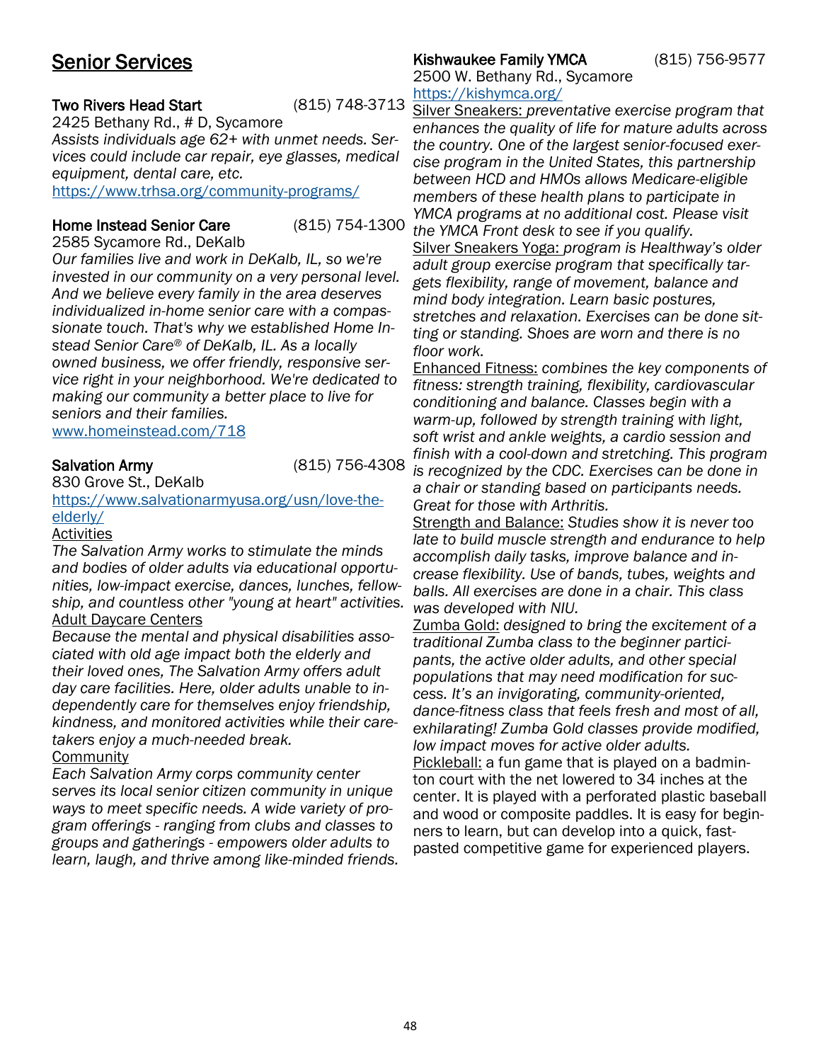## Senior Services

**Two Rivers Head Start** (815) 748-3713
2425 Bethany Rd., # D, Sycamore
*Assists individuals age 62+ with unmet needs. Services could include car repair, eye glasses, medical equipment, dental care, etc.*
https://www.trhsa.org/community-programs/

**Home Instead Senior Care** (815) 754-1300
2585 Sycamore Rd., DeKalb
*Our families live and work in DeKalb, IL, so we're invested in our community on a very personal level. And we believe every family in the area deserves individualized in-home senior care with a compassionate touch. That's why we established Home Instead Senior Care® of DeKalb, IL. As a locally owned business, we offer friendly, responsive service right in your neighborhood. We're dedicated to making our community a better place to live for seniors and their families.*
www.homeinstead.com/718

**Salvation Army** (815) 756-4308
830 Grove St., DeKalb
https://www.salvationarmyusa.org/usn/love-the-elderly/

Activities
*The Salvation Army works to stimulate the minds and bodies of older adults via educational opportunities, low-impact exercise, dances, lunches, fellowship, and countless other "young at heart" activities.*

Adult Daycare Centers
*Because the mental and physical disabilities associated with old age impact both the elderly and their loved ones, The Salvation Army offers adult day care facilities. Here, older adults unable to independently care for themselves enjoy friendship, kindness, and monitored activities while their caretakers enjoy a much-needed break.*

Community
*Each Salvation Army corps community center serves its local senior citizen community in unique ways to meet specific needs. A wide variety of program offerings - ranging from clubs and classes to groups and gatherings - empowers older adults to learn, laugh, and thrive among like-minded friends.*

**Kishwaukee Family YMCA** (815) 756-9577
2500 W. Bethany Rd., Sycamore
https://kishymca.org/

Silver Sneakers: *preventative exercise program that enhances the quality of life for mature adults across the country. One of the largest senior-focused exercise program in the United States, this partnership between HCD and HMOs allows Medicare-eligible members of these health plans to participate in YMCA programs at no additional cost. Please visit the YMCA Front desk to see if you qualify.*

Silver Sneakers Yoga: *program is Healthway's older adult group exercise program that specifically targets flexibility, range of movement, balance and mind body integration. Learn basic postures, stretches and relaxation. Exercises can be done sitting or standing. Shoes are worn and there is no floor work.*

Enhanced Fitness: *combines the key components of fitness: strength training, flexibility, cardiovascular conditioning and balance. Classes begin with a warm-up, followed by strength training with light, soft wrist and ankle weights, a cardio session and finish with a cool-down and stretching. This program is recognized by the CDC. Exercises can be done in a chair or standing based on participants needs. Great for those with Arthritis.*

Strength and Balance: *Studies show it is never too late to build muscle strength and endurance to help accomplish daily tasks, improve balance and increase flexibility. Use of bands, tubes, weights and balls. All exercises are done in a chair. This class was developed with NIU.*

Zumba Gold: *designed to bring the excitement of a traditional Zumba class to the beginner participants, the active older adults, and other special populations that may need modification for success. It's an invigorating, community-oriented, dance-fitness class that feels fresh and most of all, exhilarating! Zumba Gold classes provide modified, low impact moves for active older adults.*

Pickleball: a fun game that is played on a badminton court with the net lowered to 34 inches at the center. It is played with a perforated plastic baseball and wood or composite paddles. It is easy for beginners to learn, but can develop into a quick, fast-pasted competitive game for experienced players.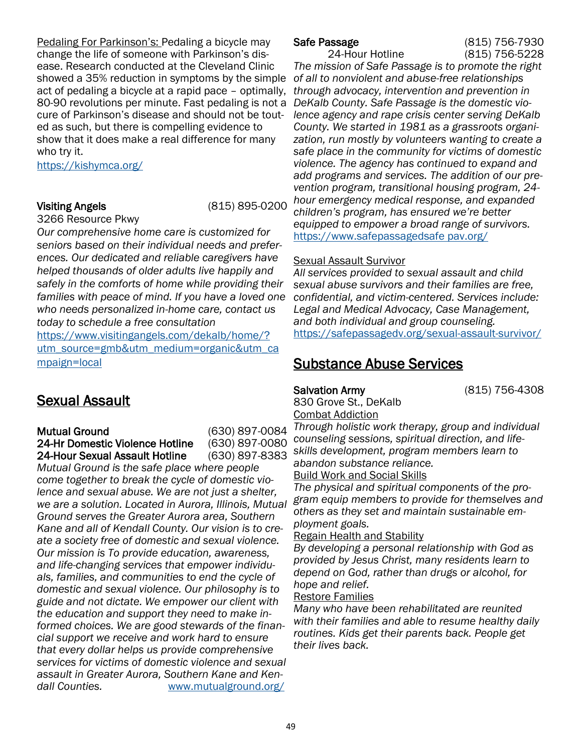Pedaling For Parkinson's: Pedaling a bicycle may change the life of someone with Parkinson's disease. Research conducted at the Cleveland Clinic showed a 35% reduction in symptoms by the simple act of pedaling a bicycle at a rapid pace – optimally, 80-90 revolutions per minute. Fast pedaling is not a cure of Parkinson's disease and should not be touted as such, but there is compelling evidence to show that it does make a real difference for many who try it.
https://kishymca.org/

**Visiting Angels** (815) 895-0200
3266 Resource Pkwy
*Our comprehensive home care is customized for seniors based on their individual needs and preferences. Our dedicated and reliable caregivers have helped thousands of older adults live happily and safely in the comforts of home while providing their families with peace of mind. If you have a loved one who needs personalized in-home care, contact us today to schedule a free consultation*
https://www.visitingangels.com/dekalb/home/?utm_source=gmb&utm_medium=organic&utm_campaign=local

## Sexual Assault

**Mutual Ground** (630) 897-0084
**24-Hr Domestic Violence Hotline** (630) 897-0080
**24-Hour Sexual Assault Hotline** (630) 897-8383
*Mutual Ground is the safe place where people come together to break the cycle of domestic violence and sexual abuse. We are not just a shelter, we are a solution. Located in Aurora, Illinois, Mutual Ground serves the Greater Aurora area, Southern Kane and all of Kendall County. Our vision is to create a society free of domestic and sexual violence. Our mission is To provide education, awareness, and life-changing services that empower individuals, families, and communities to end the cycle of domestic and sexual violence. Our philosophy is to guide and not dictate. We empower our client with the education and support they need to make informed choices. We are good stewards of the financial support we receive and work hard to ensure that every dollar helps us provide comprehensive services for victims of domestic violence and sexual assault in Greater Aurora, Southern Kane and Kendall Counties.* www.mutualground.org/

**Safe Passage** (815) 756-7930
24-Hour Hotline (815) 756-5228
*The mission of Safe Passage is to promote the right of all to nonviolent and abuse-free relationships through advocacy, intervention and prevention in DeKalb County. Safe Passage is the domestic violence agency and rape crisis center serving DeKalb County. We started in 1981 as a grassroots organization, run mostly by volunteers wanting to create a safe place in the community for victims of domestic violence. The agency has continued to expand and add programs and services. The addition of our prevention program, transitional housing program, 24-hour emergency medical response, and expanded children's program, has ensured we're better equipped to empower a broad range of survivors.*
https://www.safepassagedsafe pav.org/

Sexual Assault Survivor
*All services provided to sexual assault and child sexual abuse survivors and their families are free, confidential, and victim-centered. Services include: Legal and Medical Advocacy, Case Management, and both individual and group counseling.*
https://safepassagedv.org/sexual-assault-survivor/

## Substance Abuse Services

**Salvation Army** (815) 756-4308
830 Grove St., DeKalb
Combat Addiction
*Through holistic work therapy, group and individual counseling sessions, spiritual direction, and life-skills development, program members learn to abandon substance reliance.*
Build Work and Social Skills
*The physical and spiritual components of the program equip members to provide for themselves and others as they set and maintain sustainable employment goals.*
Regain Health and Stability
*By developing a personal relationship with God as provided by Jesus Christ, many residents learn to depend on God, rather than drugs or alcohol, for hope and relief.*
Restore Families
*Many who have been rehabilitated are reunited with their families and able to resume healthy daily routines. Kids get their parents back. People get their lives back.*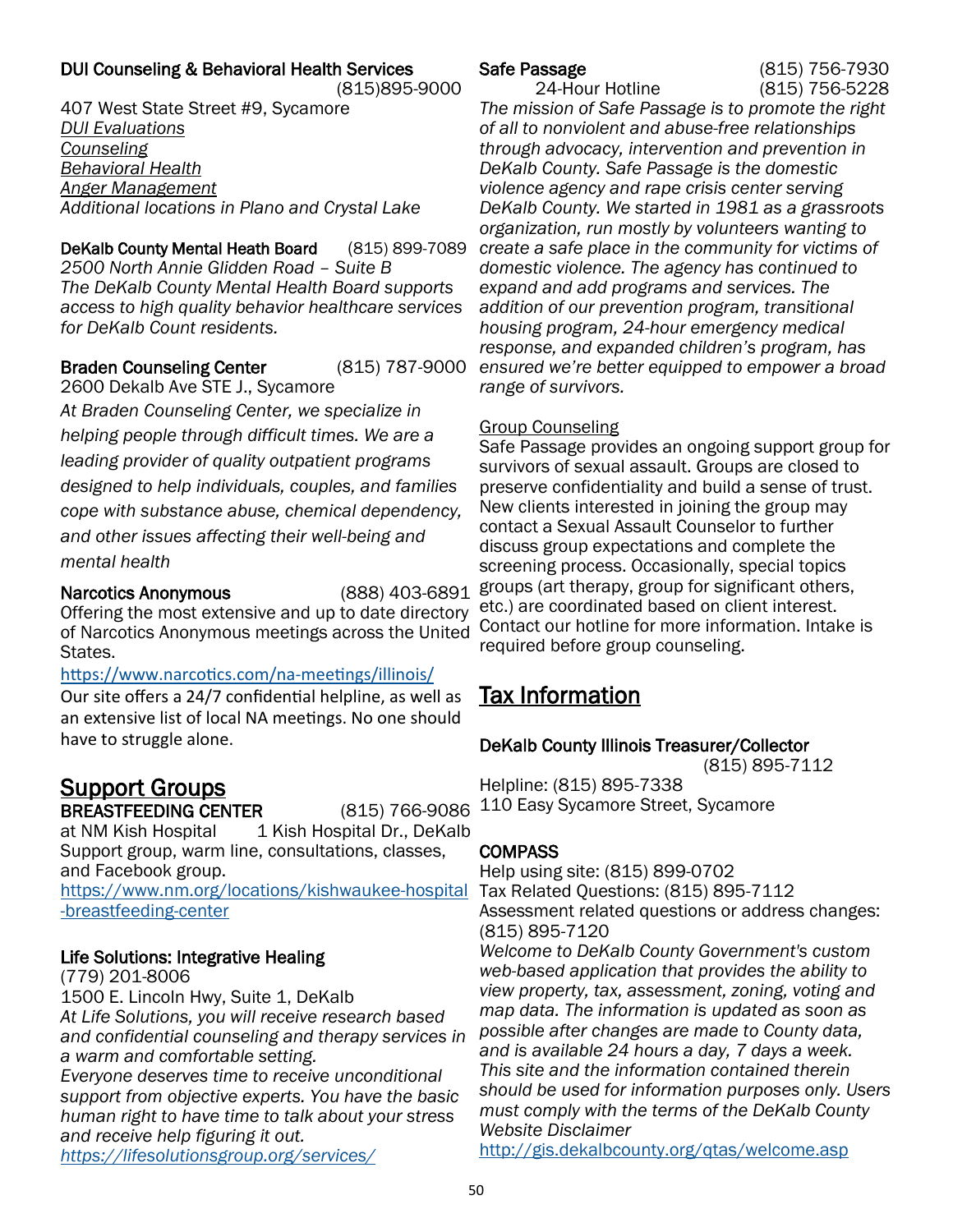**DUI Counseling & Behavioral Health Services** (815)895-9000
407 West State Street #9, Sycamore
*DUI Evaluations*
*Counseling*
*Behavioral Health*
*Anger Management*
*Additional locations in Plano and Crystal Lake*

**DeKalb County Mental Heath Board** (815) 899-7089
*2500 North Annie Glidden Road – Suite B*
*The DeKalb County Mental Health Board supports access to high quality behavior healthcare services for DeKalb Count residents.*

**Braden Counseling Center** (815) 787-9000
2600 Dekalb Ave STE J., Sycamore
*At Braden Counseling Center, we specialize in helping people through difficult times. We are a leading provider of quality outpatient programs designed to help individuals, couples, and families cope with substance abuse, chemical dependency, and other issues affecting their well-being and mental health*

**Narcotics Anonymous** (888) 403-6891
Offering the most extensive and up to date directory of Narcotics Anonymous meetings across the United States.
https://www.narcotics.com/na-meetings/illinois/
Our site offers a 24/7 confidential helpline, as well as an extensive list of local NA meetings. No one should have to struggle alone.

## Support Groups

**BREASTFEEDING CENTER** (815) 766-9086
at NM Kish Hospital 1 Kish Hospital Dr., DeKalb
Support group, warm line, consultations, classes, and Facebook group.
https://www.nm.org/locations/kishwaukee-hospital-breastfeeding-center

**Life Solutions: Integrative Healing**
(779) 201-8006
1500 E. Lincoln Hwy, Suite 1, DeKalb
*At Life Solutions, you will receive research based and confidential counseling and therapy services in a warm and comfortable setting.*
*Everyone deserves time to receive unconditional support from objective experts. You have the basic human right to have time to talk about your stress and receive help figuring it out.*
*https://lifesolutionsgroup.org/services/*

**Safe Passage** (815) 756-7930
24-Hour Hotline (815) 756-5228
*The mission of Safe Passage is to promote the right of all to nonviolent and abuse-free relationships through advocacy, intervention and prevention in DeKalb County. Safe Passage is the domestic violence agency and rape crisis center serving DeKalb County. We started in 1981 as a grassroots organization, run mostly by volunteers wanting to create a safe place in the community for victims of domestic violence. The agency has continued to expand and add programs and services. The addition of our prevention program, transitional housing program, 24-hour emergency medical response, and expanded children's program, has ensured we're better equipped to empower a broad range of survivors.*

Group Counseling
Safe Passage provides an ongoing support group for survivors of sexual assault. Groups are closed to preserve confidentiality and build a sense of trust. New clients interested in joining the group may contact a Sexual Assault Counselor to further discuss group expectations and complete the screening process. Occasionally, special topics groups (art therapy, group for significant others, etc.) are coordinated based on client interest. Contact our hotline for more information. Intake is required before group counseling.

## Tax Information

**DeKalb County Illinois Treasurer/Collector** (815) 895-7112
Helpline: (815) 895-7338
110 Easy Sycamore Street, Sycamore

**COMPASS**
Help using site: (815) 899-0702
Tax Related Questions: (815) 895-7112
Assessment related questions or address changes: (815) 895-7120
*Welcome to DeKalb County Government's custom web-based application that provides the ability to view property, tax, assessment, zoning, voting and map data. The information is updated as soon as possible after changes are made to County data, and is available 24 hours a day, 7 days a week. This site and the information contained therein should be used for information purposes only. Users must comply with the terms of the DeKalb County Website Disclaimer*
http://gis.dekalbcounty.org/qtas/welcome.asp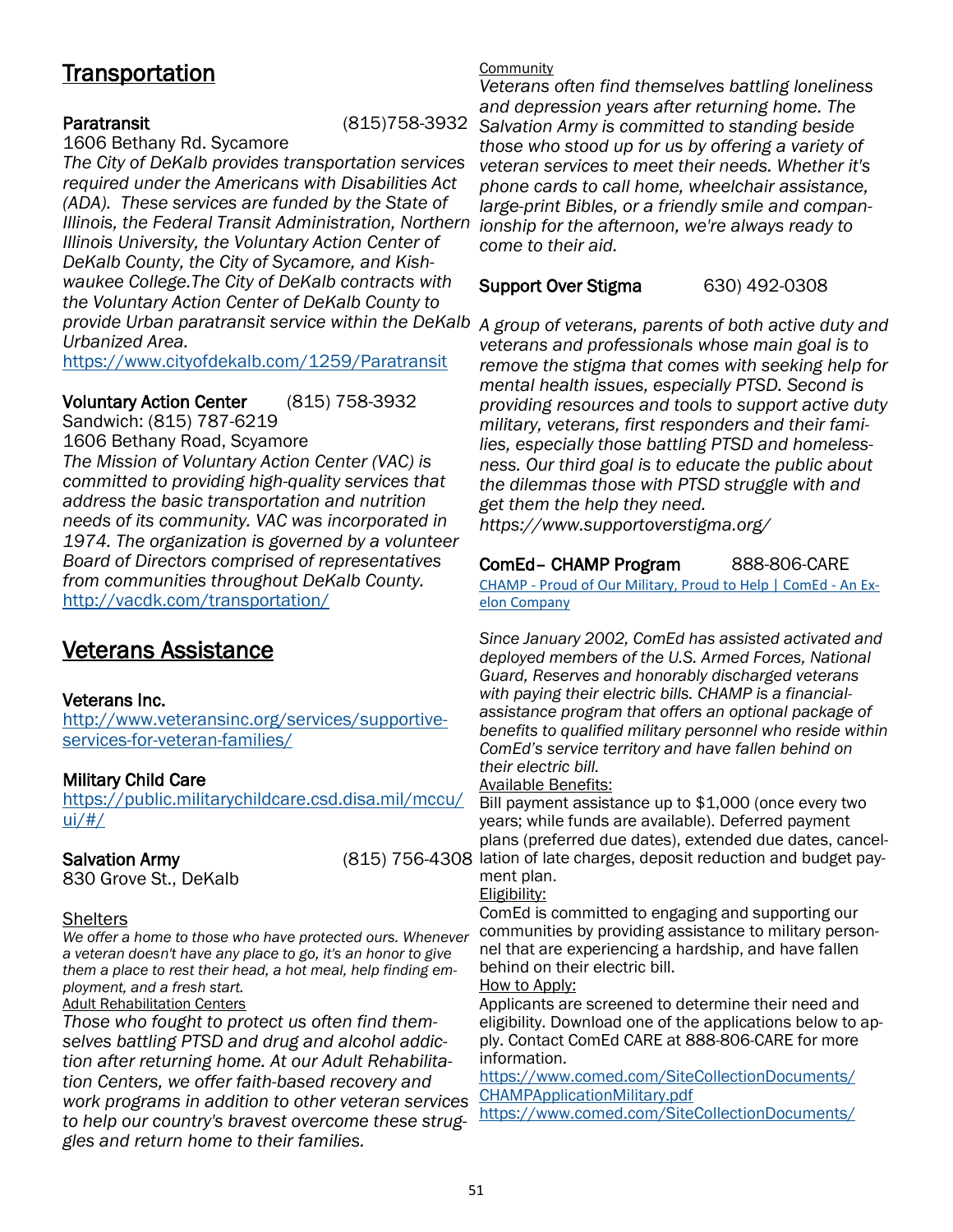## Transportation

**Paratransit** (815)758-3932
1606 Bethany Rd. Sycamore
*The City of DeKalb provides transportation services required under the Americans with Disabilities Act (ADA). These services are funded by the State of Illinois, the Federal Transit Administration, Northern Illinois University, the Voluntary Action Center of DeKalb County, the City of Sycamore, and Kishwaukee College.The City of DeKalb contracts with the Voluntary Action Center of DeKalb County to provide Urban paratransit service within the DeKalb Urbanized Area.*
https://www.cityofdekalb.com/1259/Paratransit

**Voluntary Action Center** (815) 758-3932
Sandwich: (815) 787-6219
1606 Bethany Road, Scyamore
*The Mission of Voluntary Action Center (VAC) is committed to providing high-quality services that address the basic transportation and nutrition needs of its community. VAC was incorporated in 1974. The organization is governed by a volunteer Board of Directors comprised of representatives from communities throughout DeKalb County.*
http://vacdk.com/transportation/

## Veterans Assistance

**Veterans Inc.**
http://www.veteransinc.org/services/supportive-services-for-veteran-families/

**Military Child Care**
https://public.militarychildcare.csd.disa.mil/mccu/ui/#/

**Salvation Army** (815) 756-4308
830 Grove St., DeKalb

Shelters
*We offer a home to those who have protected ours. Whenever a veteran doesn't have any place to go, it's an honor to give them a place to rest their head, a hot meal, help finding employment, and a fresh start.*
Adult Rehabilitation Centers
*Those who fought to protect us often find themselves battling PTSD and drug and alcohol addiction after returning home. At our Adult Rehabilitation Centers, we offer faith-based recovery and work programs in addition to other veteran services to help our country's bravest overcome these struggles and return home to their families.*

Community
*Veterans often find themselves battling loneliness and depression years after returning home. The Salvation Army is committed to standing beside those who stood up for us by offering a variety of veteran services to meet their needs. Whether it's phone cards to call home, wheelchair assistance, large-print Bibles, or a friendly smile and companionship for the afternoon, we're always ready to come to their aid.*

**Support Over Stigma** 630) 492-0308

*A group of veterans, parents of both active duty and veterans and professionals whose main goal is to remove the stigma that comes with seeking help for mental health issues, especially PTSD. Second is providing resources and tools to support active duty military, veterans, first responders and their families, especially those battling PTSD and homelessness. Our third goal is to educate the public about the dilemmas those with PTSD struggle with and get them the help they need.*
*https://www.supportoverstigma.org/*

**ComEd– CHAMP Program** 888-806-CARE
CHAMP - Proud of Our Military, Proud to Help | ComEd - An Exelon Company

*Since January 2002, ComEd has assisted activated and deployed members of the U.S. Armed Forces, National Guard, Reserves and honorably discharged veterans with paying their electric bills. CHAMP is a financial-assistance program that offers an optional package of benefits to qualified military personnel who reside within ComEd's service territory and have fallen behind on their electric bill.*
Available Benefits:
Bill payment assistance up to $1,000 (once every two years; while funds are available). Deferred payment plans (preferred due dates), extended due dates, cancellation of late charges, deposit reduction and budget payment plan.
Eligibility:
ComEd is committed to engaging and supporting our communities by providing assistance to military personnel that are experiencing a hardship, and have fallen behind on their electric bill.
How to Apply:
Applicants are screened to determine their need and eligibility. Download one of the applications below to apply. Contact ComEd CARE at 888-806-CARE for more information.
https://www.comed.com/SiteCollectionDocuments/CHAMPApplicationMilitary.pdf
https://www.comed.com/SiteCollectionDocuments/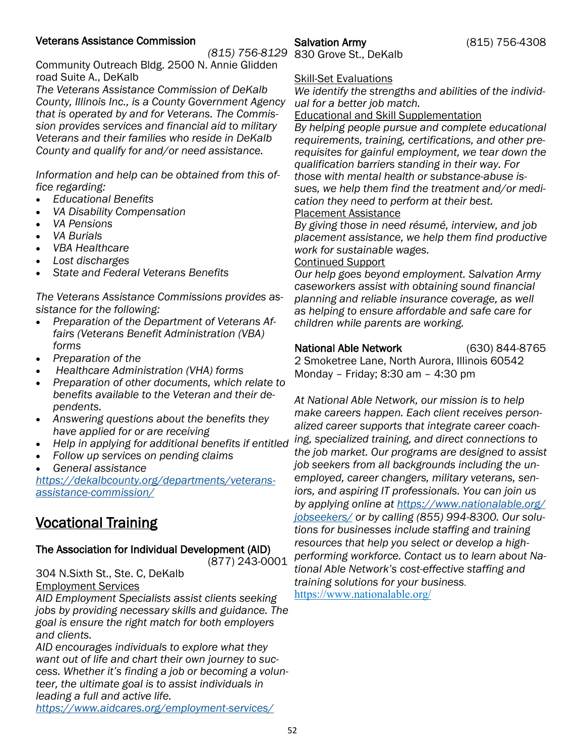**Veterans Assistance Commission**

*(815) 756-8129*

Community Outreach Bldg. 2500 N. Annie Glidden road Suite A., DeKalb

*The Veterans Assistance Commission of DeKalb County, Illinois Inc., is a County Government Agency that is operated by and for Veterans. The Commission provides services and financial aid to military Veterans and their families who reside in DeKalb County and qualify for and/or need assistance.*

*Information and help can be obtained from this office regarding:*

- *Educational Benefits*
- *VA Disability Compensation*
- *VA Pensions*
- *VA Burials*
- *VBA Healthcare*
- *Lost discharges*
- *State and Federal Veterans Benefits*

*The Veterans Assistance Commissions provides assistance for the following:*

- *Preparation of the Department of Veterans Affairs (Veterans Benefit Administration (VBA) forms*
- *Preparation of the*
- *Healthcare Administration (VHA) forms*
- *Preparation of other documents, which relate to benefits available to the Veteran and their dependents.*
- *Answering questions about the benefits they have applied for or are receiving*
- *Help in applying for additional benefits if entitled*
- *Follow up services on pending claims*
- *General assistance*

*https://dekalbcounty.org/departments/veterans-assistance-commission/*

## Vocational Training

**The Association for Individual Development (AID)**

(877) 243-0001

304 N.Sixth St., Ste. C, DeKalb

Employment Services

*AID Employment Specialists assist clients seeking jobs by providing necessary skills and guidance. The goal is ensure the right match for both employers and clients.*

*AID encourages individuals to explore what they want out of life and chart their own journey to success. Whether it's finding a job or becoming a volunteer, the ultimate goal is to assist individuals in leading a full and active life.*

*https://www.aidcares.org/employment-services/*

**Salvation Army** (815) 756-4308

830 Grove St., DeKalb

Skill-Set Evaluations

*We identify the strengths and abilities of the individual for a better job match.*

Educational and Skill Supplementation

*By helping people pursue and complete educational requirements, training, certifications, and other prerequisites for gainful employment, we tear down the qualification barriers standing in their way. For those with mental health or substance-abuse issues, we help them find the treatment and/or medication they need to perform at their best.*

Placement Assistance

*By giving those in need résumé, interview, and job placement assistance, we help them find productive work for sustainable wages.*

Continued Support

*Our help goes beyond employment. Salvation Army caseworkers assist with obtaining sound financial planning and reliable insurance coverage, as well as helping to ensure affordable and safe care for children while parents are working.*

**National Able Network** (630) 844-8765

2 Smoketree Lane, North Aurora, Illinois 60542

Monday – Friday; 8:30 am – 4:30 pm

*At National Able Network, our mission is to help make careers happen. Each client receives personalized career supports that integrate career coaching, specialized training, and direct connections to the job market. Our programs are designed to assist job seekers from all backgrounds including the unemployed, career changers, military veterans, seniors, and aspiring IT professionals. You can join us by applying online at https://www.nationalable.org/jobseekers/ or by calling (855) 994-8300. Our solutions for businesses include staffing and training resources that help you select or develop a high-performing workforce. Contact us to learn about National Able Network's cost-effective staffing and training solutions for your business.*

https://www.nationalable.org/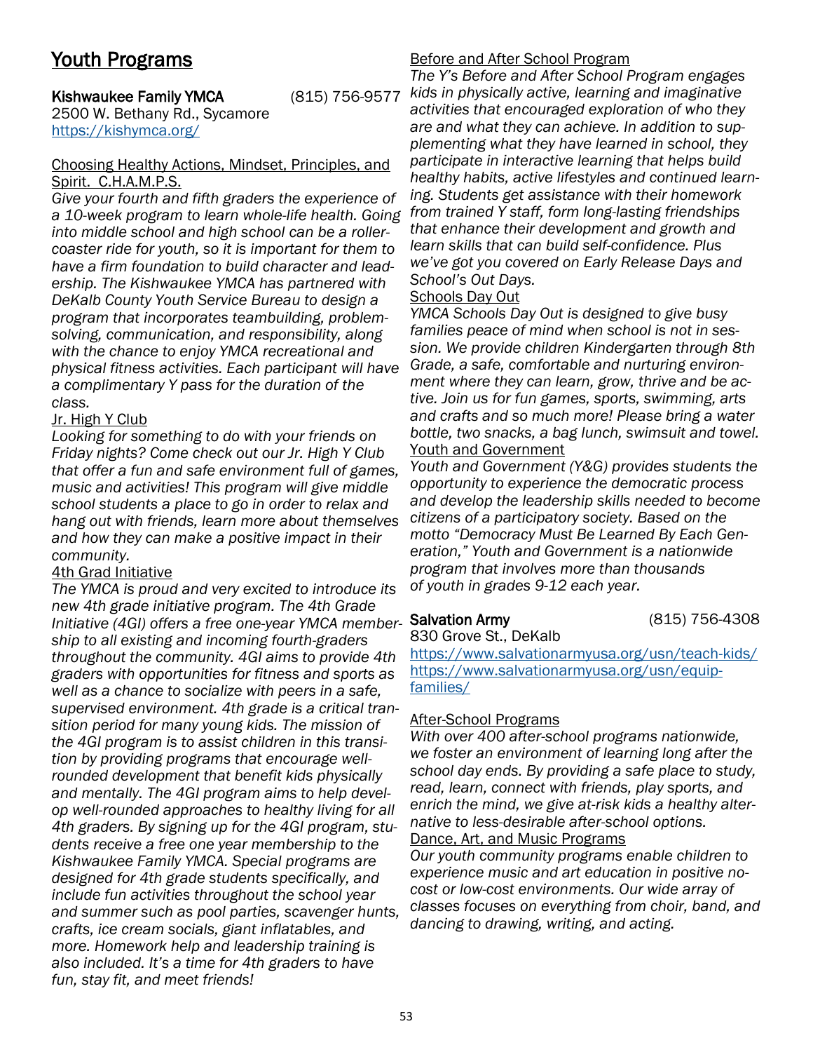# Youth Programs

**Kishwaukee Family YMCA** (815) 756-9577
2500 W. Bethany Rd., Sycamore
https://kishymca.org/

Choosing Healthy Actions, Mindset, Principles, and Spirit. C.H.A.M.P.S.

*Give your fourth and fifth graders the experience of a 10-week program to learn whole-life health. Going into middle school and high school can be a roller-coaster ride for youth, so it is important for them to have a firm foundation to build character and leadership. The Kishwaukee YMCA has partnered with DeKalb County Youth Service Bureau to design a program that incorporates teambuilding, problem-solving, communication, and responsibility, along with the chance to enjoy YMCA recreational and physical fitness activities. Each participant will have a complimentary Y pass for the duration of the class.*

Jr. High Y Club

*Looking for something to do with your friends on Friday nights? Come check out our Jr. High Y Club that offer a fun and safe environment full of games, music and activities! This program will give middle school students a place to go in order to relax and hang out with friends, learn more about themselves and how they can make a positive impact in their community.*

4th Grad Initiative

*The YMCA is proud and very excited to introduce its new 4th grade initiative program. The 4th Grade Initiative (4GI) offers a free one-year YMCA membership to all existing and incoming fourth-graders throughout the community. 4GI aims to provide 4th graders with opportunities for fitness and sports as well as a chance to socialize with peers in a safe, supervised environment. 4th grade is a critical transition period for many young kids. The mission of the 4GI program is to assist children in this transition by providing programs that encourage well-rounded development that benefit kids physically and mentally. The 4GI program aims to help develop well-rounded approaches to healthy living for all 4th graders. By signing up for the 4GI program, students receive a free one year membership to the Kishwaukee Family YMCA. Special programs are designed for 4th grade students specifically, and include fun activities throughout the school year and summer such as pool parties, scavenger hunts, crafts, ice cream socials, giant inflatables, and more. Homework help and leadership training is also included. It's a time for 4th graders to have fun, stay fit, and meet friends!*

Before and After School Program

*The Y's Before and After School Program engages kids in physically active, learning and imaginative activities that encouraged exploration of who they are and what they can achieve. In addition to supplementing what they have learned in school, they participate in interactive learning that helps build healthy habits, active lifestyles and continued learning. Students get assistance with their homework from trained Y staff, form long-lasting friendships that enhance their development and growth and learn skills that can build self-confidence. Plus we've got you covered on Early Release Days and School's Out Days.*

Schools Day Out

*YMCA Schools Day Out is designed to give busy families peace of mind when school is not in session. We provide children Kindergarten through 8th Grade, a safe, comfortable and nurturing environment where they can learn, grow, thrive and be active. Join us for fun games, sports, swimming, arts and crafts and so much more! Please bring a water bottle, two snacks, a bag lunch, swimsuit and towel.*

Youth and Government

*Youth and Government (Y&G) provides students the opportunity to experience the democratic process and develop the leadership skills needed to become citizens of a participatory society. Based on the motto "Democracy Must Be Learned By Each Generation," Youth and Government is a nationwide program that involves more than thousands of youth in grades 9-12 each year.*

**Salvation Army** (815) 756-4308
830 Grove St., DeKalb
https://www.salvationarmyusa.org/usn/teach-kids/
https://www.salvationarmyusa.org/usn/equip-families/

After-School Programs

*With over 400 after-school programs nationwide, we foster an environment of learning long after the school day ends. By providing a safe place to study, read, learn, connect with friends, play sports, and enrich the mind, we give at-risk kids a healthy alternative to less-desirable after-school options.*

Dance, Art, and Music Programs

*Our youth community programs enable children to experience music and art education in positive no-cost or low-cost environments. Our wide array of classes focuses on everything from choir, band, and dancing to drawing, writing, and acting.*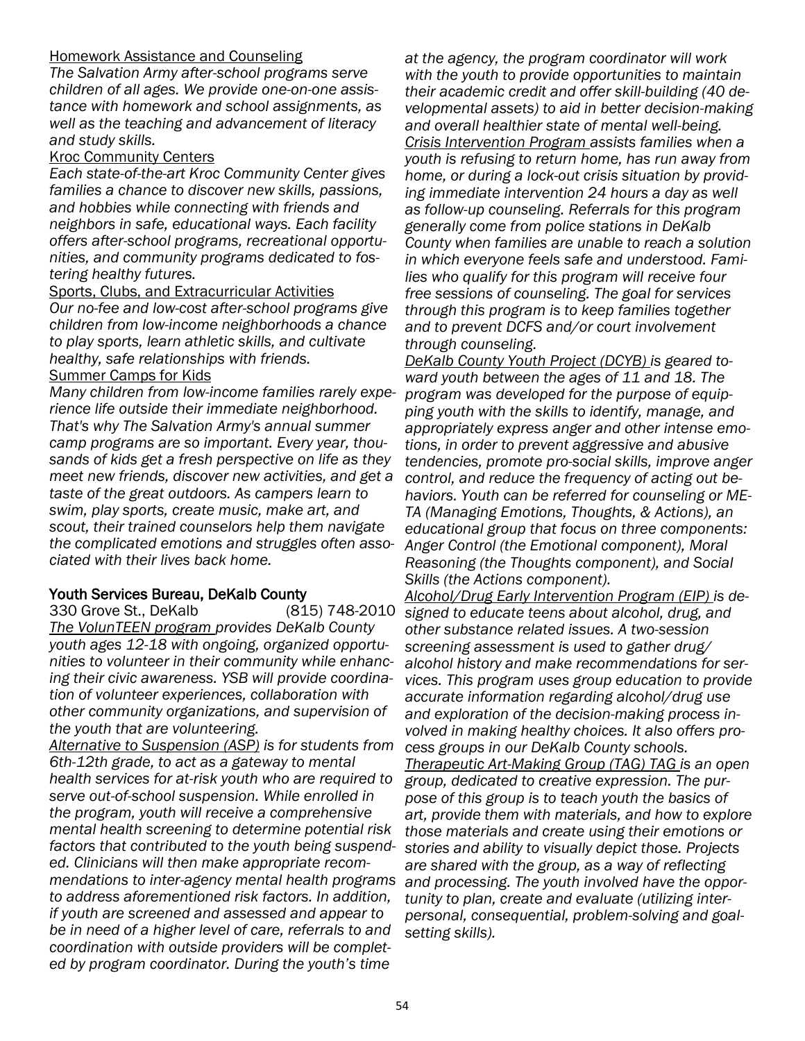Homework Assistance and Counseling

*The Salvation Army after-school programs serve children of all ages. We provide one-on-one assistance with homework and school assignments, as well as the teaching and advancement of literacy and study skills.*

Kroc Community Centers

*Each state-of-the-art Kroc Community Center gives families a chance to discover new skills, passions, and hobbies while connecting with friends and neighbors in safe, educational ways. Each facility offers after-school programs, recreational opportunities, and community programs dedicated to fostering healthy futures.*

Sports, Clubs, and Extracurricular Activities

*Our no-fee and low-cost after-school programs give children from low-income neighborhoods a chance to play sports, learn athletic skills, and cultivate healthy, safe relationships with friends.*

Summer Camps for Kids

*Many children from low-income families rarely experience life outside their immediate neighborhood. That's why The Salvation Army's annual summer camp programs are so important. Every year, thousands of kids get a fresh perspective on life as they meet new friends, discover new activities, and get a taste of the great outdoors. As campers learn to swim, play sports, create music, make art, and scout, their trained counselors help them navigate the complicated emotions and struggles often associated with their lives back home.*

## Youth Services Bureau, DeKalb County

330 Grove St., DeKalb (815) 748-2010

*The VolunTEEN program provides DeKalb County youth ages 12-18 with ongoing, organized opportunities to volunteer in their community while enhancing their civic awareness. YSB will provide coordination of volunteer experiences, collaboration with other community organizations, and supervision of the youth that are volunteering.*

*Alternative to Suspension (ASP) is for students from 6th-12th grade, to act as a gateway to mental health services for at-risk youth who are required to serve out-of-school suspension. While enrolled in the program, youth will receive a comprehensive mental health screening to determine potential risk factors that contributed to the youth being suspended. Clinicians will then make appropriate recommendations to inter-agency mental health programs to address aforementioned risk factors. In addition, if youth are screened and assessed and appear to be in need of a higher level of care, referrals to and coordination with outside providers will be completed by program coordinator. During the youth's time at the agency, the program coordinator will work with the youth to provide opportunities to maintain their academic credit and offer skill-building (40 developmental assets) to aid in better decision-making and overall healthier state of mental well-being.*

*Crisis Intervention Program assists families when a youth is refusing to return home, has run away from home, or during a lock-out crisis situation by providing immediate intervention 24 hours a day as well as follow-up counseling. Referrals for this program generally come from police stations in DeKalb County when families are unable to reach a solution in which everyone feels safe and understood. Families who qualify for this program will receive four free sessions of counseling. The goal for services through this program is to keep families together and to prevent DCFS and/or court involvement through counseling.*

*DeKalb County Youth Project (DCYB) is geared toward youth between the ages of 11 and 18. The program was developed for the purpose of equipping youth with the skills to identify, manage, and appropriately express anger and other intense emotions, in order to prevent aggressive and abusive tendencies, promote pro-social skills, improve anger control, and reduce the frequency of acting out behaviors. Youth can be referred for counseling or ME-TA (Managing Emotions, Thoughts, & Actions), an educational group that focus on three components: Anger Control (the Emotional component), Moral Reasoning (the Thoughts component), and Social Skills (the Actions component).*

*Alcohol/Drug Early Intervention Program (EIP) is designed to educate teens about alcohol, drug, and other substance related issues. A two-session screening assessment is used to gather drug/alcohol history and make recommendations for services. This program uses group education to provide accurate information regarding alcohol/drug use and exploration of the decision-making process involved in making healthy choices. It also offers process groups in our DeKalb County schools.*

*Therapeutic Art-Making Group (TAG) TAG is an open group, dedicated to creative expression. The purpose of this group is to teach youth the basics of art, provide them with materials, and how to explore those materials and create using their emotions or stories and ability to visually depict those. Projects are shared with the group, as a way of reflecting and processing. The youth involved have the opportunity to plan, create and evaluate (utilizing interpersonal, consequential, problem-solving and goal-setting skills).*